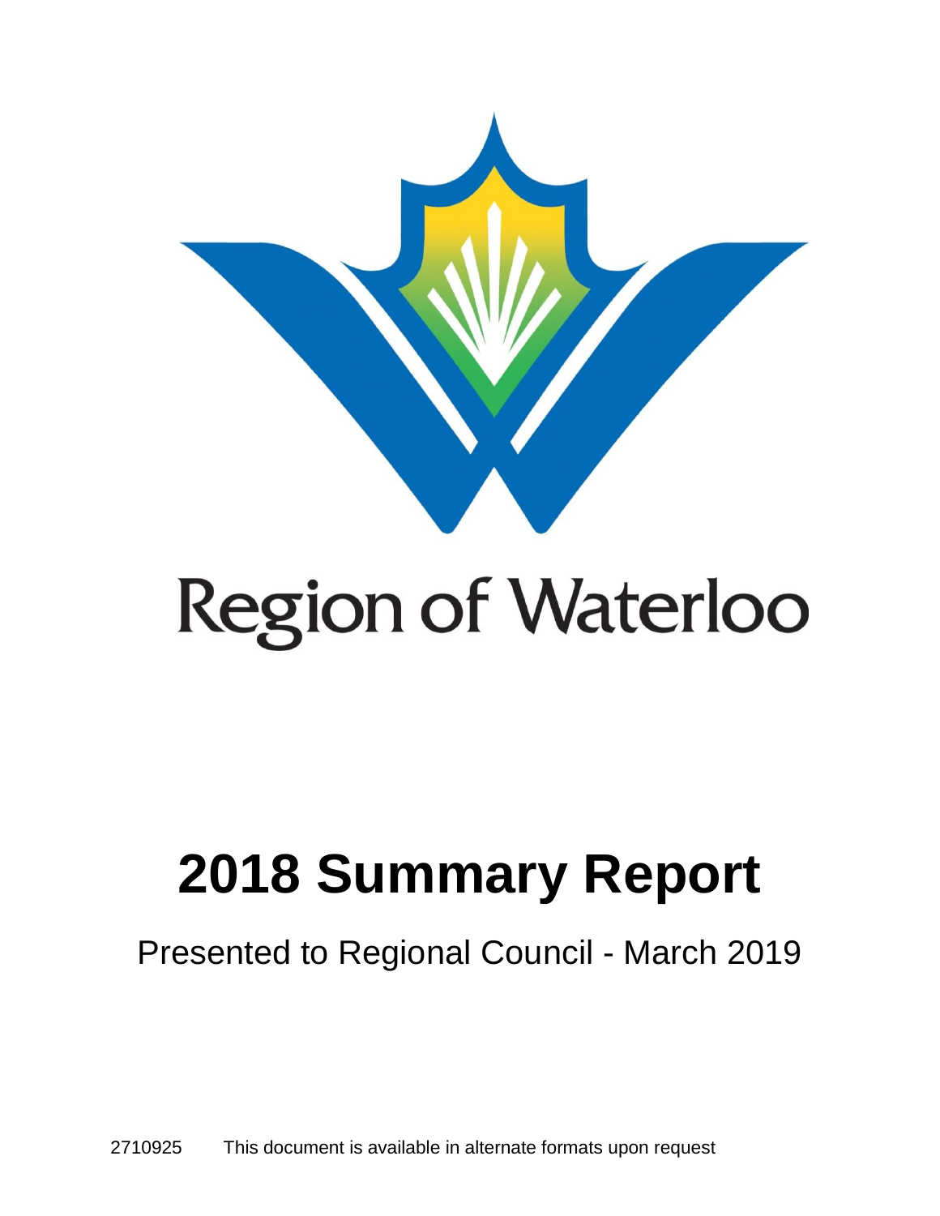Region of Waterloo

# 2018 Summary Report

Presented to Regional Council - March 2019

2710925 This document is available in alternate formats upon request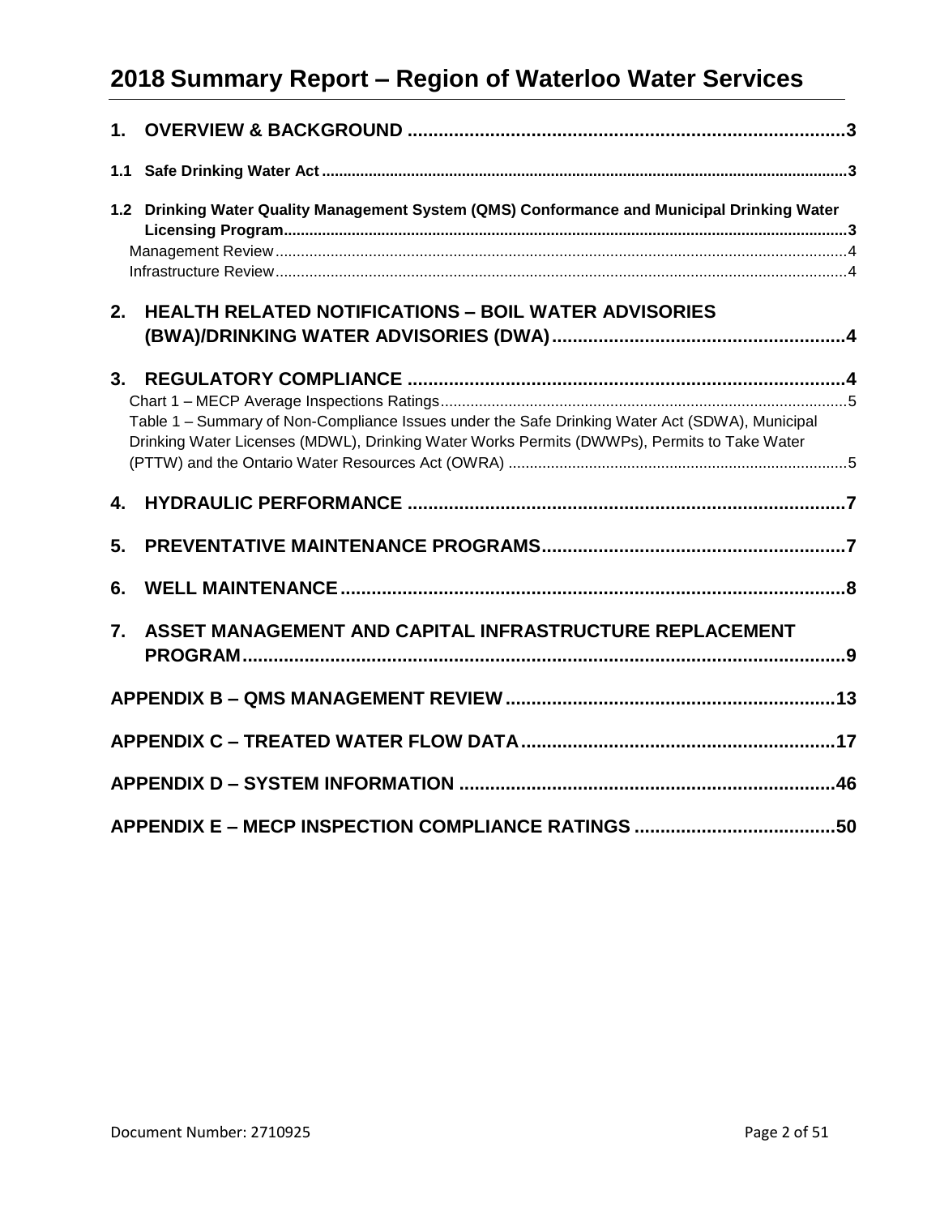# 2018 Summary Report – Region of Waterloo Water Services

**1. OVERVIEW & BACKGROUND** ..... 3

**1.1 Safe Drinking Water Act** ..... 3

**1.2 Drinking Water Quality Management System (QMS) Conformance and Municipal Drinking Water Licensing Program** ..... 3

Management Review ..... 4

Infrastructure Review ..... 4

**2. HEALTH RELATED NOTIFICATIONS – BOIL WATER ADVISORIES (BWA)/DRINKING WATER ADVISORIES (DWA)** ..... 4

**3. REGULATORY COMPLIANCE** ..... 4

Chart 1 – MECP Average Inspections Ratings ..... 5

Table 1 – Summary of Non-Compliance Issues under the Safe Drinking Water Act (SDWA), Municipal Drinking Water Licenses (MDWL), Drinking Water Works Permits (DWWPs), Permits to Take Water (PTTW) and the Ontario Water Resources Act (OWRA) ..... 5

**4. HYDRAULIC PERFORMANCE** ..... 7

**5. PREVENTATIVE MAINTENANCE PROGRAMS** ..... 7

**6. WELL MAINTENANCE** ..... 8

**7. ASSET MANAGEMENT AND CAPITAL INFRASTRUCTURE REPLACEMENT PROGRAM** ..... 9

**APPENDIX B – QMS MANAGEMENT REVIEW** ..... 13

**APPENDIX C – TREATED WATER FLOW DATA** ..... 17

**APPENDIX D – SYSTEM INFORMATION** ..... 46

**APPENDIX E – MECP INSPECTION COMPLIANCE RATINGS** ..... 50

Document Number: 2710925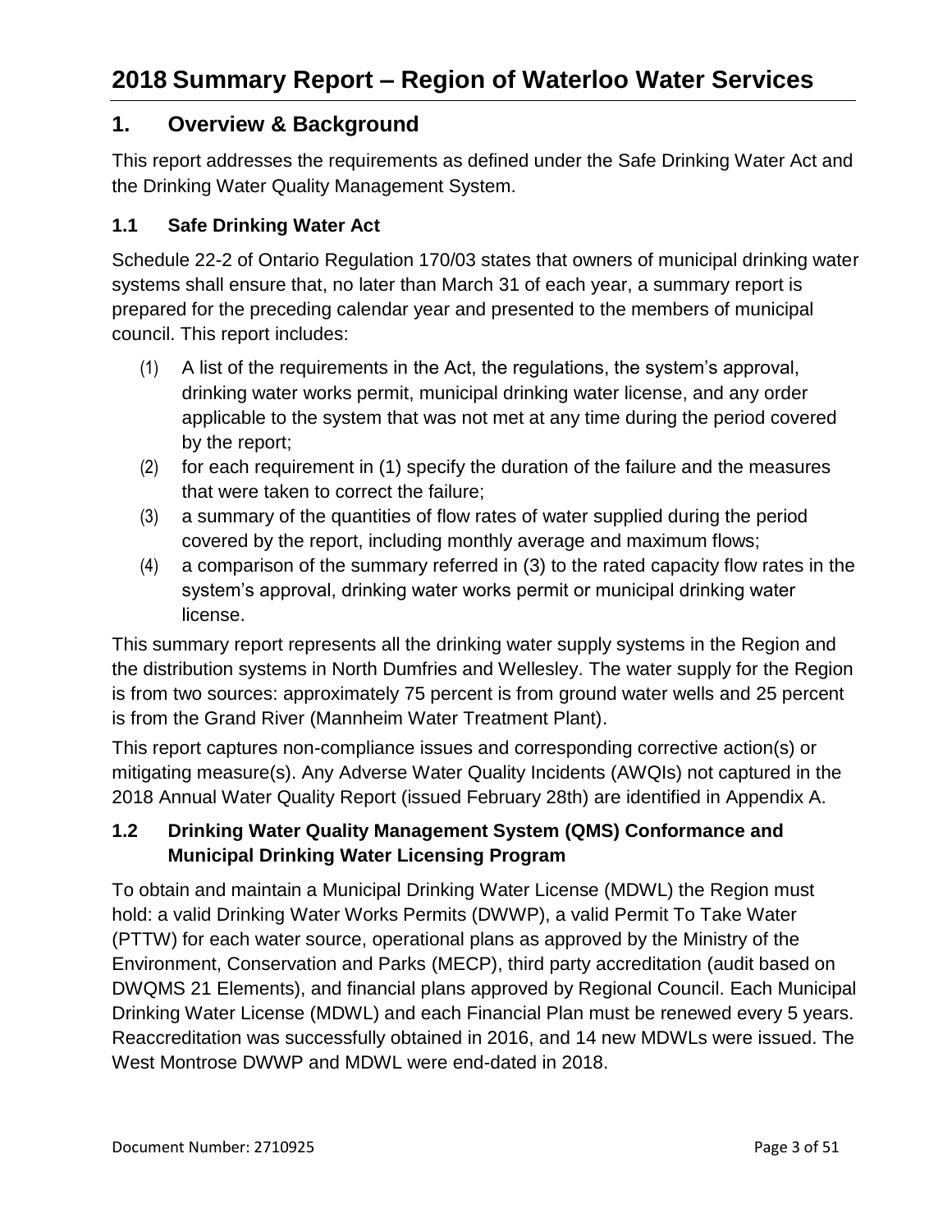# 2018 Summary Report – Region of Waterloo Water Services

## 1. Overview & Background

This report addresses the requirements as defined under the Safe Drinking Water Act and the Drinking Water Quality Management System.

### 1.1 Safe Drinking Water Act

Schedule 22-2 of Ontario Regulation 170/03 states that owners of municipal drinking water systems shall ensure that, no later than March 31 of each year, a summary report is prepared for the preceding calendar year and presented to the members of municipal council. This report includes:

(1) A list of the requirements in the Act, the regulations, the system's approval, drinking water works permit, municipal drinking water license, and any order applicable to the system that was not met at any time during the period covered by the report;

(2) for each requirement in (1) specify the duration of the failure and the measures that were taken to correct the failure;

(3) a summary of the quantities of flow rates of water supplied during the period covered by the report, including monthly average and maximum flows;

(4) a comparison of the summary referred in (3) to the rated capacity flow rates in the system's approval, drinking water works permit or municipal drinking water license.

This summary report represents all the drinking water supply systems in the Region and the distribution systems in North Dumfries and Wellesley. The water supply for the Region is from two sources: approximately 75 percent is from ground water wells and 25 percent is from the Grand River (Mannheim Water Treatment Plant).

This report captures non-compliance issues and corresponding corrective action(s) or mitigating measure(s). Any Adverse Water Quality Incidents (AWQIs) not captured in the 2018 Annual Water Quality Report (issued February 28th) are identified in Appendix A.

### 1.2 Drinking Water Quality Management System (QMS) Conformance and Municipal Drinking Water Licensing Program

To obtain and maintain a Municipal Drinking Water License (MDWL) the Region must hold: a valid Drinking Water Works Permits (DWWP), a valid Permit To Take Water (PTTW) for each water source, operational plans as approved by the Ministry of the Environment, Conservation and Parks (MECP), third party accreditation (audit based on DWQMS 21 Elements), and financial plans approved by Regional Council. Each Municipal Drinking Water License (MDWL) and each Financial Plan must be renewed every 5 years. Reaccreditation was successfully obtained in 2016, and 14 new MDWLs were issued. The West Montrose DWWP and MDWL were end-dated in 2018.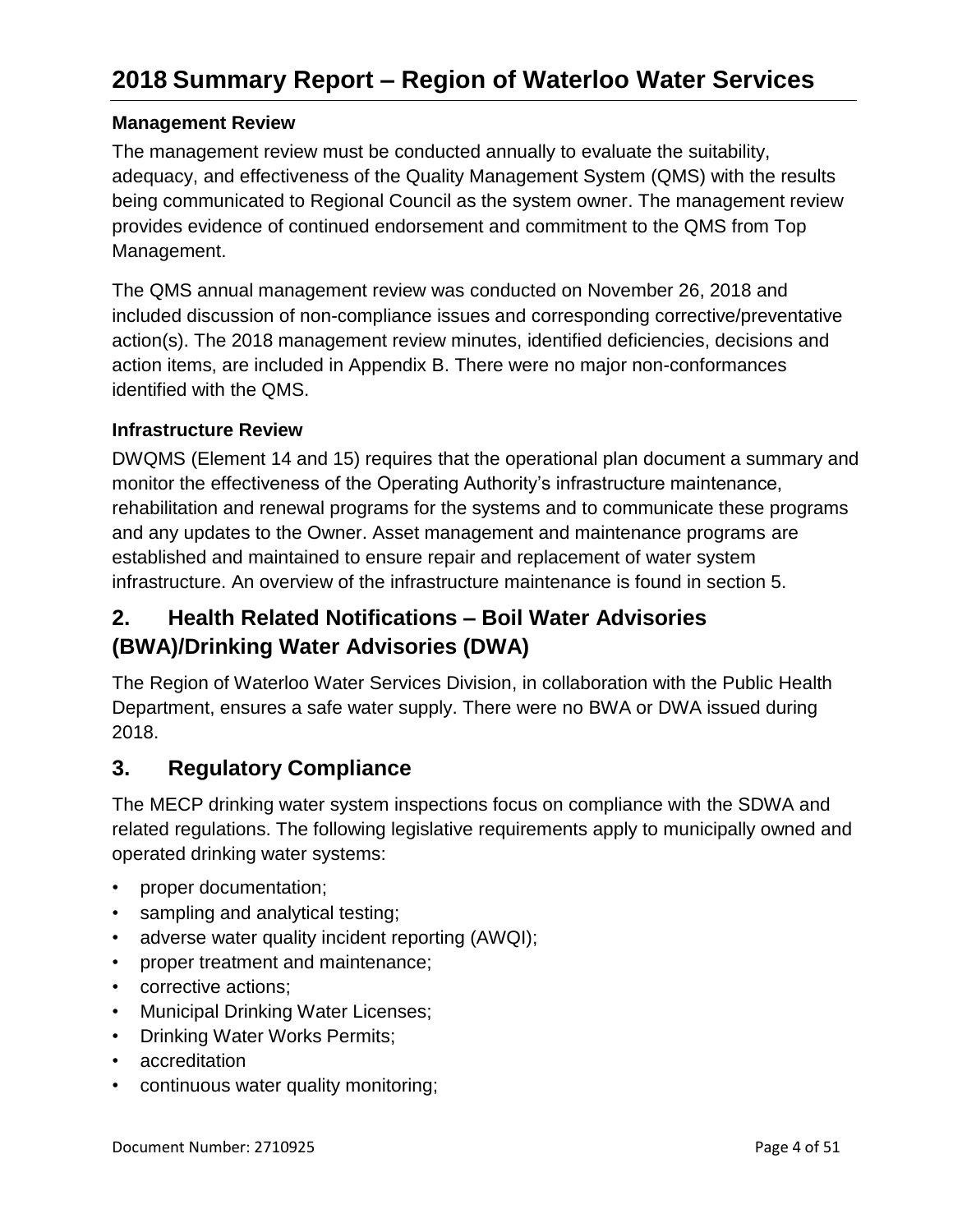# 2018 Summary Report – Region of Waterloo Water Services

### Management Review

The management review must be conducted annually to evaluate the suitability, adequacy, and effectiveness of the Quality Management System (QMS) with the results being communicated to Regional Council as the system owner. The management review provides evidence of continued endorsement and commitment to the QMS from Top Management.

The QMS annual management review was conducted on November 26, 2018 and included discussion of non-compliance issues and corresponding corrective/preventative action(s). The 2018 management review minutes, identified deficiencies, decisions and action items, are included in Appendix B. There were no major non-conformances identified with the QMS.

### Infrastructure Review

DWQMS (Element 14 and 15) requires that the operational plan document a summary and monitor the effectiveness of the Operating Authority's infrastructure maintenance, rehabilitation and renewal programs for the systems and to communicate these programs and any updates to the Owner. Asset management and maintenance programs are established and maintained to ensure repair and replacement of water system infrastructure. An overview of the infrastructure maintenance is found in section 5.

## 2. Health Related Notifications – Boil Water Advisories (BWA)/Drinking Water Advisories (DWA)

The Region of Waterloo Water Services Division, in collaboration with the Public Health Department, ensures a safe water supply. There were no BWA or DWA issued during 2018.

## 3. Regulatory Compliance

The MECP drinking water system inspections focus on compliance with the SDWA and related regulations. The following legislative requirements apply to municipally owned and operated drinking water systems:

- proper documentation;
- sampling and analytical testing;
- adverse water quality incident reporting (AWQI);
- proper treatment and maintenance;
- corrective actions;
- Municipal Drinking Water Licenses;
- Drinking Water Works Permits;
- accreditation
- continuous water quality monitoring;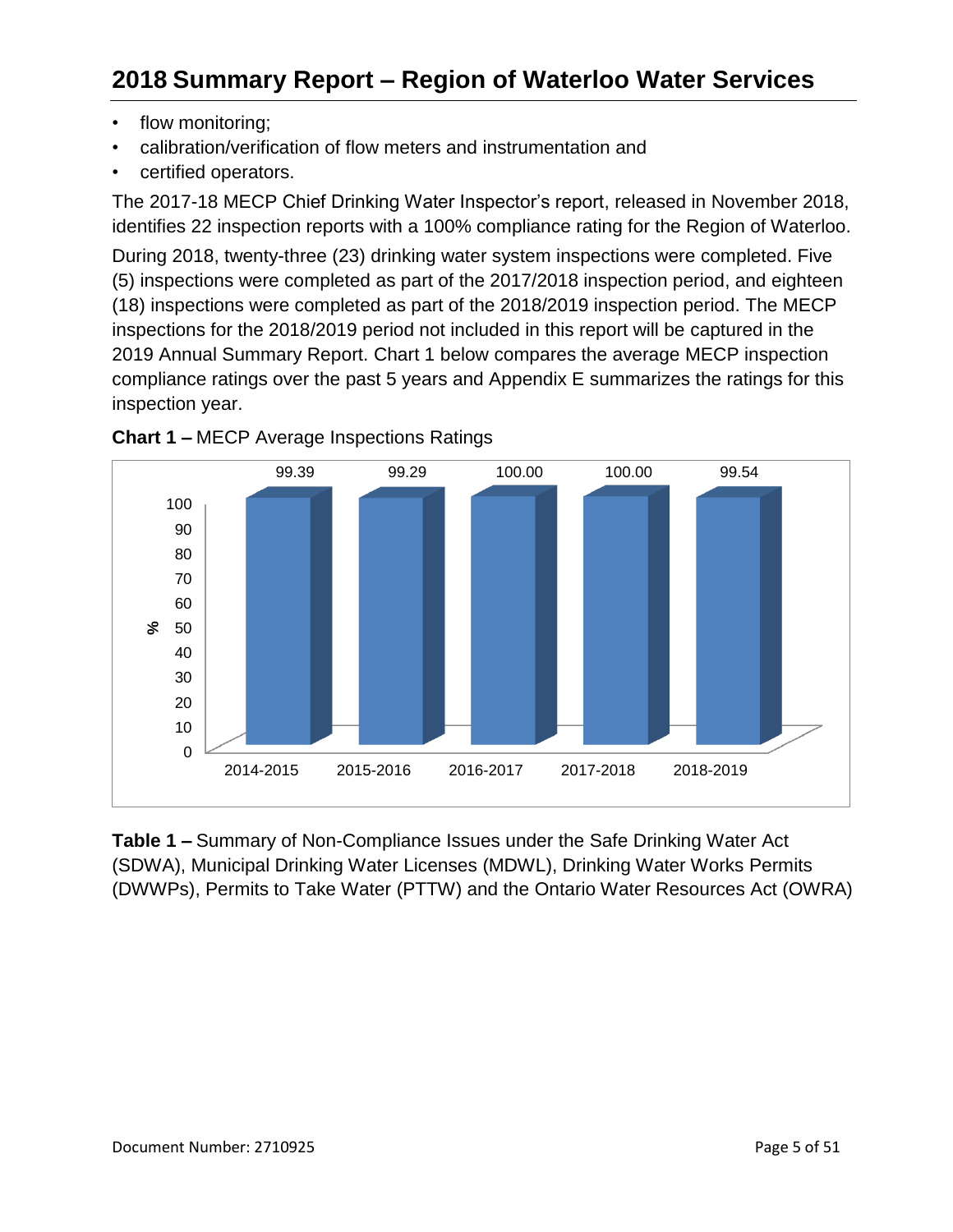- flow monitoring;
- calibration/verification of flow meters and instrumentation and
- certified operators.

The 2017-18 MECP Chief Drinking Water Inspector's report, released in November 2018, identifies 22 inspection reports with a 100% compliance rating for the Region of Waterloo.

During 2018, twenty-three (23) drinking water system inspections were completed. Five (5) inspections were completed as part of the 2017/2018 inspection period, and eighteen (18) inspections were completed as part of the 2018/2019 inspection period. The MECP inspections for the 2018/2019 period not included in this report will be captured in the 2019 Annual Summary Report. Chart 1 below compares the average MECP inspection compliance ratings over the past 5 years and Appendix E summarizes the ratings for this inspection year.

**Chart 1 –** MECP Average Inspections Ratings

| Inspection Year | % |
|---|---|
| 2014-2015 | 99.39 |
| 2015-2016 | 99.29 |
| 2016-2017 | 100.00 |
| 2017-2018 | 100.00 |
| 2018-2019 | 99.54 |

**Table 1 –** Summary of Non-Compliance Issues under the Safe Drinking Water Act (SDWA), Municipal Drinking Water Licenses (MDWL), Drinking Water Works Permits (DWWPs), Permits to Take Water (PTTW) and the Ontario Water Resources Act (OWRA)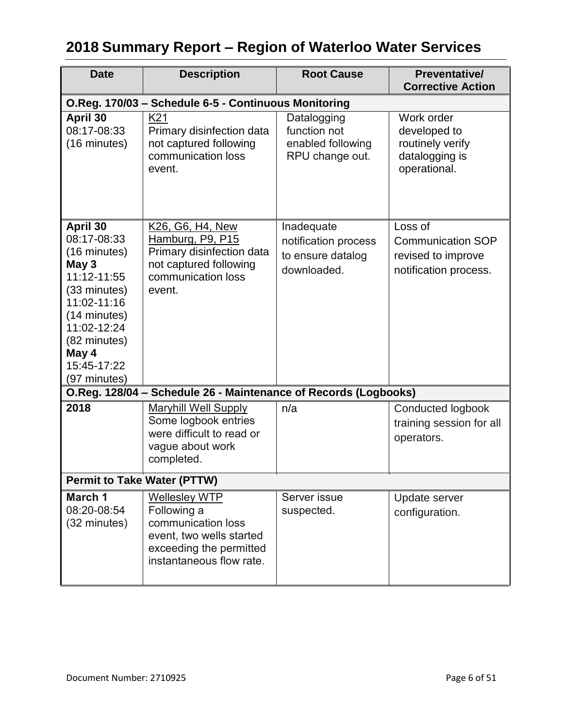# 2018 Summary Report – Region of Waterloo Water Services

| Date | Description | Root Cause | Preventative/ Corrective Action |
|---|---|---|---|
| **O.Reg. 170/03 – Schedule 6-5 - Continuous Monitoring** | | | |
| **April 30** 08:17-08:33 (16 minutes) | K21 Primary disinfection data not captured following communication loss event. | Datalogging function not enabled following RPU change out. | Work order developed to routinely verify datalogging is operational. |
| **April 30** 08:17-08:33 (16 minutes) **May 3** 11:12-11:55 (33 minutes) 11:02-11:16 (14 minutes) 11:02-12:24 (82 minutes) **May 4** 15:45-17:22 (97 minutes) | K26, G6, H4, New Hamburg, P9, P15 Primary disinfection data not captured following communication loss event. | Inadequate notification process to ensure datalog downloaded. | Loss of Communication SOP revised to improve notification process. |
| **O.Reg. 128/04 – Schedule 26 - Maintenance of Records (Logbooks)** | | | |
| **2018** | Maryhill Well Supply Some logbook entries were difficult to read or vague about work completed. | n/a | Conducted logbook training session for all operators. |
| **Permit to Take Water (PTTW)** | | | |
| **March 1** 08:20-08:54 (32 minutes) | Wellesley WTP Following a communication loss event, two wells started exceeding the permitted instantaneous flow rate. | Server issue suspected. | Update server configuration. |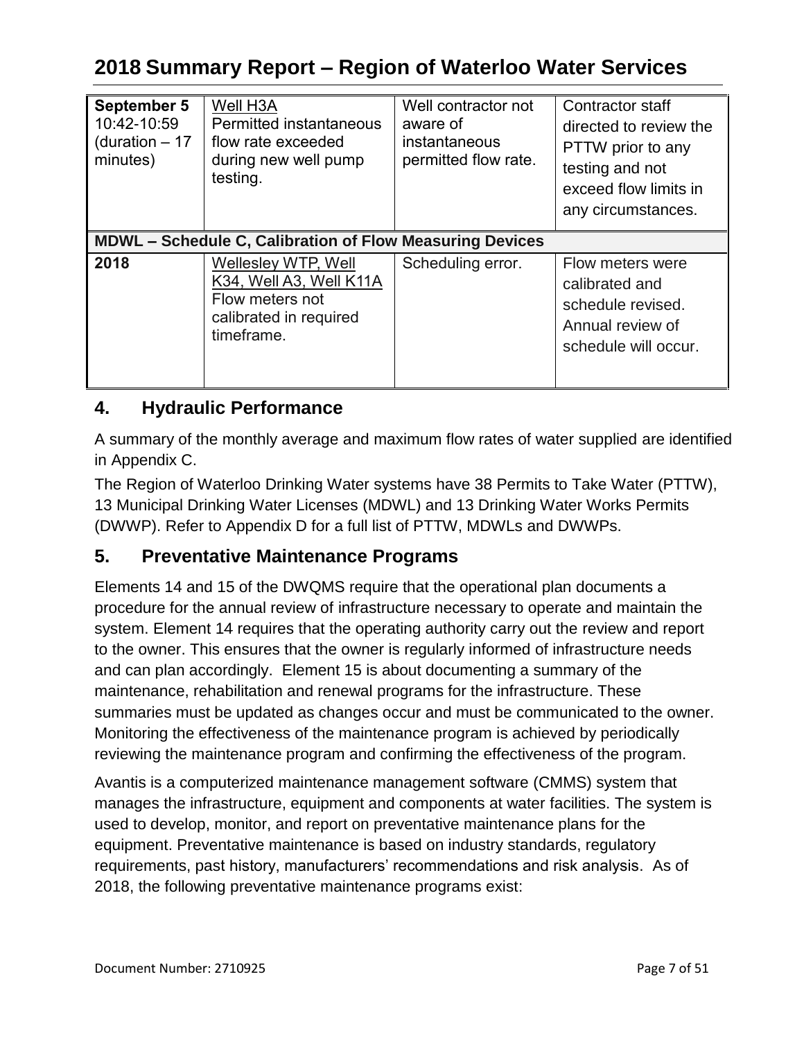| | | | |
|---|---|---|---|
| **September 5** 10:42-10:59 (duration – 17 minutes) | Well H3A Permitted instantaneous flow rate exceeded during new well pump testing. | Well contractor not aware of instantaneous permitted flow rate. | Contractor staff directed to review the PTTW prior to any testing and not exceed flow limits in any circumstances. |
| **MDWL – Schedule C, Calibration of Flow Measuring Devices** | | | |
| **2018** | Wellesley WTP, Well K34, Well A3, Well K11A Flow meters not calibrated in required timeframe. | Scheduling error. | Flow meters were calibrated and schedule revised. Annual review of schedule will occur. |

## 4. Hydraulic Performance

A summary of the monthly average and maximum flow rates of water supplied are identified in Appendix C.

The Region of Waterloo Drinking Water systems have 38 Permits to Take Water (PTTW), 13 Municipal Drinking Water Licenses (MDWL) and 13 Drinking Water Works Permits (DWWP). Refer to Appendix D for a full list of PTTW, MDWLs and DWWPs.

## 5. Preventative Maintenance Programs

Elements 14 and 15 of the DWQMS require that the operational plan documents a procedure for the annual review of infrastructure necessary to operate and maintain the system. Element 14 requires that the operating authority carry out the review and report to the owner. This ensures that the owner is regularly informed of infrastructure needs and can plan accordingly. Element 15 is about documenting a summary of the maintenance, rehabilitation and renewal programs for the infrastructure. These summaries must be updated as changes occur and must be communicated to the owner. Monitoring the effectiveness of the maintenance program is achieved by periodically reviewing the maintenance program and confirming the effectiveness of the program.

Avantis is a computerized maintenance management software (CMMS) system that manages the infrastructure, equipment and components at water facilities. The system is used to develop, monitor, and report on preventative maintenance plans for the equipment. Preventative maintenance is based on industry standards, regulatory requirements, past history, manufacturers' recommendations and risk analysis. As of 2018, the following preventative maintenance programs exist: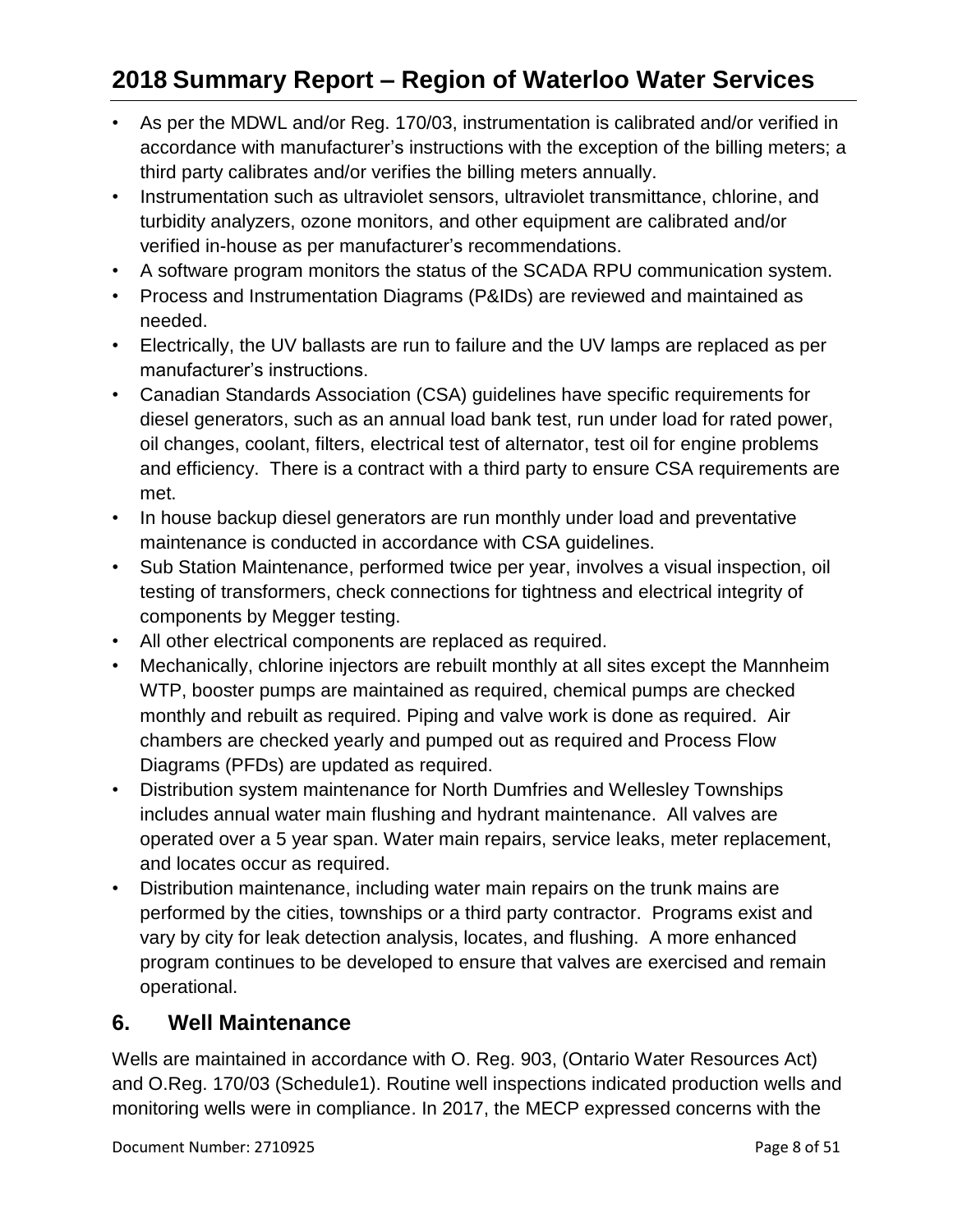- As per the MDWL and/or Reg. 170/03, instrumentation is calibrated and/or verified in accordance with manufacturer's instructions with the exception of the billing meters; a third party calibrates and/or verifies the billing meters annually.
- Instrumentation such as ultraviolet sensors, ultraviolet transmittance, chlorine, and turbidity analyzers, ozone monitors, and other equipment are calibrated and/or verified in-house as per manufacturer's recommendations.
- A software program monitors the status of the SCADA RPU communication system.
- Process and Instrumentation Diagrams (P&IDs) are reviewed and maintained as needed.
- Electrically, the UV ballasts are run to failure and the UV lamps are replaced as per manufacturer's instructions.
- Canadian Standards Association (CSA) guidelines have specific requirements for diesel generators, such as an annual load bank test, run under load for rated power, oil changes, coolant, filters, electrical test of alternator, test oil for engine problems and efficiency. There is a contract with a third party to ensure CSA requirements are met.
- In house backup diesel generators are run monthly under load and preventative maintenance is conducted in accordance with CSA guidelines.
- Sub Station Maintenance, performed twice per year, involves a visual inspection, oil testing of transformers, check connections for tightness and electrical integrity of components by Megger testing.
- All other electrical components are replaced as required.
- Mechanically, chlorine injectors are rebuilt monthly at all sites except the Mannheim WTP, booster pumps are maintained as required, chemical pumps are checked monthly and rebuilt as required. Piping and valve work is done as required. Air chambers are checked yearly and pumped out as required and Process Flow Diagrams (PFDs) are updated as required.
- Distribution system maintenance for North Dumfries and Wellesley Townships includes annual water main flushing and hydrant maintenance. All valves are operated over a 5 year span. Water main repairs, service leaks, meter replacement, and locates occur as required.
- Distribution maintenance, including water main repairs on the trunk mains are performed by the cities, townships or a third party contractor. Programs exist and vary by city for leak detection analysis, locates, and flushing. A more enhanced program continues to be developed to ensure that valves are exercised and remain operational.

## 6. Well Maintenance

Wells are maintained in accordance with O. Reg. 903, (Ontario Water Resources Act) and O.Reg. 170/03 (Schedule1). Routine well inspections indicated production wells and monitoring wells were in compliance. In 2017, the MECP expressed concerns with the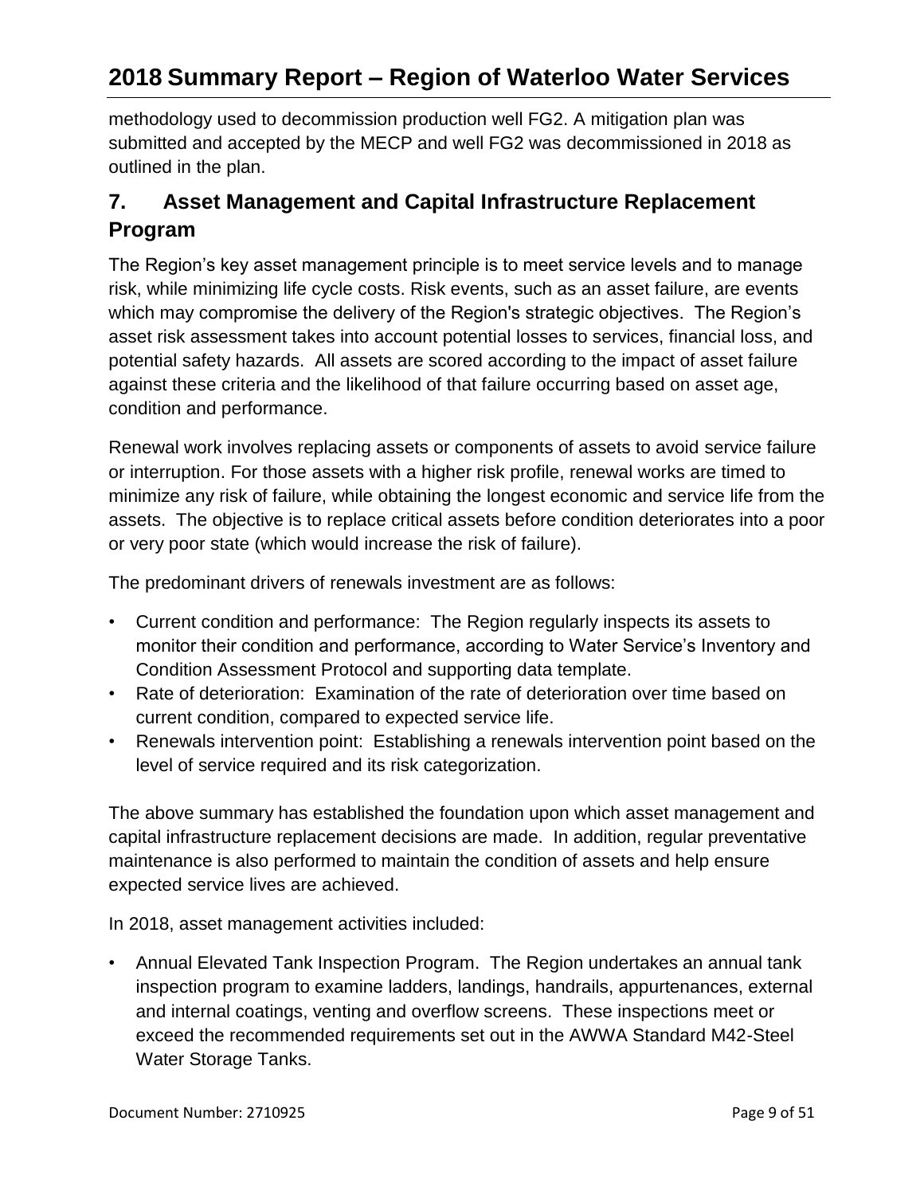methodology used to decommission production well FG2. A mitigation plan was submitted and accepted by the MECP and well FG2 was decommissioned in 2018 as outlined in the plan.

## 7. Asset Management and Capital Infrastructure Replacement Program

The Region's key asset management principle is to meet service levels and to manage risk, while minimizing life cycle costs. Risk events, such as an asset failure, are events which may compromise the delivery of the Region's strategic objectives. The Region's asset risk assessment takes into account potential losses to services, financial loss, and potential safety hazards. All assets are scored according to the impact of asset failure against these criteria and the likelihood of that failure occurring based on asset age, condition and performance.

Renewal work involves replacing assets or components of assets to avoid service failure or interruption. For those assets with a higher risk profile, renewal works are timed to minimize any risk of failure, while obtaining the longest economic and service life from the assets. The objective is to replace critical assets before condition deteriorates into a poor or very poor state (which would increase the risk of failure).

The predominant drivers of renewals investment are as follows:

- Current condition and performance: The Region regularly inspects its assets to monitor their condition and performance, according to Water Service's Inventory and Condition Assessment Protocol and supporting data template.
- Rate of deterioration: Examination of the rate of deterioration over time based on current condition, compared to expected service life.
- Renewals intervention point: Establishing a renewals intervention point based on the level of service required and its risk categorization.

The above summary has established the foundation upon which asset management and capital infrastructure replacement decisions are made. In addition, regular preventative maintenance is also performed to maintain the condition of assets and help ensure expected service lives are achieved.

In 2018, asset management activities included:

- Annual Elevated Tank Inspection Program. The Region undertakes an annual tank inspection program to examine ladders, landings, handrails, appurtenances, external and internal coatings, venting and overflow screens. These inspections meet or exceed the recommended requirements set out in the AWWA Standard M42-Steel Water Storage Tanks.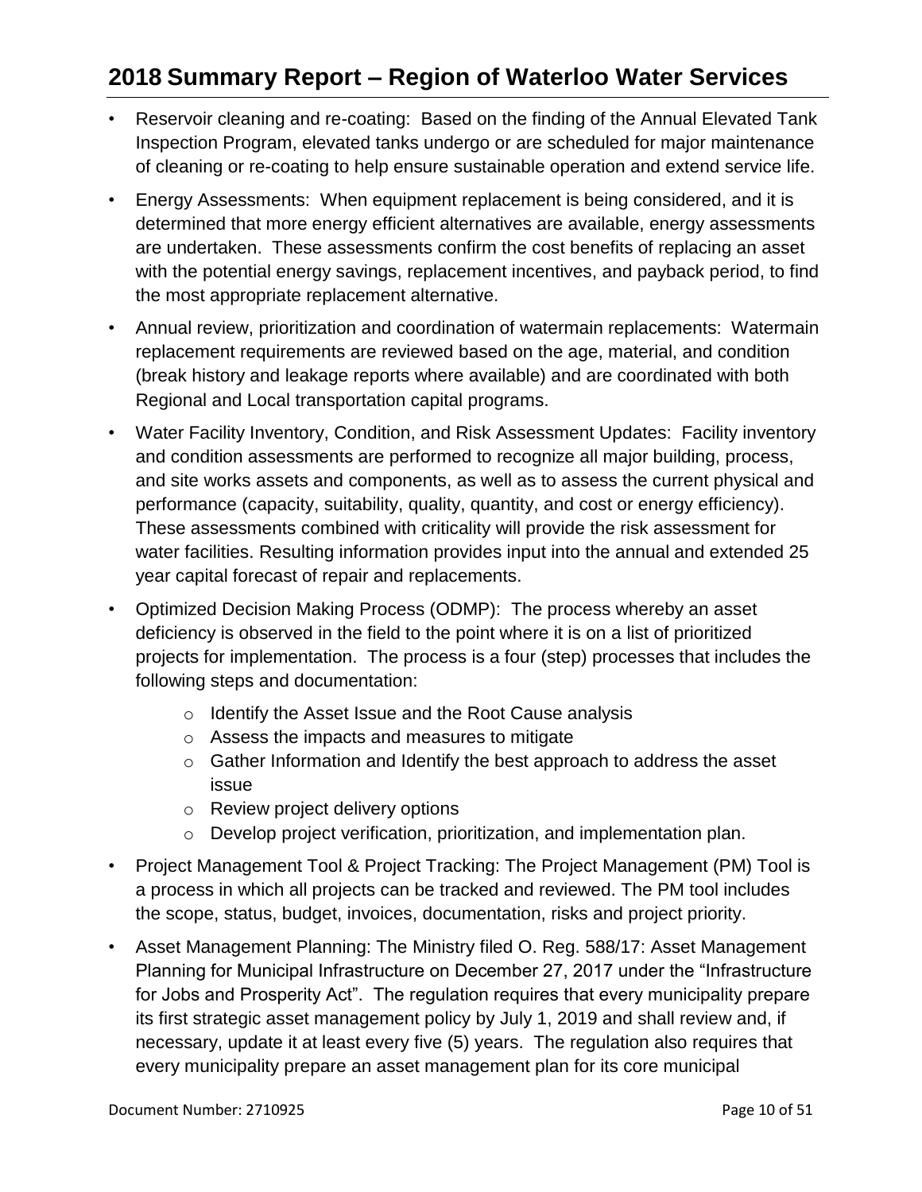- Reservoir cleaning and re-coating: Based on the finding of the Annual Elevated Tank Inspection Program, elevated tanks undergo or are scheduled for major maintenance of cleaning or re-coating to help ensure sustainable operation and extend service life.
- Energy Assessments: When equipment replacement is being considered, and it is determined that more energy efficient alternatives are available, energy assessments are undertaken. These assessments confirm the cost benefits of replacing an asset with the potential energy savings, replacement incentives, and payback period, to find the most appropriate replacement alternative.
- Annual review, prioritization and coordination of watermain replacements: Watermain replacement requirements are reviewed based on the age, material, and condition (break history and leakage reports where available) and are coordinated with both Regional and Local transportation capital programs.
- Water Facility Inventory, Condition, and Risk Assessment Updates: Facility inventory and condition assessments are performed to recognize all major building, process, and site works assets and components, as well as to assess the current physical and performance (capacity, suitability, quality, quantity, and cost or energy efficiency). These assessments combined with criticality will provide the risk assessment for water facilities. Resulting information provides input into the annual and extended 25 year capital forecast of repair and replacements.
- Optimized Decision Making Process (ODMP): The process whereby an asset deficiency is observed in the field to the point where it is on a list of prioritized projects for implementation. The process is a four (step) processes that includes the following steps and documentation:
  - Identify the Asset Issue and the Root Cause analysis
  - Assess the impacts and measures to mitigate
  - Gather Information and Identify the best approach to address the asset issue
  - Review project delivery options
  - Develop project verification, prioritization, and implementation plan.
- Project Management Tool & Project Tracking: The Project Management (PM) Tool is a process in which all projects can be tracked and reviewed. The PM tool includes the scope, status, budget, invoices, documentation, risks and project priority.
- Asset Management Planning: The Ministry filed O. Reg. 588/17: Asset Management Planning for Municipal Infrastructure on December 27, 2017 under the "Infrastructure for Jobs and Prosperity Act". The regulation requires that every municipality prepare its first strategic asset management policy by July 1, 2019 and shall review and, if necessary, update it at least every five (5) years. The regulation also requires that every municipality prepare an asset management plan for its core municipal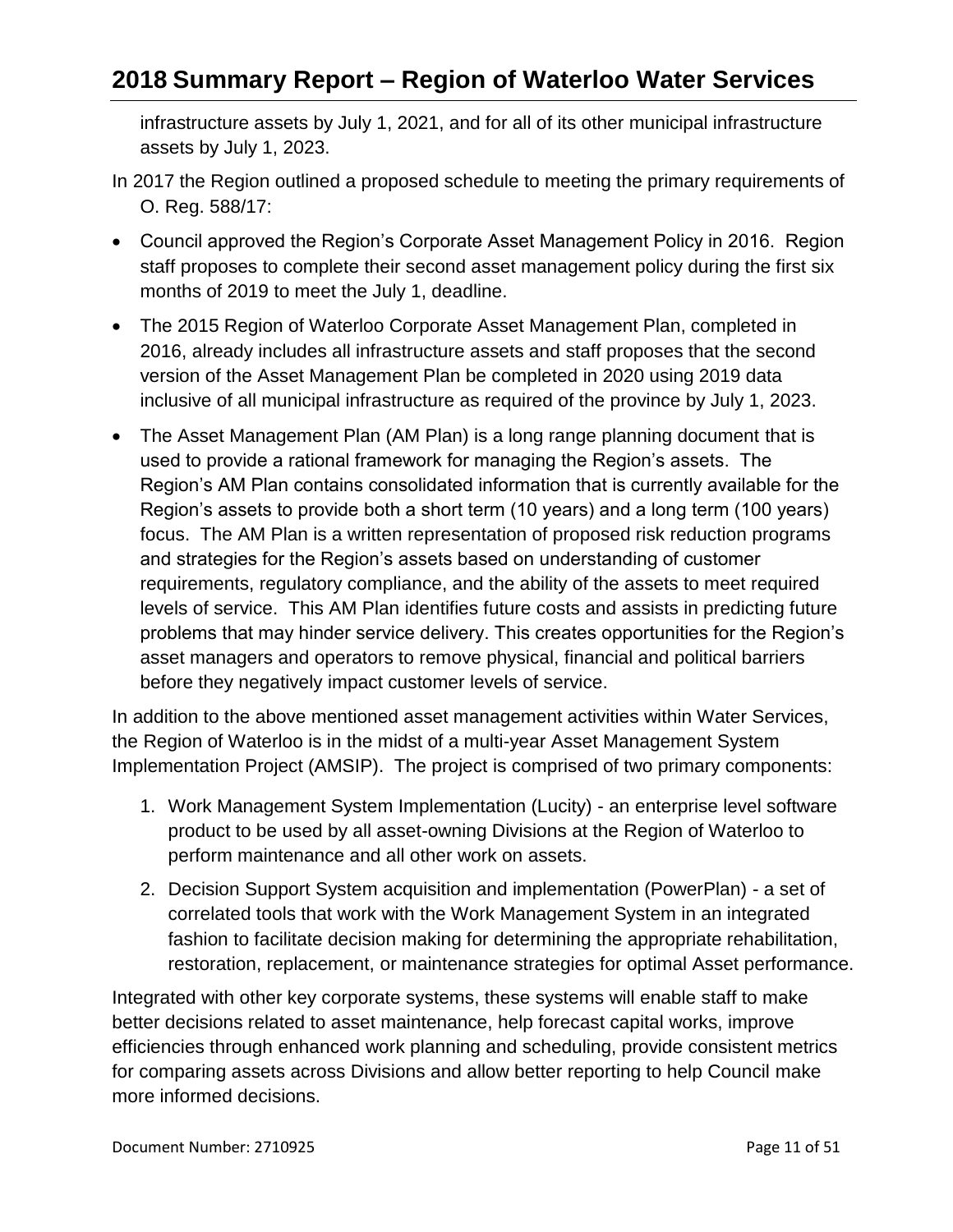infrastructure assets by July 1, 2021, and for all of its other municipal infrastructure assets by July 1, 2023.

In 2017 the Region outlined a proposed schedule to meeting the primary requirements of O. Reg. 588/17:

- Council approved the Region's Corporate Asset Management Policy in 2016. Region staff proposes to complete their second asset management policy during the first six months of 2019 to meet the July 1, deadline.
- The 2015 Region of Waterloo Corporate Asset Management Plan, completed in 2016, already includes all infrastructure assets and staff proposes that the second version of the Asset Management Plan be completed in 2020 using 2019 data inclusive of all municipal infrastructure as required of the province by July 1, 2023.
- The Asset Management Plan (AM Plan) is a long range planning document that is used to provide a rational framework for managing the Region's assets. The Region's AM Plan contains consolidated information that is currently available for the Region's assets to provide both a short term (10 years) and a long term (100 years) focus. The AM Plan is a written representation of proposed risk reduction programs and strategies for the Region's assets based on understanding of customer requirements, regulatory compliance, and the ability of the assets to meet required levels of service. This AM Plan identifies future costs and assists in predicting future problems that may hinder service delivery. This creates opportunities for the Region's asset managers and operators to remove physical, financial and political barriers before they negatively impact customer levels of service.

In addition to the above mentioned asset management activities within Water Services, the Region of Waterloo is in the midst of a multi-year Asset Management System Implementation Project (AMSIP). The project is comprised of two primary components:

1. Work Management System Implementation (Lucity) - an enterprise level software product to be used by all asset-owning Divisions at the Region of Waterloo to perform maintenance and all other work on assets.
2. Decision Support System acquisition and implementation (PowerPlan) - a set of correlated tools that work with the Work Management System in an integrated fashion to facilitate decision making for determining the appropriate rehabilitation, restoration, replacement, or maintenance strategies for optimal Asset performance.

Integrated with other key corporate systems, these systems will enable staff to make better decisions related to asset maintenance, help forecast capital works, improve efficiencies through enhanced work planning and scheduling, provide consistent metrics for comparing assets across Divisions and allow better reporting to help Council make more informed decisions.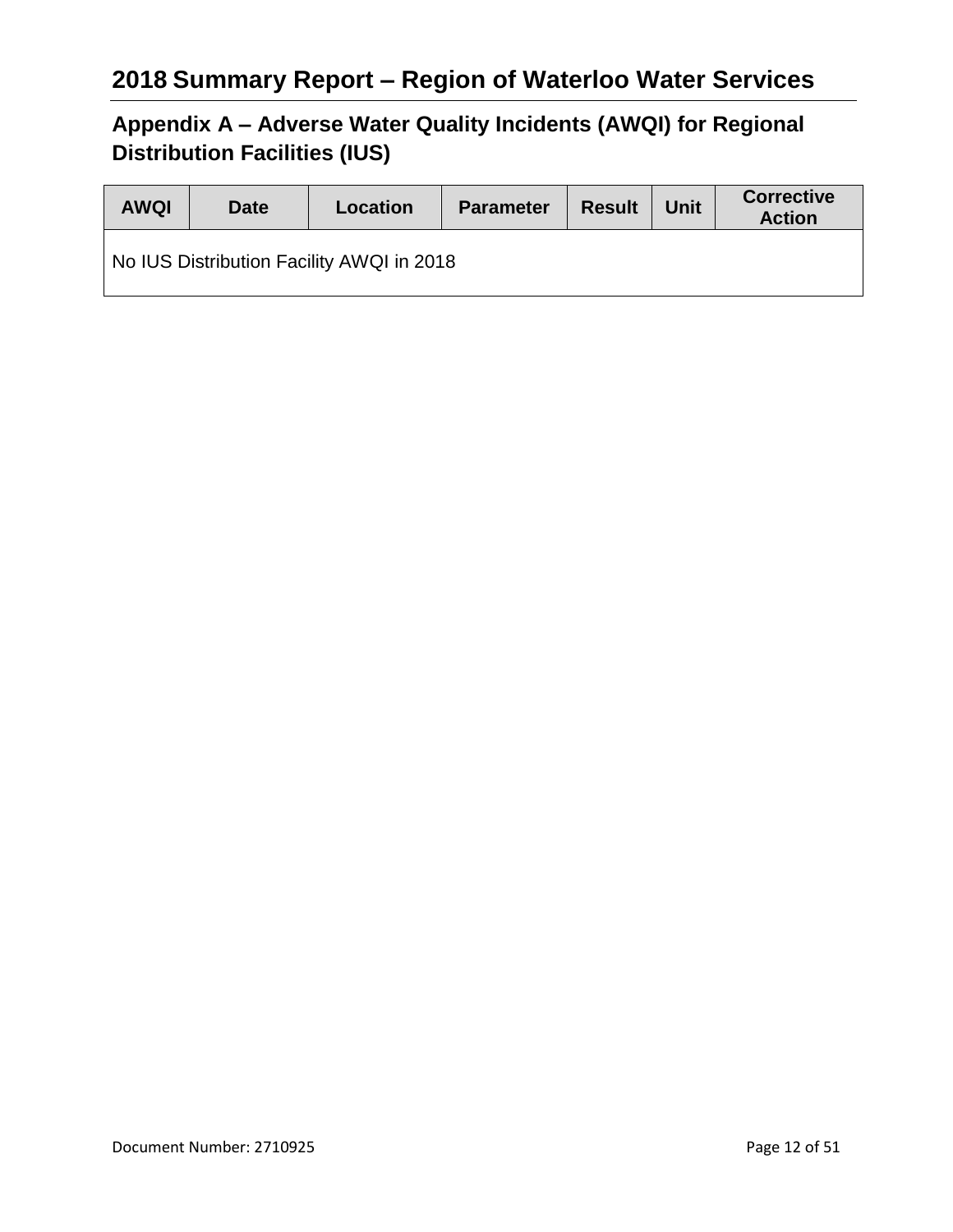# 2018 Summary Report – Region of Waterloo Water Services

## Appendix A – Adverse Water Quality Incidents (AWQI) for Regional Distribution Facilities (IUS)

| AWQI | Date | Location | Parameter | Result | Unit | Corrective Action |
|---|---|---|---|---|---|---|
| No IUS Distribution Facility AWQI in 2018 | | | | | | |

Document Number: 2710925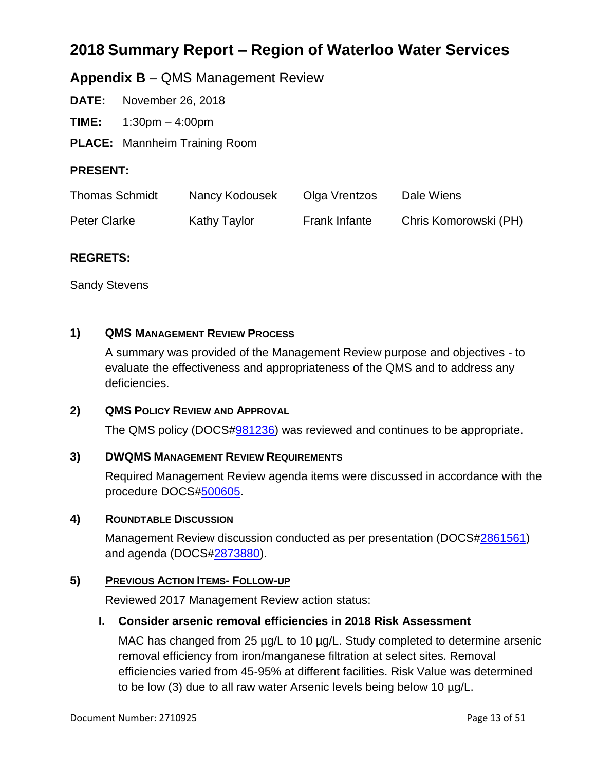# 2018 Summary Report – Region of Waterloo Water Services

## Appendix B – QMS Management Review

**DATE:** November 26, 2018

**TIME:** 1:30pm – 4:00pm

**PLACE:** Mannheim Training Room

**PRESENT:**

| | | | |
|---|---|---|---|
| Thomas Schmidt | Nancy Kodousek | Olga Vrentzos | Dale Wiens |
| Peter Clarke | Kathy Taylor | Frank Infante | Chris Komorowski (PH) |

**REGRETS:**

Sandy Stevens

### 1) QMS Management Review Process

A summary was provided of the Management Review purpose and objectives - to evaluate the effectiveness and appropriateness of the QMS and to address any deficiencies.

### 2) QMS Policy Review and Approval

The QMS policy (DOCS#981236) was reviewed and continues to be appropriate.

### 3) DWQMS Management Review Requirements

Required Management Review agenda items were discussed in accordance with the procedure DOCS#500605.

### 4) Roundtable Discussion

Management Review discussion conducted as per presentation (DOCS#2861561) and agenda (DOCS#2873880).

### 5) Previous Action Items- Follow-up

Reviewed 2017 Management Review action status:

**I. Consider arsenic removal efficiencies in 2018 Risk Assessment**

MAC has changed from 25 µg/L to 10 µg/L. Study completed to determine arsenic removal efficiency from iron/manganese filtration at select sites. Removal efficiencies varied from 45-95% at different facilities. Risk Value was determined to be low (3) due to all raw water Arsenic levels being below 10 µg/L.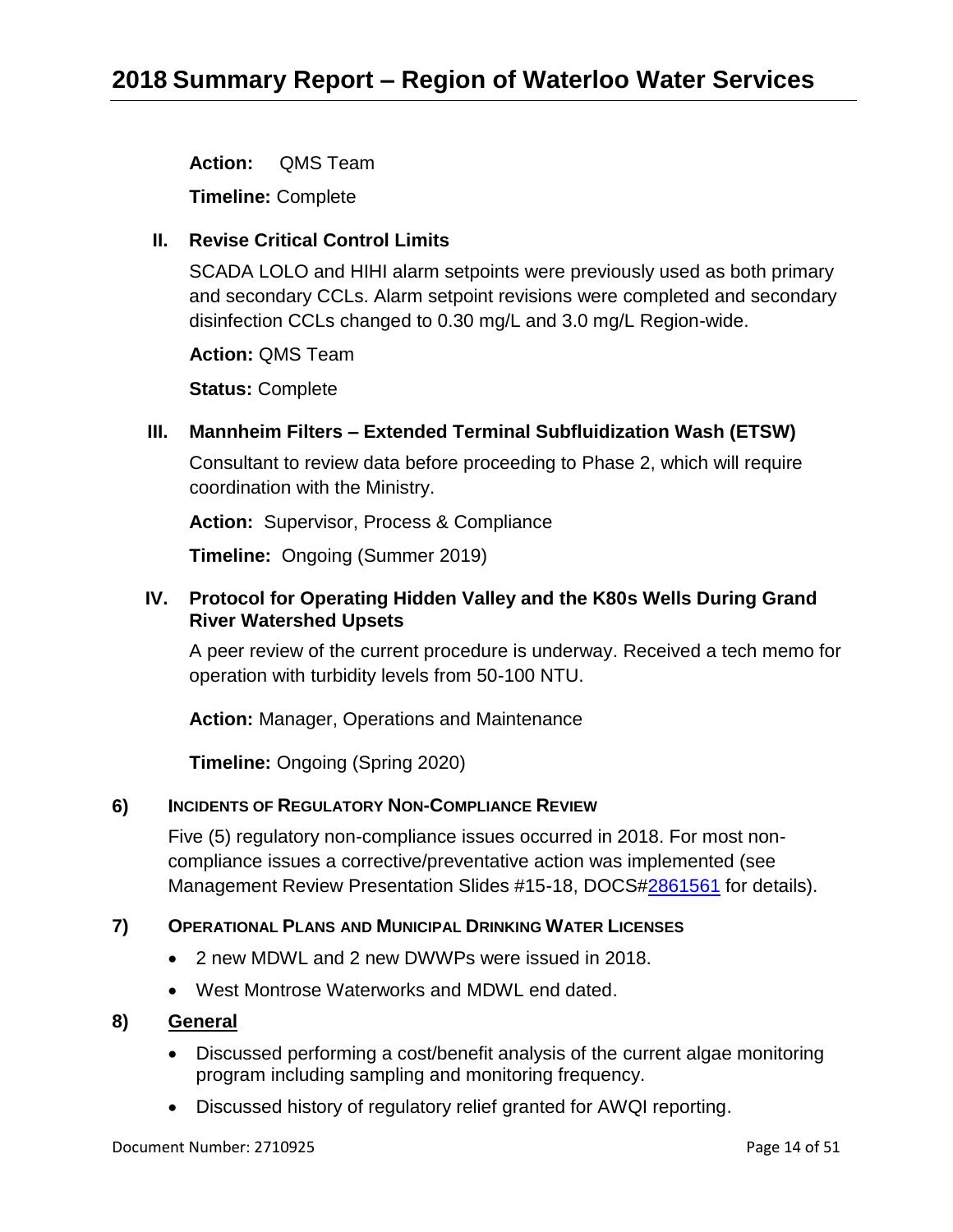**Action:** QMS Team

**Timeline:** Complete

**II. Revise Critical Control Limits**

SCADA LOLO and HIHI alarm setpoints were previously used as both primary and secondary CCLs. Alarm setpoint revisions were completed and secondary disinfection CCLs changed to 0.30 mg/L and 3.0 mg/L Region-wide.

**Action:** QMS Team

**Status:** Complete

**III. Mannheim Filters – Extended Terminal Subfluidization Wash (ETSW)**

Consultant to review data before proceeding to Phase 2, which will require coordination with the Ministry.

**Action:** Supervisor, Process & Compliance

**Timeline:** Ongoing (Summer 2019)

**IV. Protocol for Operating Hidden Valley and the K80s Wells During Grand River Watershed Upsets**

A peer review of the current procedure is underway. Received a tech memo for operation with turbidity levels from 50-100 NTU.

**Action:** Manager, Operations and Maintenance

**Timeline:** Ongoing (Spring 2020)

## 6) Incidents of Regulatory Non-Compliance Review

Five (5) regulatory non-compliance issues occurred in 2018. For most non-compliance issues a corrective/preventative action was implemented (see Management Review Presentation Slides #15-18, DOCS#2861561 for details).

## 7) Operational Plans and Municipal Drinking Water Licenses

- 2 new MDWL and 2 new DWWPs were issued in 2018.
- West Montrose Waterworks and MDWL end dated.

## 8) General

- Discussed performing a cost/benefit analysis of the current algae monitoring program including sampling and monitoring frequency.
- Discussed history of regulatory relief granted for AWQI reporting.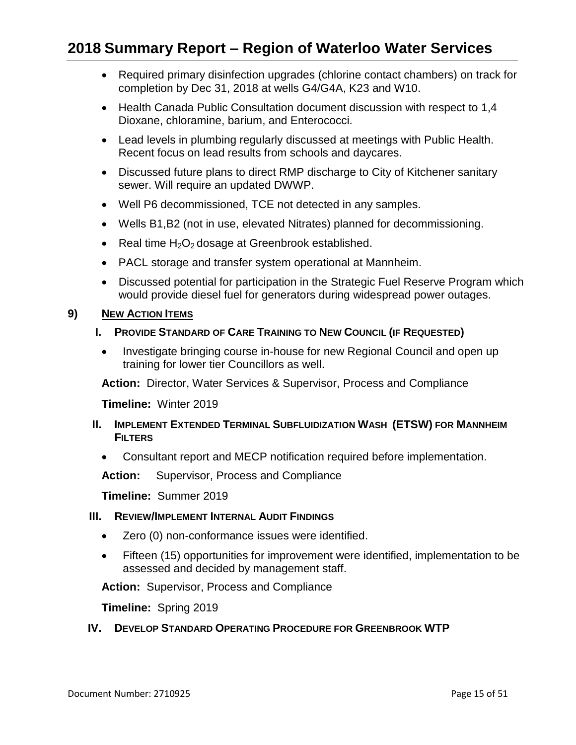- Required primary disinfection upgrades (chlorine contact chambers) on track for completion by Dec 31, 2018 at wells G4/G4A, K23 and W10.
- Health Canada Public Consultation document discussion with respect to 1,4 Dioxane, chloramine, barium, and Enterococci.
- Lead levels in plumbing regularly discussed at meetings with Public Health. Recent focus on lead results from schools and daycares.
- Discussed future plans to direct RMP discharge to City of Kitchener sanitary sewer. Will require an updated DWWP.
- Well P6 decommissioned, TCE not detected in any samples.
- Wells B1,B2 (not in use, elevated Nitrates) planned for decommissioning.
- Real time $H_2O_2$ dosage at Greenbrook established.
- PACL storage and transfer system operational at Mannheim.
- Discussed potential for participation in the Strategic Fuel Reserve Program which would provide diesel fuel for generators during widespread power outages.

## 9) New Action Items

### I. Provide Standard of Care Training to New Council (if Requested)

- Investigate bringing course in-house for new Regional Council and open up training for lower tier Councillors as well.

**Action:** Director, Water Services & Supervisor, Process and Compliance

**Timeline:** Winter 2019

### II. Implement Extended Terminal Subfluidization Wash (ETSW) for Mannheim Filters

- Consultant report and MECP notification required before implementation.

**Action:** Supervisor, Process and Compliance

**Timeline:** Summer 2019

### III. Review/Implement Internal Audit Findings

- Zero (0) non-conformance issues were identified.
- Fifteen (15) opportunities for improvement were identified, implementation to be assessed and decided by management staff.

**Action:** Supervisor, Process and Compliance

**Timeline:** Spring 2019

### IV. Develop Standard Operating Procedure for Greenbrook WTP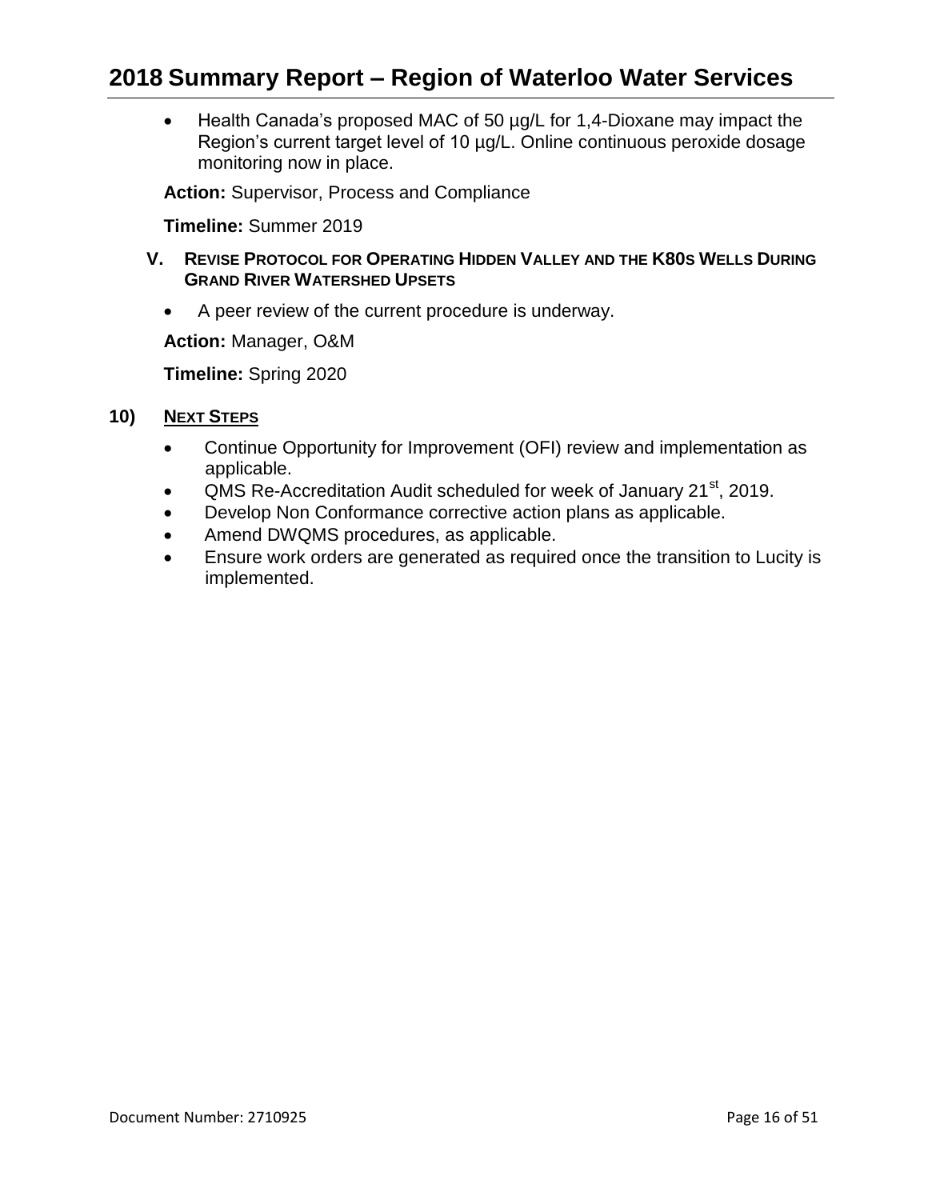- Health Canada's proposed MAC of 50 µg/L for 1,4-Dioxane may impact the Region's current target level of 10 µg/L. Online continuous peroxide dosage monitoring now in place.

**Action:** Supervisor, Process and Compliance

**Timeline:** Summer 2019

### V. Revise Protocol for Operating Hidden Valley and the K80s Wells During Grand River Watershed Upsets

- A peer review of the current procedure is underway.

**Action:** Manager, O&M

**Timeline:** Spring 2020

## 10) Next Steps

- Continue Opportunity for Improvement (OFI) review and implementation as applicable.
- QMS Re-Accreditation Audit scheduled for week of January 21st, 2019.
- Develop Non Conformance corrective action plans as applicable.
- Amend DWQMS procedures, as applicable.
- Ensure work orders are generated as required once the transition to Lucity is implemented.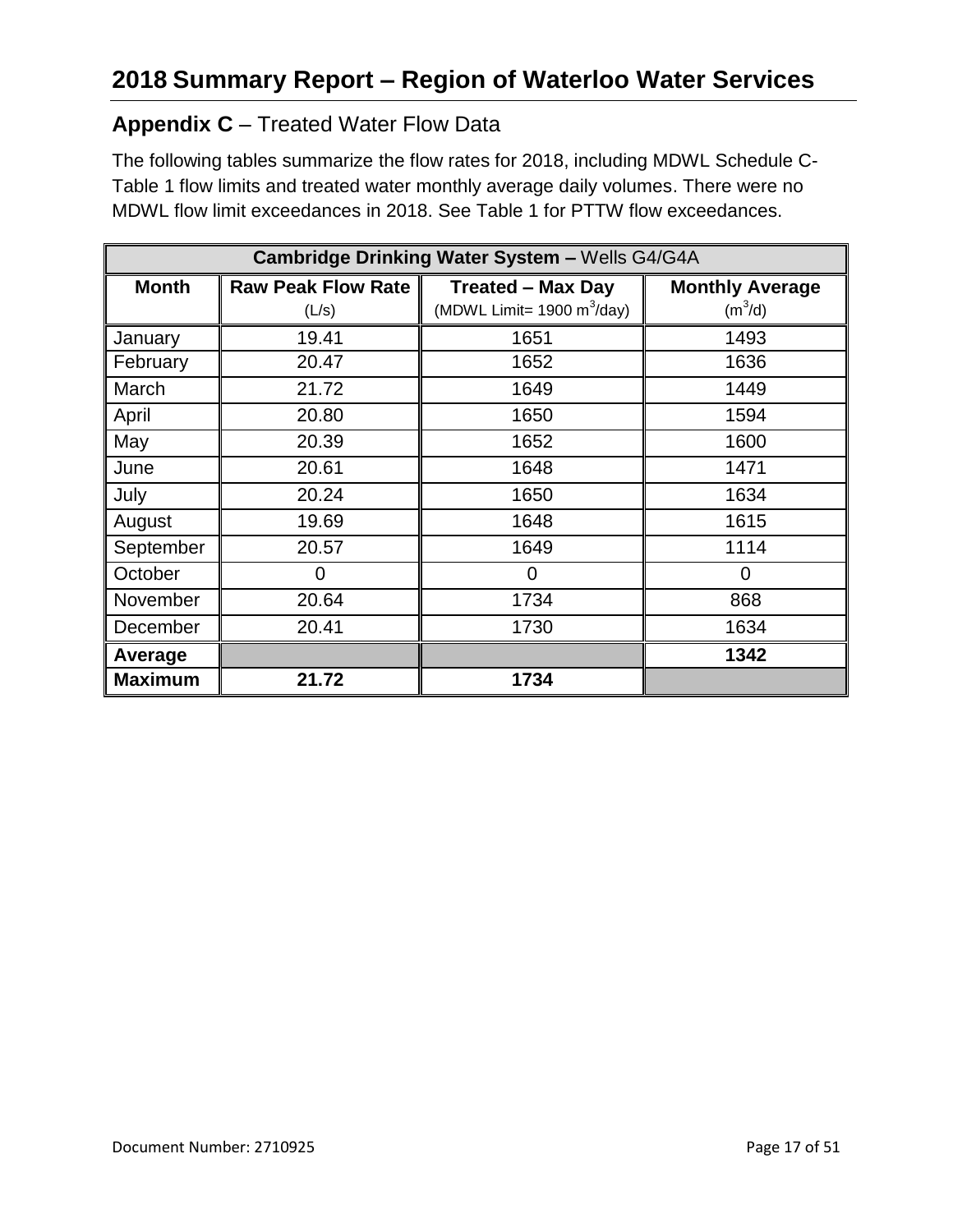# 2018 Summary Report – Region of Waterloo Water Services

## **Appendix C** – Treated Water Flow Data

The following tables summarize the flow rates for 2018, including MDWL Schedule C-Table 1 flow limits and treated water monthly average daily volumes. There were no MDWL flow limit exceedances in 2018. See Table 1 for PTTW flow exceedances.

| **Cambridge Drinking Water System –** Wells G4/G4A | | | |
|---|---|---|---|
| **Month** | **Raw Peak Flow Rate** (L/s) | **Treated – Max Day** (MDWL Limit= 1900 $m^3$/day) | **Monthly Average** ($m^3$/d) |
| January | 19.41 | 1651 | 1493 |
| February | 20.47 | 1652 | 1636 |
| March | 21.72 | 1649 | 1449 |
| April | 20.80 | 1650 | 1594 |
| May | 20.39 | 1652 | 1600 |
| June | 20.61 | 1648 | 1471 |
| July | 20.24 | 1650 | 1634 |
| August | 19.69 | 1648 | 1615 |
| September | 20.57 | 1649 | 1114 |
| October | 0 | 0 | 0 |
| November | 20.64 | 1734 | 868 |
| December | 20.41 | 1730 | 1634 |
| **Average** | | | **1342** |
| **Maximum** | **21.72** | **1734** | |

Document Number: 2710925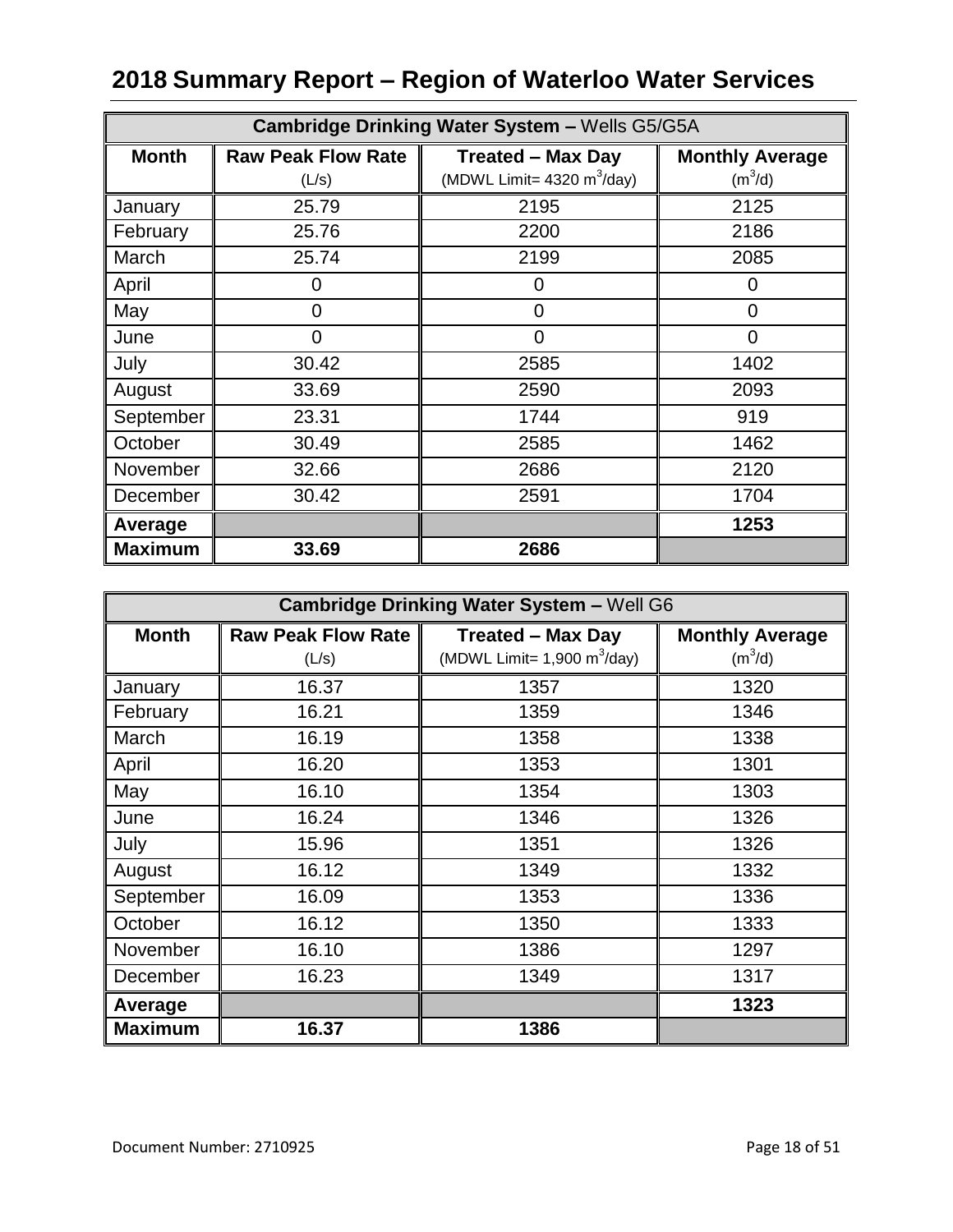# 2018 Summary Report – Region of Waterloo Water Services

| **Cambridge Drinking Water System –** Wells G5/G5A | | | |
|---|---|---|---|
| **Month** | **Raw Peak Flow Rate** (L/s) | **Treated – Max Day** (MDWL Limit= 4320 $m^3$/day) | **Monthly Average** ($m^3$/d) |
| January | 25.79 | 2195 | 2125 |
| February | 25.76 | 2200 | 2186 |
| March | 25.74 | 2199 | 2085 |
| April | 0 | 0 | 0 |
| May | 0 | 0 | 0 |
| June | 0 | 0 | 0 |
| July | 30.42 | 2585 | 1402 |
| August | 33.69 | 2590 | 2093 |
| September | 23.31 | 1744 | 919 |
| October | 30.49 | 2585 | 1462 |
| November | 32.66 | 2686 | 2120 |
| December | 30.42 | 2591 | 1704 |
| **Average** | | | **1253** |
| **Maximum** | **33.69** | **2686** | |

| **Cambridge Drinking Water System –** Well G6 | | | |
|---|---|---|---|
| **Month** | **Raw Peak Flow Rate** (L/s) | **Treated – Max Day** (MDWL Limit= 1,900 $m^3$/day) | **Monthly Average** ($m^3$/d) |
| January | 16.37 | 1357 | 1320 |
| February | 16.21 | 1359 | 1346 |
| March | 16.19 | 1358 | 1338 |
| April | 16.20 | 1353 | 1301 |
| May | 16.10 | 1354 | 1303 |
| June | 16.24 | 1346 | 1326 |
| July | 15.96 | 1351 | 1326 |
| August | 16.12 | 1349 | 1332 |
| September | 16.09 | 1353 | 1336 |
| October | 16.12 | 1350 | 1333 |
| November | 16.10 | 1386 | 1297 |
| December | 16.23 | 1349 | 1317 |
| **Average** | | | **1323** |
| **Maximum** | **16.37** | **1386** | |

Document Number: 2710925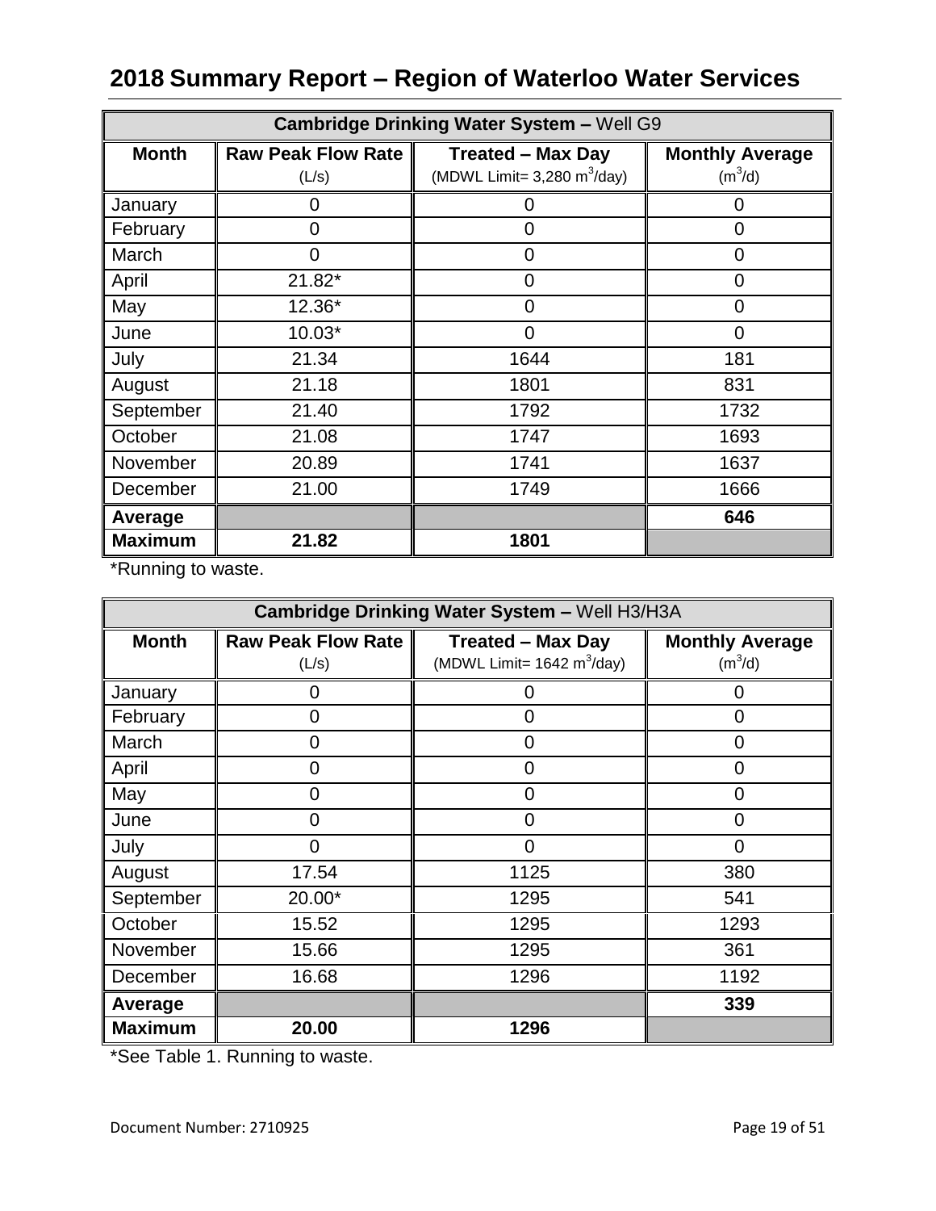# 2018 Summary Report – Region of Waterloo Water Services

| Cambridge Drinking Water System – Well G9 | | | |
|---|---|---|---|
| **Month** | **Raw Peak Flow Rate** (L/s) | **Treated – Max Day** (MDWL Limit= 3,280 $m^3$/day) | **Monthly Average** ($m^3$/d) |
| January | 0 | 0 | 0 |
| February | 0 | 0 | 0 |
| March | 0 | 0 | 0 |
| April | 21.82* | 0 | 0 |
| May | 12.36* | 0 | 0 |
| June | 10.03* | 0 | 0 |
| July | 21.34 | 1644 | 181 |
| August | 21.18 | 1801 | 831 |
| September | 21.40 | 1792 | 1732 |
| October | 21.08 | 1747 | 1693 |
| November | 20.89 | 1741 | 1637 |
| December | 21.00 | 1749 | 1666 |
| **Average** | | | **646** |
| **Maximum** | **21.82** | **1801** | |

*Running to waste.

| Cambridge Drinking Water System – Well H3/H3A | | | |
|---|---|---|---|
| **Month** | **Raw Peak Flow Rate** (L/s) | **Treated – Max Day** (MDWL Limit= 1642 $m^3$/day) | **Monthly Average** ($m^3$/d) |
| January | 0 | 0 | 0 |
| February | 0 | 0 | 0 |
| March | 0 | 0 | 0 |
| April | 0 | 0 | 0 |
| May | 0 | 0 | 0 |
| June | 0 | 0 | 0 |
| July | 0 | 0 | 0 |
| August | 17.54 | 1125 | 380 |
| September | 20.00* | 1295 | 541 |
| October | 15.52 | 1295 | 1293 |
| November | 15.66 | 1295 | 361 |
| December | 16.68 | 1296 | 1192 |
| **Average** | | | **339** |
| **Maximum** | **20.00** | **1296** | |

*See Table 1. Running to waste.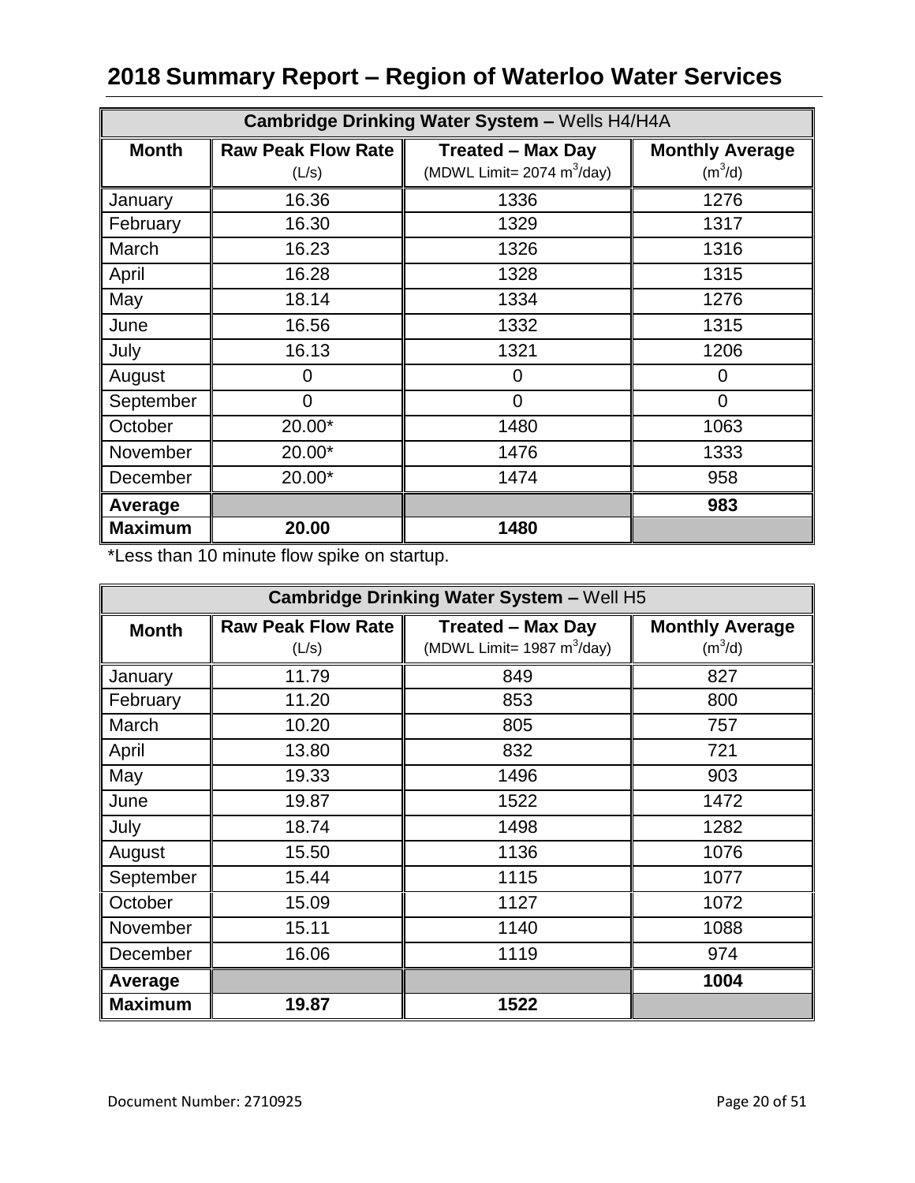# 2018 Summary Report – Region of Waterloo Water Services

| Cambridge Drinking Water System – Wells H4/H4A | | | |
|---|---|---|---|
| **Month** | **Raw Peak Flow Rate** (L/s) | **Treated – Max Day** (MDWL Limit= 2074 $m^3$/day) | **Monthly Average** ($m^3$/d) |
| January | 16.36 | 1336 | 1276 |
| February | 16.30 | 1329 | 1317 |
| March | 16.23 | 1326 | 1316 |
| April | 16.28 | 1328 | 1315 |
| May | 18.14 | 1334 | 1276 |
| June | 16.56 | 1332 | 1315 |
| July | 16.13 | 1321 | 1206 |
| August | 0 | 0 | 0 |
| September | 0 | 0 | 0 |
| October | 20.00* | 1480 | 1063 |
| November | 20.00* | 1476 | 1333 |
| December | 20.00* | 1474 | 958 |
| **Average** | | | **983** |
| **Maximum** | **20.00** | **1480** | |

*Less than 10 minute flow spike on startup.

| Cambridge Drinking Water System – Well H5 | | | |
|---|---|---|---|
| **Month** | **Raw Peak Flow Rate** (L/s) | **Treated – Max Day** (MDWL Limit= 1987 $m^3$/day) | **Monthly Average** ($m^3$/d) |
| January | 11.79 | 849 | 827 |
| February | 11.20 | 853 | 800 |
| March | 10.20 | 805 | 757 |
| April | 13.80 | 832 | 721 |
| May | 19.33 | 1496 | 903 |
| June | 19.87 | 1522 | 1472 |
| July | 18.74 | 1498 | 1282 |
| August | 15.50 | 1136 | 1076 |
| September | 15.44 | 1115 | 1077 |
| October | 15.09 | 1127 | 1072 |
| November | 15.11 | 1140 | 1088 |
| December | 16.06 | 1119 | 974 |
| **Average** | | | **1004** |
| **Maximum** | **19.87** | **1522** | |

Document Number: 2710925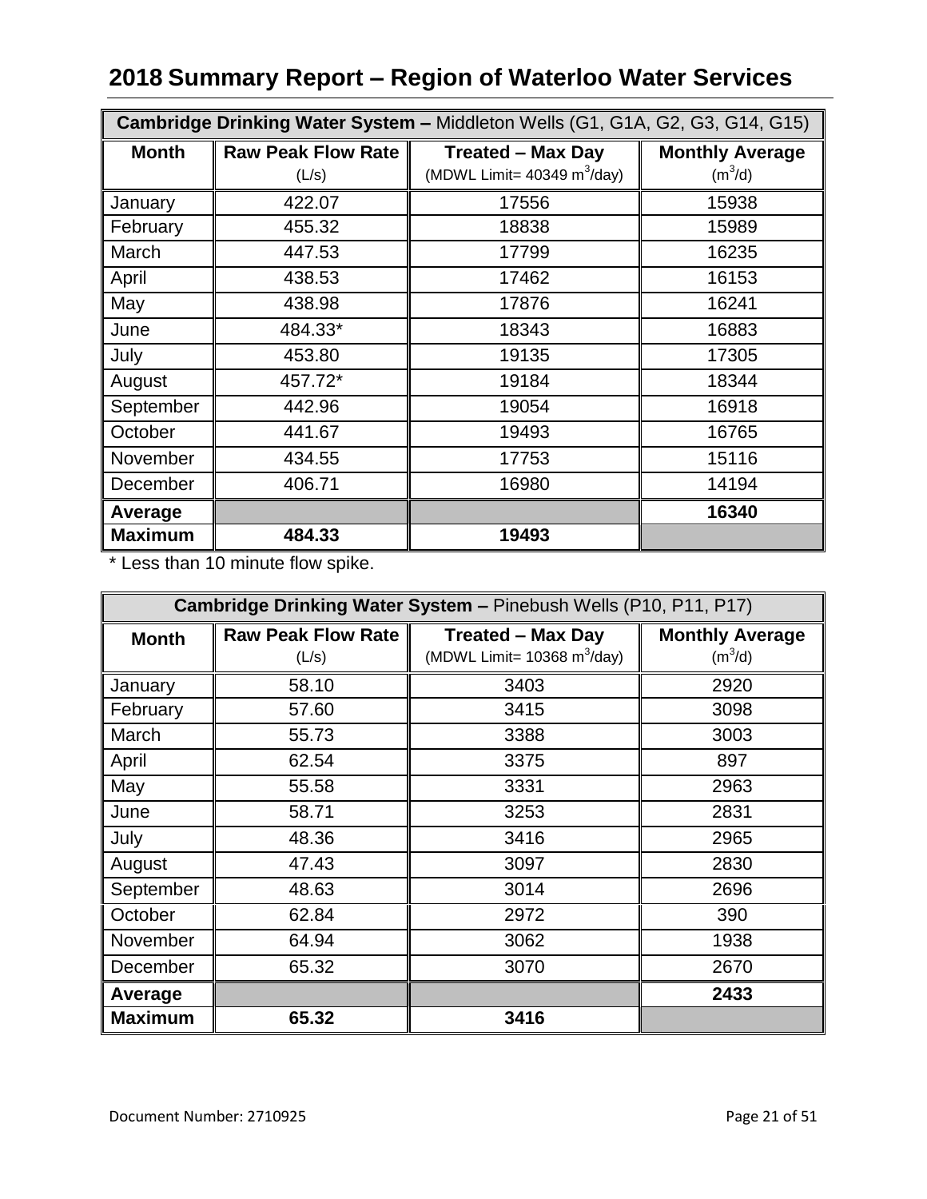# 2018 Summary Report – Region of Waterloo Water Services

| **Cambridge Drinking Water System –** Middleton Wells (G1, G1A, G2, G3, G14, G15) | | | |
|---|---|---|---|
| **Month** | **Raw Peak Flow Rate** (L/s) | **Treated – Max Day** (MDWL Limit= 40349 $m^3$/day) | **Monthly Average** ($m^3$/d) |
| January | 422.07 | 17556 | 15938 |
| February | 455.32 | 18838 | 15989 |
| March | 447.53 | 17799 | 16235 |
| April | 438.53 | 17462 | 16153 |
| May | 438.98 | 17876 | 16241 |
| June | 484.33* | 18343 | 16883 |
| July | 453.80 | 19135 | 17305 |
| August | 457.72* | 19184 | 18344 |
| September | 442.96 | 19054 | 16918 |
| October | 441.67 | 19493 | 16765 |
| November | 434.55 | 17753 | 15116 |
| December | 406.71 | 16980 | 14194 |
| **Average** | | | **16340** |
| **Maximum** | **484.33** | **19493** | |

* Less than 10 minute flow spike.

| **Cambridge Drinking Water System –** Pinebush Wells (P10, P11, P17) | | | |
|---|---|---|---|
| **Month** | **Raw Peak Flow Rate** (L/s) | **Treated – Max Day** (MDWL Limit= 10368 $m^3$/day) | **Monthly Average** ($m^3$/d) |
| January | 58.10 | 3403 | 2920 |
| February | 57.60 | 3415 | 3098 |
| March | 55.73 | 3388 | 3003 |
| April | 62.54 | 3375 | 897 |
| May | 55.58 | 3331 | 2963 |
| June | 58.71 | 3253 | 2831 |
| July | 48.36 | 3416 | 2965 |
| August | 47.43 | 3097 | 2830 |
| September | 48.63 | 3014 | 2696 |
| October | 62.84 | 2972 | 390 |
| November | 64.94 | 3062 | 1938 |
| December | 65.32 | 3070 | 2670 |
| **Average** | | | **2433** |
| **Maximum** | **65.32** | **3416** | |

Document Number: 2710925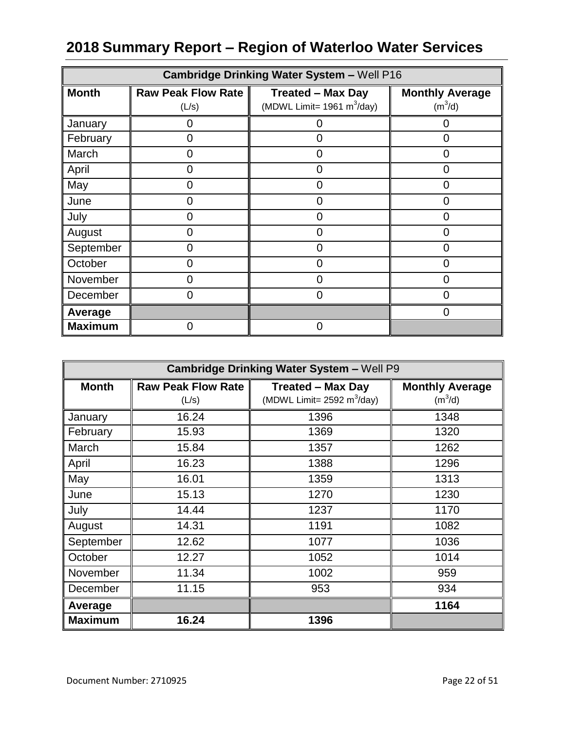# 2018 Summary Report – Region of Waterloo Water Services

| Cambridge Drinking Water System – Well P16 | | | |
|---|---|---|---|
| **Month** | **Raw Peak Flow Rate** (L/s) | **Treated – Max Day** (MDWL Limit= 1961 $m^3$/day) | **Monthly Average** ($m^3$/d) |
| January | 0 | 0 | 0 |
| February | 0 | 0 | 0 |
| March | 0 | 0 | 0 |
| April | 0 | 0 | 0 |
| May | 0 | 0 | 0 |
| June | 0 | 0 | 0 |
| July | 0 | 0 | 0 |
| August | 0 | 0 | 0 |
| September | 0 | 0 | 0 |
| October | 0 | 0 | 0 |
| November | 0 | 0 | 0 |
| December | 0 | 0 | 0 |
| **Average** | | | 0 |
| **Maximum** | 0 | 0 | |

| Cambridge Drinking Water System – Well P9 | | | |
|---|---|---|---|
| **Month** | **Raw Peak Flow Rate** (L/s) | **Treated – Max Day** (MDWL Limit= 2592 $m^3$/day) | **Monthly Average** ($m^3$/d) |
| January | 16.24 | 1396 | 1348 |
| February | 15.93 | 1369 | 1320 |
| March | 15.84 | 1357 | 1262 |
| April | 16.23 | 1388 | 1296 |
| May | 16.01 | 1359 | 1313 |
| June | 15.13 | 1270 | 1230 |
| July | 14.44 | 1237 | 1170 |
| August | 14.31 | 1191 | 1082 |
| September | 12.62 | 1077 | 1036 |
| October | 12.27 | 1052 | 1014 |
| November | 11.34 | 1002 | 959 |
| December | 11.15 | 953 | 934 |
| **Average** | | | **1164** |
| **Maximum** | **16.24** | **1396** | |

Document Number: 2710925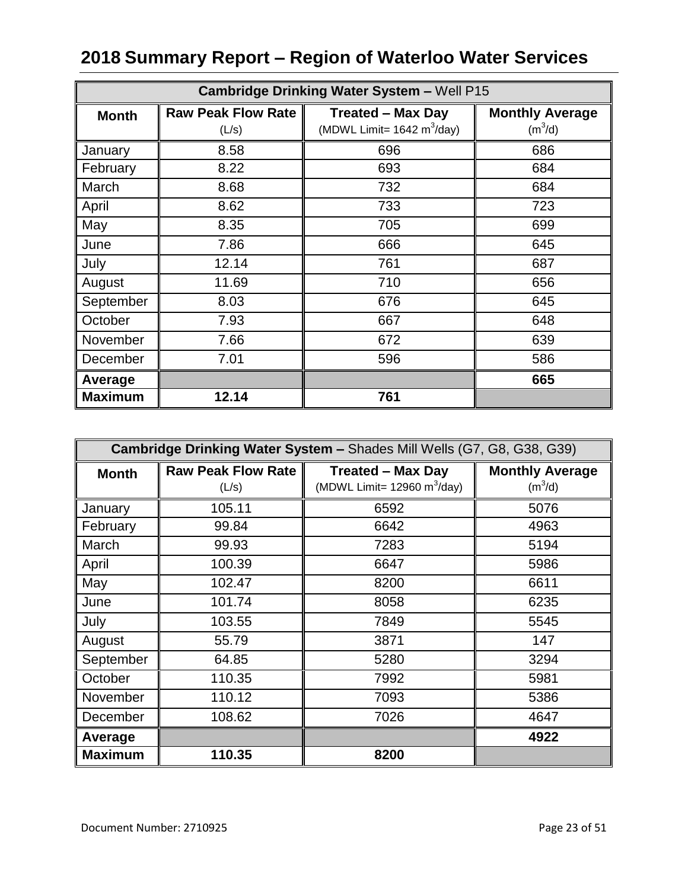# 2018 Summary Report – Region of Waterloo Water Services

| **Cambridge Drinking Water System –** Well P15 | | | |
|---|---|---|---|
| **Month** | **Raw Peak Flow Rate** (L/s) | **Treated – Max Day** (MDWL Limit= 1642 $m^3$/day) | **Monthly Average** ($m^3$/d) |
| January | 8.58 | 696 | 686 |
| February | 8.22 | 693 | 684 |
| March | 8.68 | 732 | 684 |
| April | 8.62 | 733 | 723 |
| May | 8.35 | 705 | 699 |
| June | 7.86 | 666 | 645 |
| July | 12.14 | 761 | 687 |
| August | 11.69 | 710 | 656 |
| September | 8.03 | 676 | 645 |
| October | 7.93 | 667 | 648 |
| November | 7.66 | 672 | 639 |
| December | 7.01 | 596 | 586 |
| **Average** | | | **665** |
| **Maximum** | **12.14** | **761** | |

| **Cambridge Drinking Water System –** Shades Mill Wells (G7, G8, G38, G39) | | | |
|---|---|---|---|
| **Month** | **Raw Peak Flow Rate** (L/s) | **Treated – Max Day** (MDWL Limit= 12960 $m^3$/day) | **Monthly Average** ($m^3$/d) |
| January | 105.11 | 6592 | 5076 |
| February | 99.84 | 6642 | 4963 |
| March | 99.93 | 7283 | 5194 |
| April | 100.39 | 6647 | 5986 |
| May | 102.47 | 8200 | 6611 |
| June | 101.74 | 8058 | 6235 |
| July | 103.55 | 7849 | 5545 |
| August | 55.79 | 3871 | 147 |
| September | 64.85 | 5280 | 3294 |
| October | 110.35 | 7992 | 5981 |
| November | 110.12 | 7093 | 5386 |
| December | 108.62 | 7026 | 4647 |
| **Average** | | | **4922** |
| **Maximum** | **110.35** | **8200** | |

Document Number: 2710925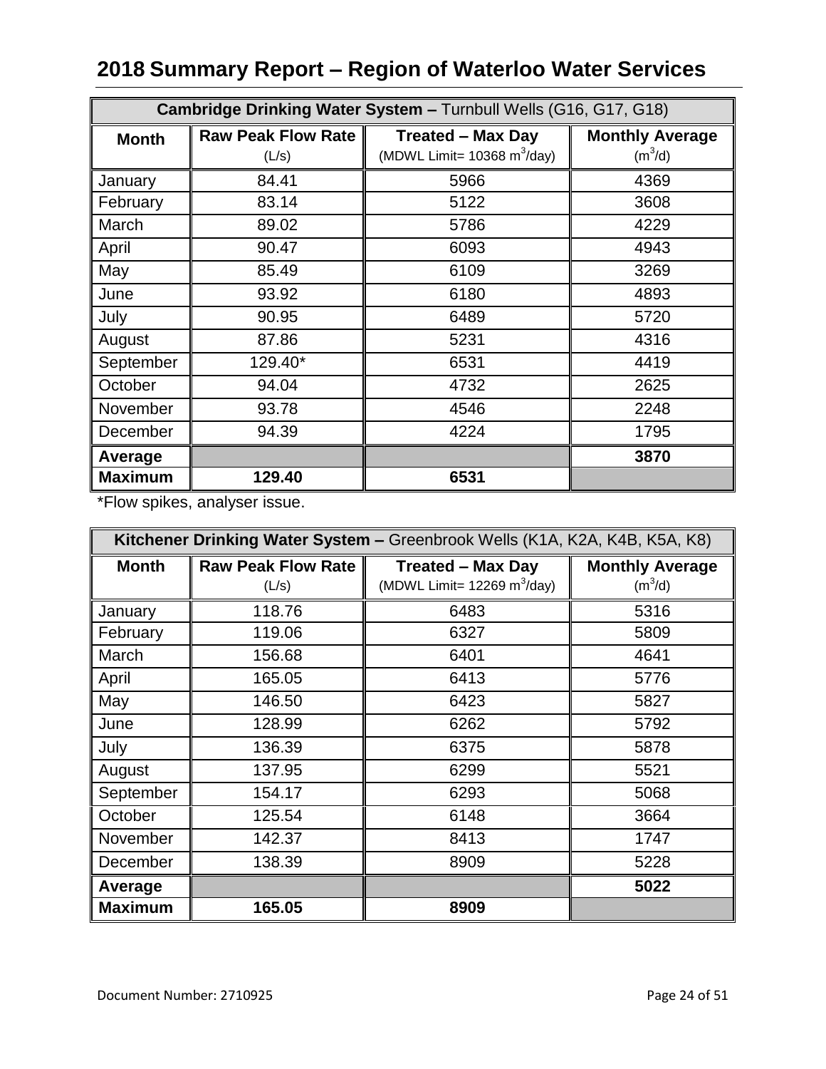# 2018 Summary Report – Region of Waterloo Water Services

| **Cambridge Drinking Water System –** Turnbull Wells (G16, G17, G18) | | | |
|---|---|---|---|
| **Month** | **Raw Peak Flow Rate** (L/s) | **Treated – Max Day** (MDWL Limit= 10368 $m^3$/day) | **Monthly Average** ($m^3$/d) |
| January | 84.41 | 5966 | 4369 |
| February | 83.14 | 5122 | 3608 |
| March | 89.02 | 5786 | 4229 |
| April | 90.47 | 6093 | 4943 |
| May | 85.49 | 6109 | 3269 |
| June | 93.92 | 6180 | 4893 |
| July | 90.95 | 6489 | 5720 |
| August | 87.86 | 5231 | 4316 |
| September | 129.40* | 6531 | 4419 |
| October | 94.04 | 4732 | 2625 |
| November | 93.78 | 4546 | 2248 |
| December | 94.39 | 4224 | 1795 |
| **Average** | | | **3870** |
| **Maximum** | **129.40** | **6531** | |

*Flow spikes, analyser issue.

| **Kitchener Drinking Water System –** Greenbrook Wells (K1A, K2A, K4B, K5A, K8) | | | |
|---|---|---|---|
| **Month** | **Raw Peak Flow Rate** (L/s) | **Treated – Max Day** (MDWL Limit= 12269 $m^3$/day) | **Monthly Average** ($m^3$/d) |
| January | 118.76 | 6483 | 5316 |
| February | 119.06 | 6327 | 5809 |
| March | 156.68 | 6401 | 4641 |
| April | 165.05 | 6413 | 5776 |
| May | 146.50 | 6423 | 5827 |
| June | 128.99 | 6262 | 5792 |
| July | 136.39 | 6375 | 5878 |
| August | 137.95 | 6299 | 5521 |
| September | 154.17 | 6293 | 5068 |
| October | 125.54 | 6148 | 3664 |
| November | 142.37 | 8413 | 1747 |
| December | 138.39 | 8909 | 5228 |
| **Average** | | | **5022** |
| **Maximum** | **165.05** | **8909** | |

Document Number: 2710925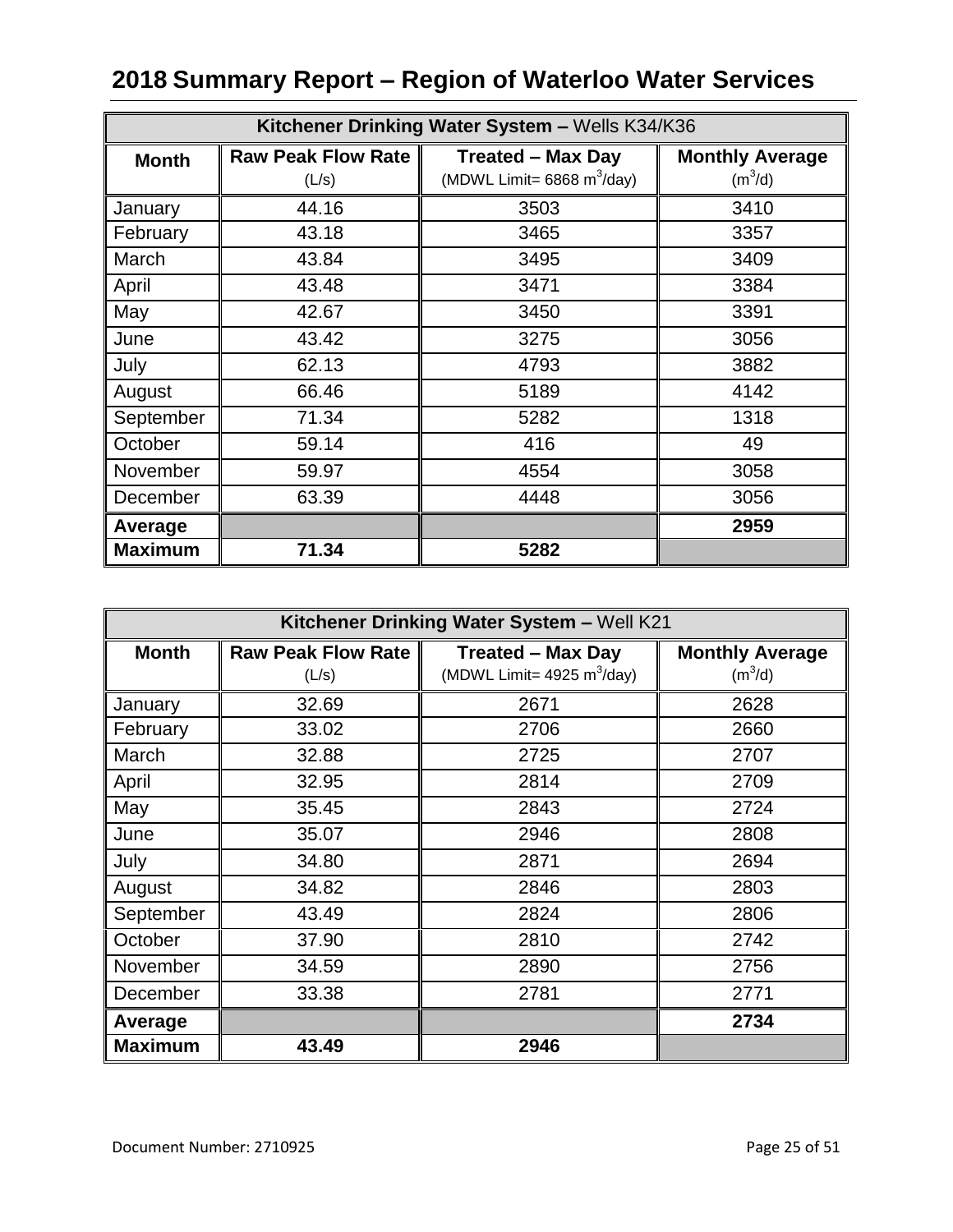# 2018 Summary Report – Region of Waterloo Water Services

| **Kitchener Drinking Water System –** Wells K34/K36 | | | |
|---|---|---|---|
| **Month** | **Raw Peak Flow Rate** (L/s) | **Treated – Max Day** (MDWL Limit= 6868 $m^3$/day) | **Monthly Average** ($m^3$/d) |
| January | 44.16 | 3503 | 3410 |
| February | 43.18 | 3465 | 3357 |
| March | 43.84 | 3495 | 3409 |
| April | 43.48 | 3471 | 3384 |
| May | 42.67 | 3450 | 3391 |
| June | 43.42 | 3275 | 3056 |
| July | 62.13 | 4793 | 3882 |
| August | 66.46 | 5189 | 4142 |
| September | 71.34 | 5282 | 1318 |
| October | 59.14 | 416 | 49 |
| November | 59.97 | 4554 | 3058 |
| December | 63.39 | 4448 | 3056 |
| **Average** | | | **2959** |
| **Maximum** | **71.34** | **5282** | |

| **Kitchener Drinking Water System –** Well K21 | | | |
|---|---|---|---|
| **Month** | **Raw Peak Flow Rate** (L/s) | **Treated – Max Day** (MDWL Limit= 4925 $m^3$/day) | **Monthly Average** ($m^3$/d) |
| January | 32.69 | 2671 | 2628 |
| February | 33.02 | 2706 | 2660 |
| March | 32.88 | 2725 | 2707 |
| April | 32.95 | 2814 | 2709 |
| May | 35.45 | 2843 | 2724 |
| June | 35.07 | 2946 | 2808 |
| July | 34.80 | 2871 | 2694 |
| August | 34.82 | 2846 | 2803 |
| September | 43.49 | 2824 | 2806 |
| October | 37.90 | 2810 | 2742 |
| November | 34.59 | 2890 | 2756 |
| December | 33.38 | 2781 | 2771 |
| **Average** | | | **2734** |
| **Maximum** | **43.49** | **2946** | |

Document Number: 2710925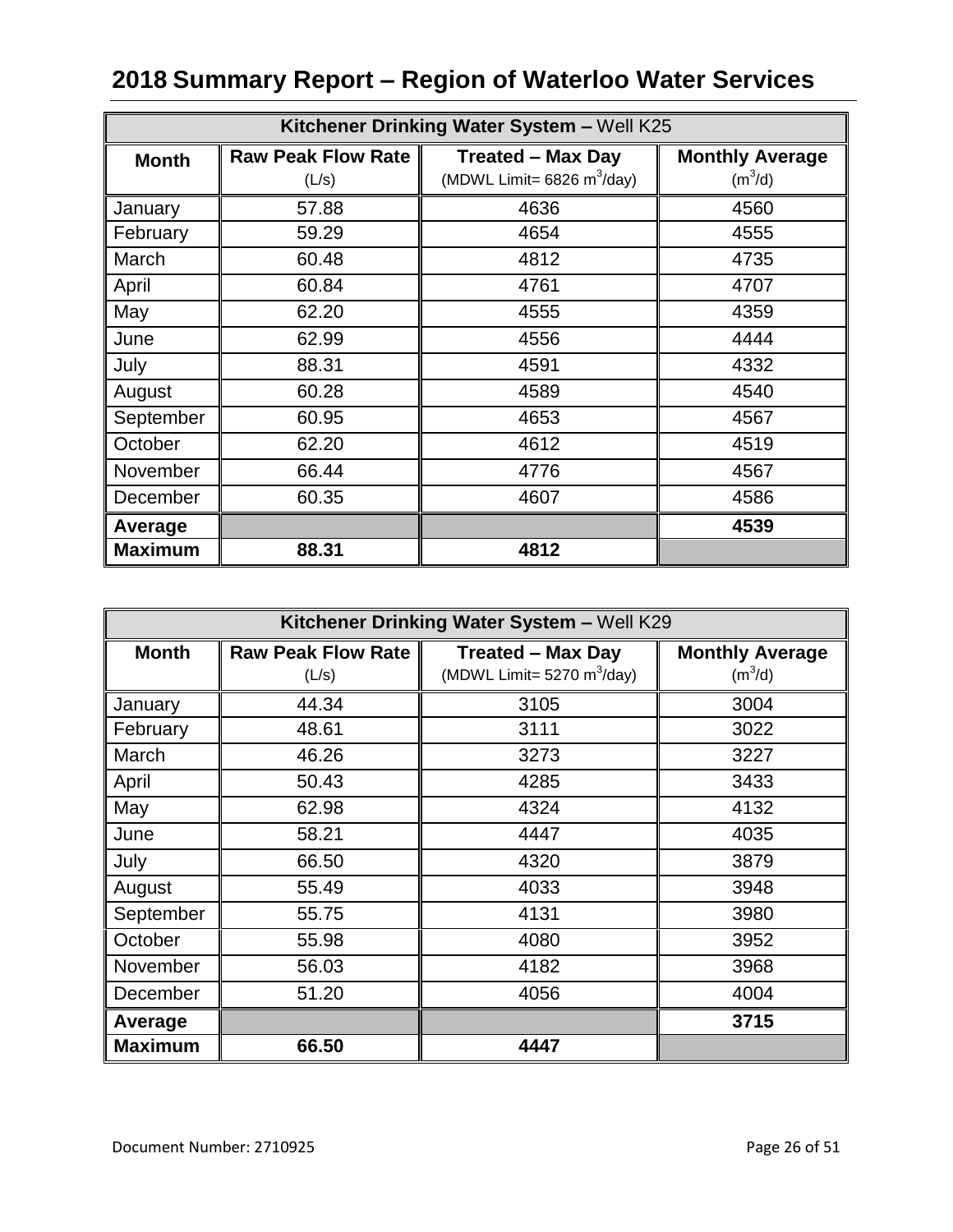# 2018 Summary Report – Region of Waterloo Water Services

| **Kitchener Drinking Water System –** Well K25 | | | |
|---|---|---|---|
| **Month** | **Raw Peak Flow Rate** (L/s) | **Treated – Max Day** (MDWL Limit= 6826 $m^3$/day) | **Monthly Average** ($m^3$/d) |
| January | 57.88 | 4636 | 4560 |
| February | 59.29 | 4654 | 4555 |
| March | 60.48 | 4812 | 4735 |
| April | 60.84 | 4761 | 4707 |
| May | 62.20 | 4555 | 4359 |
| June | 62.99 | 4556 | 4444 |
| July | 88.31 | 4591 | 4332 |
| August | 60.28 | 4589 | 4540 |
| September | 60.95 | 4653 | 4567 |
| October | 62.20 | 4612 | 4519 |
| November | 66.44 | 4776 | 4567 |
| December | 60.35 | 4607 | 4586 |
| **Average** | | | **4539** |
| **Maximum** | **88.31** | **4812** | |

| **Kitchener Drinking Water System –** Well K29 | | | |
|---|---|---|---|
| **Month** | **Raw Peak Flow Rate** (L/s) | **Treated – Max Day** (MDWL Limit= 5270 $m^3$/day) | **Monthly Average** ($m^3$/d) |
| January | 44.34 | 3105 | 3004 |
| February | 48.61 | 3111 | 3022 |
| March | 46.26 | 3273 | 3227 |
| April | 50.43 | 4285 | 3433 |
| May | 62.98 | 4324 | 4132 |
| June | 58.21 | 4447 | 4035 |
| July | 66.50 | 4320 | 3879 |
| August | 55.49 | 4033 | 3948 |
| September | 55.75 | 4131 | 3980 |
| October | 55.98 | 4080 | 3952 |
| November | 56.03 | 4182 | 3968 |
| December | 51.20 | 4056 | 4004 |
| **Average** | | | **3715** |
| **Maximum** | **66.50** | **4447** | |

Document Number: 2710925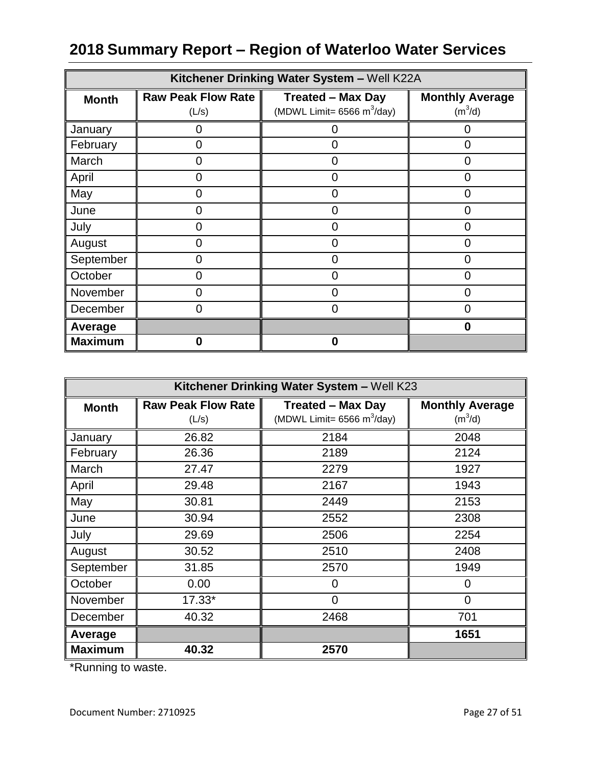# 2018 Summary Report – Region of Waterloo Water Services

| Kitchener Drinking Water System – Well K22A | | | |
|---|---|---|---|
| **Month** | **Raw Peak Flow Rate** (L/s) | **Treated – Max Day** (MDWL Limit= 6566 $m^3$/day) | **Monthly Average** ($m^3$/d) |
| January | 0 | 0 | 0 |
| February | 0 | 0 | 0 |
| March | 0 | 0 | 0 |
| April | 0 | 0 | 0 |
| May | 0 | 0 | 0 |
| June | 0 | 0 | 0 |
| July | 0 | 0 | 0 |
| August | 0 | 0 | 0 |
| September | 0 | 0 | 0 |
| October | 0 | 0 | 0 |
| November | 0 | 0 | 0 |
| December | 0 | 0 | 0 |
| **Average** | | | **0** |
| **Maximum** | **0** | **0** | |

| Kitchener Drinking Water System – Well K23 | | | |
|---|---|---|---|
| **Month** | **Raw Peak Flow Rate** (L/s) | **Treated – Max Day** (MDWL Limit= 6566 $m^3$/day) | **Monthly Average** ($m^3$/d) |
| January | 26.82 | 2184 | 2048 |
| February | 26.36 | 2189 | 2124 |
| March | 27.47 | 2279 | 1927 |
| April | 29.48 | 2167 | 1943 |
| May | 30.81 | 2449 | 2153 |
| June | 30.94 | 2552 | 2308 |
| July | 29.69 | 2506 | 2254 |
| August | 30.52 | 2510 | 2408 |
| September | 31.85 | 2570 | 1949 |
| October | 0.00 | 0 | 0 |
| November | 17.33* | 0 | 0 |
| December | 40.32 | 2468 | 701 |
| **Average** | | | **1651** |
| **Maximum** | **40.32** | **2570** | |

*Running to waste.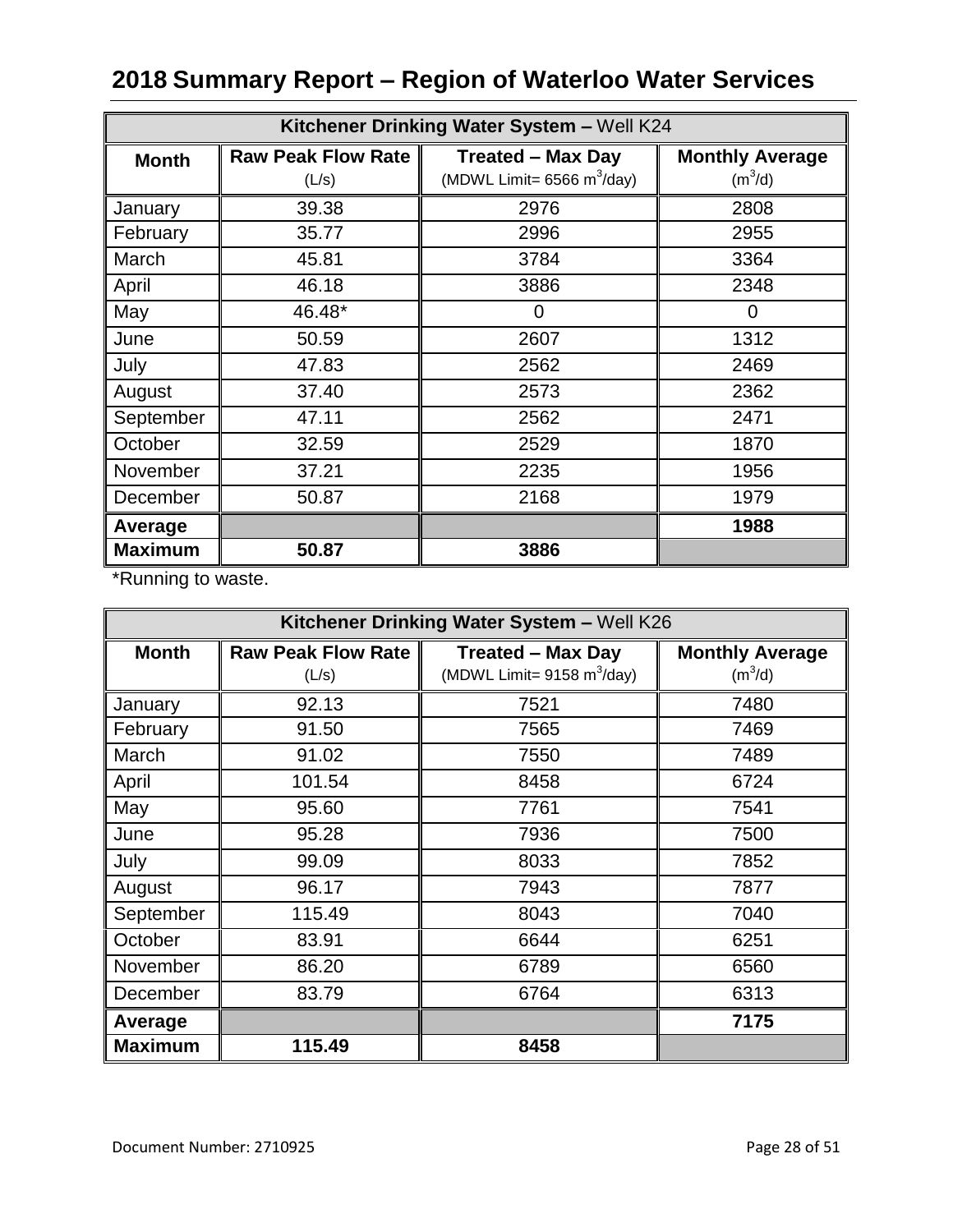# 2018 Summary Report – Region of Waterloo Water Services

| **Kitchener Drinking Water System –** Well K24 | | | |
|---|---|---|---|
| **Month** | **Raw Peak Flow Rate** (L/s) | **Treated – Max Day** (MDWL Limit= 6566 $m^3$/day) | **Monthly Average** ($m^3$/d) |
| January | 39.38 | 2976 | 2808 |
| February | 35.77 | 2996 | 2955 |
| March | 45.81 | 3784 | 3364 |
| April | 46.18 | 3886 | 2348 |
| May | 46.48* | 0 | 0 |
| June | 50.59 | 2607 | 1312 |
| July | 47.83 | 2562 | 2469 |
| August | 37.40 | 2573 | 2362 |
| September | 47.11 | 2562 | 2471 |
| October | 32.59 | 2529 | 1870 |
| November | 37.21 | 2235 | 1956 |
| December | 50.87 | 2168 | 1979 |
| **Average** | | | **1988** |
| **Maximum** | **50.87** | **3886** | |

*Running to waste.

| **Kitchener Drinking Water System –** Well K26 | | | |
|---|---|---|---|
| **Month** | **Raw Peak Flow Rate** (L/s) | **Treated – Max Day** (MDWL Limit= 9158 $m^3$/day) | **Monthly Average** ($m^3$/d) |
| January | 92.13 | 7521 | 7480 |
| February | 91.50 | 7565 | 7469 |
| March | 91.02 | 7550 | 7489 |
| April | 101.54 | 8458 | 6724 |
| May | 95.60 | 7761 | 7541 |
| June | 95.28 | 7936 | 7500 |
| July | 99.09 | 8033 | 7852 |
| August | 96.17 | 7943 | 7877 |
| September | 115.49 | 8043 | 7040 |
| October | 83.91 | 6644 | 6251 |
| November | 86.20 | 6789 | 6560 |
| December | 83.79 | 6764 | 6313 |
| **Average** | | | **7175** |
| **Maximum** | **115.49** | **8458** | |

Document Number: 2710925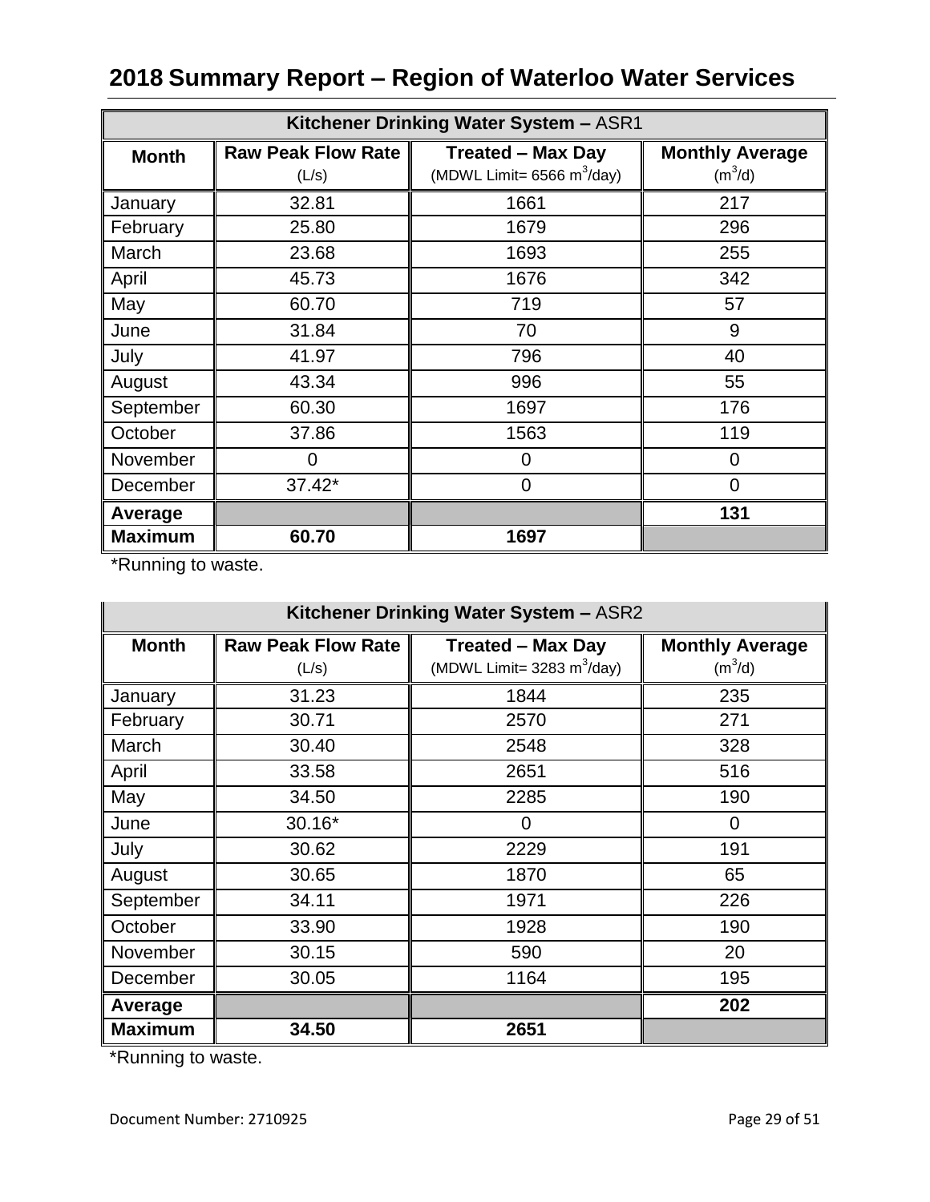# 2018 Summary Report – Region of Waterloo Water Services

| Kitchener Drinking Water System – ASR1 | | | |
|---|---|---|---|
| **Month** | **Raw Peak Flow Rate** (L/s) | **Treated – Max Day** (MDWL Limit= 6566 $m^3$/day) | **Monthly Average** ($m^3$/d) |
| January | 32.81 | 1661 | 217 |
| February | 25.80 | 1679 | 296 |
| March | 23.68 | 1693 | 255 |
| April | 45.73 | 1676 | 342 |
| May | 60.70 | 719 | 57 |
| June | 31.84 | 70 | 9 |
| July | 41.97 | 796 | 40 |
| August | 43.34 | 996 | 55 |
| September | 60.30 | 1697 | 176 |
| October | 37.86 | 1563 | 119 |
| November | 0 | 0 | 0 |
| December | 37.42* | 0 | 0 |
| **Average** | | | **131** |
| **Maximum** | **60.70** | **1697** | |

*Running to waste.

| Kitchener Drinking Water System – ASR2 | | | |
|---|---|---|---|
| **Month** | **Raw Peak Flow Rate** (L/s) | **Treated – Max Day** (MDWL Limit= 3283 $m^3$/day) | **Monthly Average** ($m^3$/d) |
| January | 31.23 | 1844 | 235 |
| February | 30.71 | 2570 | 271 |
| March | 30.40 | 2548 | 328 |
| April | 33.58 | 2651 | 516 |
| May | 34.50 | 2285 | 190 |
| June | 30.16* | 0 | 0 |
| July | 30.62 | 2229 | 191 |
| August | 30.65 | 1870 | 65 |
| September | 34.11 | 1971 | 226 |
| October | 33.90 | 1928 | 190 |
| November | 30.15 | 590 | 20 |
| December | 30.05 | 1164 | 195 |
| **Average** | | | **202** |
| **Maximum** | **34.50** | **2651** | |

*Running to waste.

Document Number: 2710925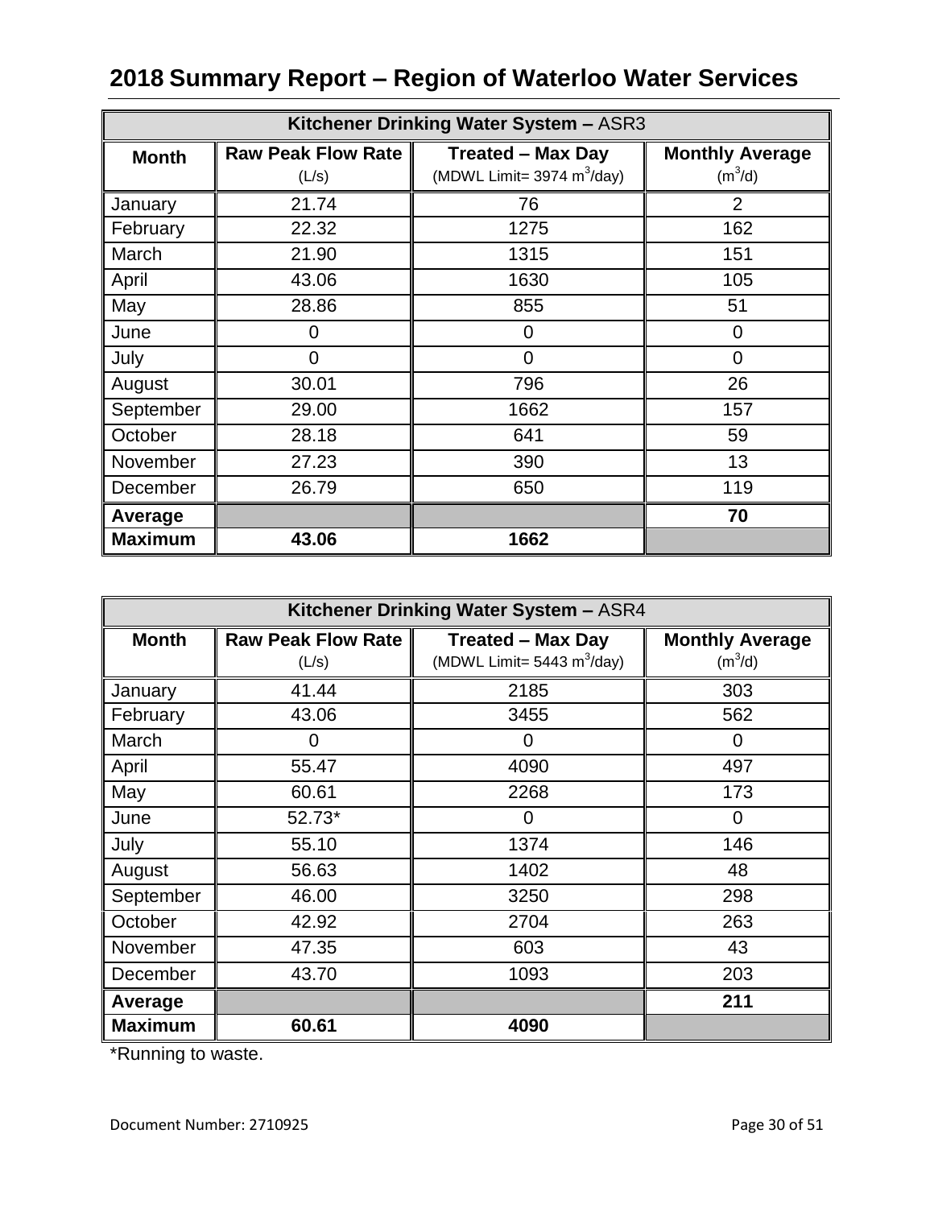# 2018 Summary Report – Region of Waterloo Water Services

| Kitchener Drinking Water System – ASR3 | | | |
|---|---|---|---|
| **Month** | **Raw Peak Flow Rate** (L/s) | **Treated – Max Day** (MDWL Limit= 3974 $m^3$/day) | **Monthly Average** ($m^3$/d) |
| January | 21.74 | 76 | 2 |
| February | 22.32 | 1275 | 162 |
| March | 21.90 | 1315 | 151 |
| April | 43.06 | 1630 | 105 |
| May | 28.86 | 855 | 51 |
| June | 0 | 0 | 0 |
| July | 0 | 0 | 0 |
| August | 30.01 | 796 | 26 |
| September | 29.00 | 1662 | 157 |
| October | 28.18 | 641 | 59 |
| November | 27.23 | 390 | 13 |
| December | 26.79 | 650 | 119 |
| **Average** | | | **70** |
| **Maximum** | **43.06** | **1662** | |

| Kitchener Drinking Water System – ASR4 | | | |
|---|---|---|---|
| **Month** | **Raw Peak Flow Rate** (L/s) | **Treated – Max Day** (MDWL Limit= 5443 $m^3$/day) | **Monthly Average** ($m^3$/d) |
| January | 41.44 | 2185 | 303 |
| February | 43.06 | 3455 | 562 |
| March | 0 | 0 | 0 |
| April | 55.47 | 4090 | 497 |
| May | 60.61 | 2268 | 173 |
| June | 52.73* | 0 | 0 |
| July | 55.10 | 1374 | 146 |
| August | 56.63 | 1402 | 48 |
| September | 46.00 | 3250 | 298 |
| October | 42.92 | 2704 | 263 |
| November | 47.35 | 603 | 43 |
| December | 43.70 | 1093 | 203 |
| **Average** | | | **211** |
| **Maximum** | **60.61** | **4090** | |

*Running to waste.

Document Number: 2710925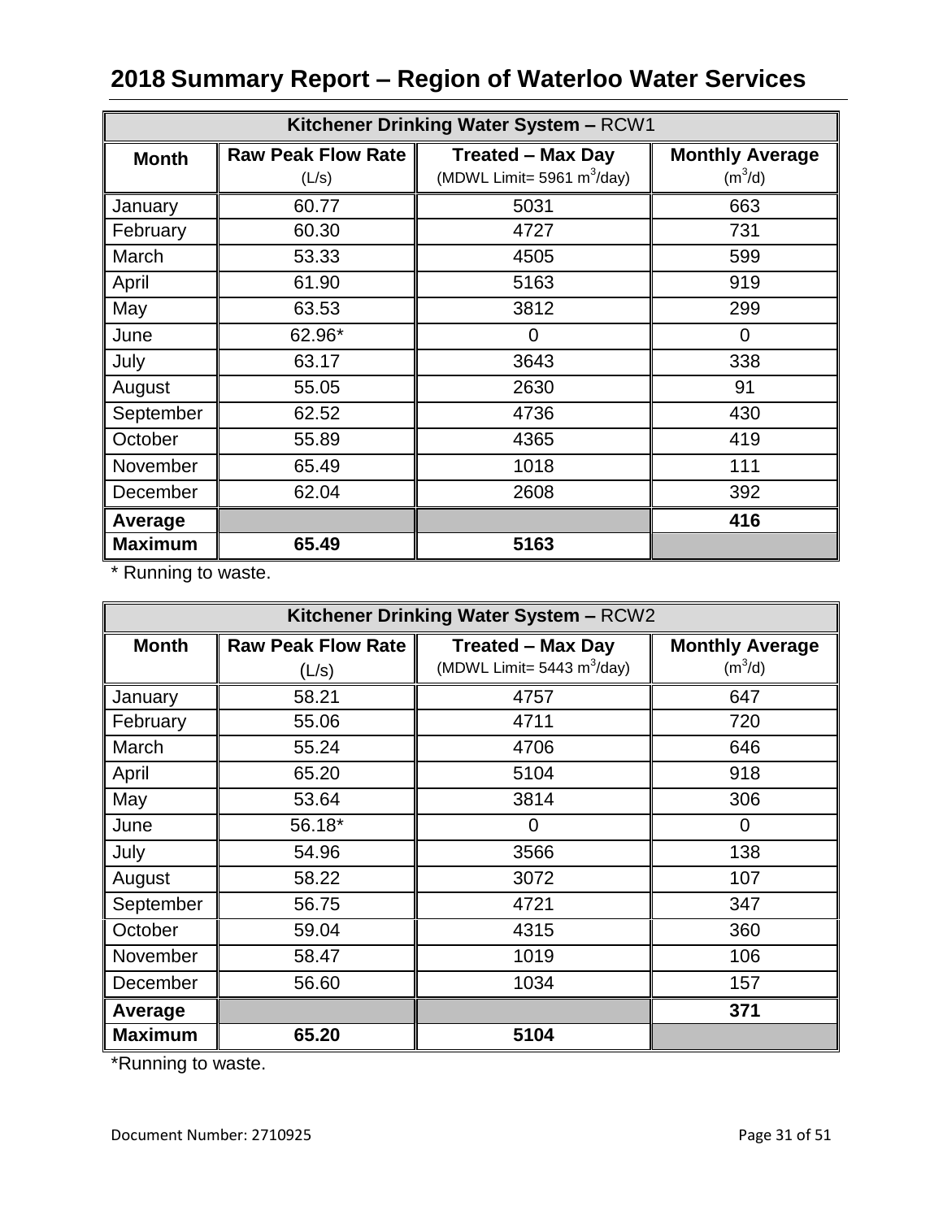# 2018 Summary Report – Region of Waterloo Water Services

| Kitchener Drinking Water System – RCW1 | | | |
|---|---|---|---|
| **Month** | **Raw Peak Flow Rate** (L/s) | **Treated – Max Day** (MDWL Limit= 5961 $m^3$/day) | **Monthly Average** ($m^3$/d) |
| January | 60.77 | 5031 | 663 |
| February | 60.30 | 4727 | 731 |
| March | 53.33 | 4505 | 599 |
| April | 61.90 | 5163 | 919 |
| May | 63.53 | 3812 | 299 |
| June | 62.96* | 0 | 0 |
| July | 63.17 | 3643 | 338 |
| August | 55.05 | 2630 | 91 |
| September | 62.52 | 4736 | 430 |
| October | 55.89 | 4365 | 419 |
| November | 65.49 | 1018 | 111 |
| December | 62.04 | 2608 | 392 |
| **Average** | | | **416** |
| **Maximum** | **65.49** | **5163** | |

* Running to waste.

| Kitchener Drinking Water System – RCW2 | | | |
|---|---|---|---|
| **Month** | **Raw Peak Flow Rate** (L/s) | **Treated – Max Day** (MDWL Limit= 5443 $m^3$/day) | **Monthly Average** ($m^3$/d) |
| January | 58.21 | 4757 | 647 |
| February | 55.06 | 4711 | 720 |
| March | 55.24 | 4706 | 646 |
| April | 65.20 | 5104 | 918 |
| May | 53.64 | 3814 | 306 |
| June | 56.18* | 0 | 0 |
| July | 54.96 | 3566 | 138 |
| August | 58.22 | 3072 | 107 |
| September | 56.75 | 4721 | 347 |
| October | 59.04 | 4315 | 360 |
| November | 58.47 | 1019 | 106 |
| December | 56.60 | 1034 | 157 |
| **Average** | | | **371** |
| **Maximum** | **65.20** | **5104** | |

*Running to waste.

Document Number: 2710925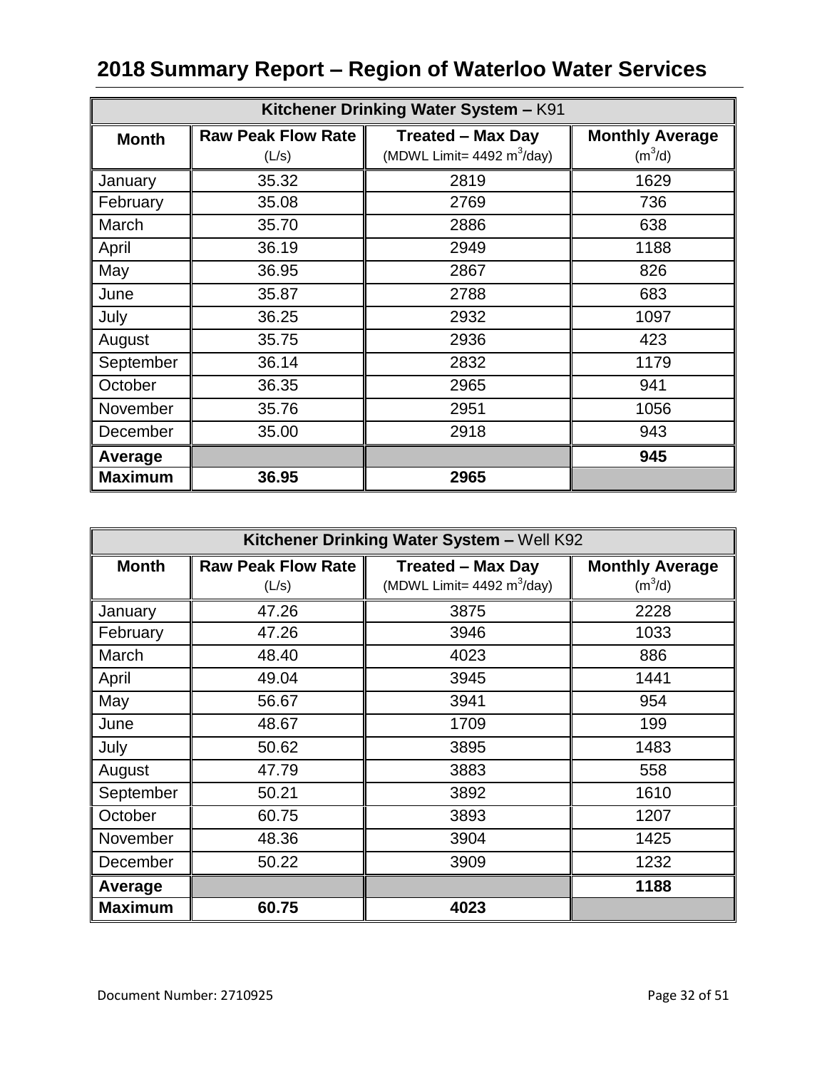# 2018 Summary Report – Region of Waterloo Water Services

| Kitchener Drinking Water System – K91 | | | |
|---|---|---|---|
| **Month** | **Raw Peak Flow Rate** (L/s) | **Treated – Max Day** (MDWL Limit= 4492 $m^3$/day) | **Monthly Average** ($m^3$/d) |
| January | 35.32 | 2819 | 1629 |
| February | 35.08 | 2769 | 736 |
| March | 35.70 | 2886 | 638 |
| April | 36.19 | 2949 | 1188 |
| May | 36.95 | 2867 | 826 |
| June | 35.87 | 2788 | 683 |
| July | 36.25 | 2932 | 1097 |
| August | 35.75 | 2936 | 423 |
| September | 36.14 | 2832 | 1179 |
| October | 36.35 | 2965 | 941 |
| November | 35.76 | 2951 | 1056 |
| December | 35.00 | 2918 | 943 |
| **Average** | | | **945** |
| **Maximum** | **36.95** | **2965** | |

| Kitchener Drinking Water System – Well K92 | | | |
|---|---|---|---|
| **Month** | **Raw Peak Flow Rate** (L/s) | **Treated – Max Day** (MDWL Limit= 4492 $m^3$/day) | **Monthly Average** ($m^3$/d) |
| January | 47.26 | 3875 | 2228 |
| February | 47.26 | 3946 | 1033 |
| March | 48.40 | 4023 | 886 |
| April | 49.04 | 3945 | 1441 |
| May | 56.67 | 3941 | 954 |
| June | 48.67 | 1709 | 199 |
| July | 50.62 | 3895 | 1483 |
| August | 47.79 | 3883 | 558 |
| September | 50.21 | 3892 | 1610 |
| October | 60.75 | 3893 | 1207 |
| November | 48.36 | 3904 | 1425 |
| December | 50.22 | 3909 | 1232 |
| **Average** | | | **1188** |
| **Maximum** | **60.75** | **4023** | |

Document Number: 2710925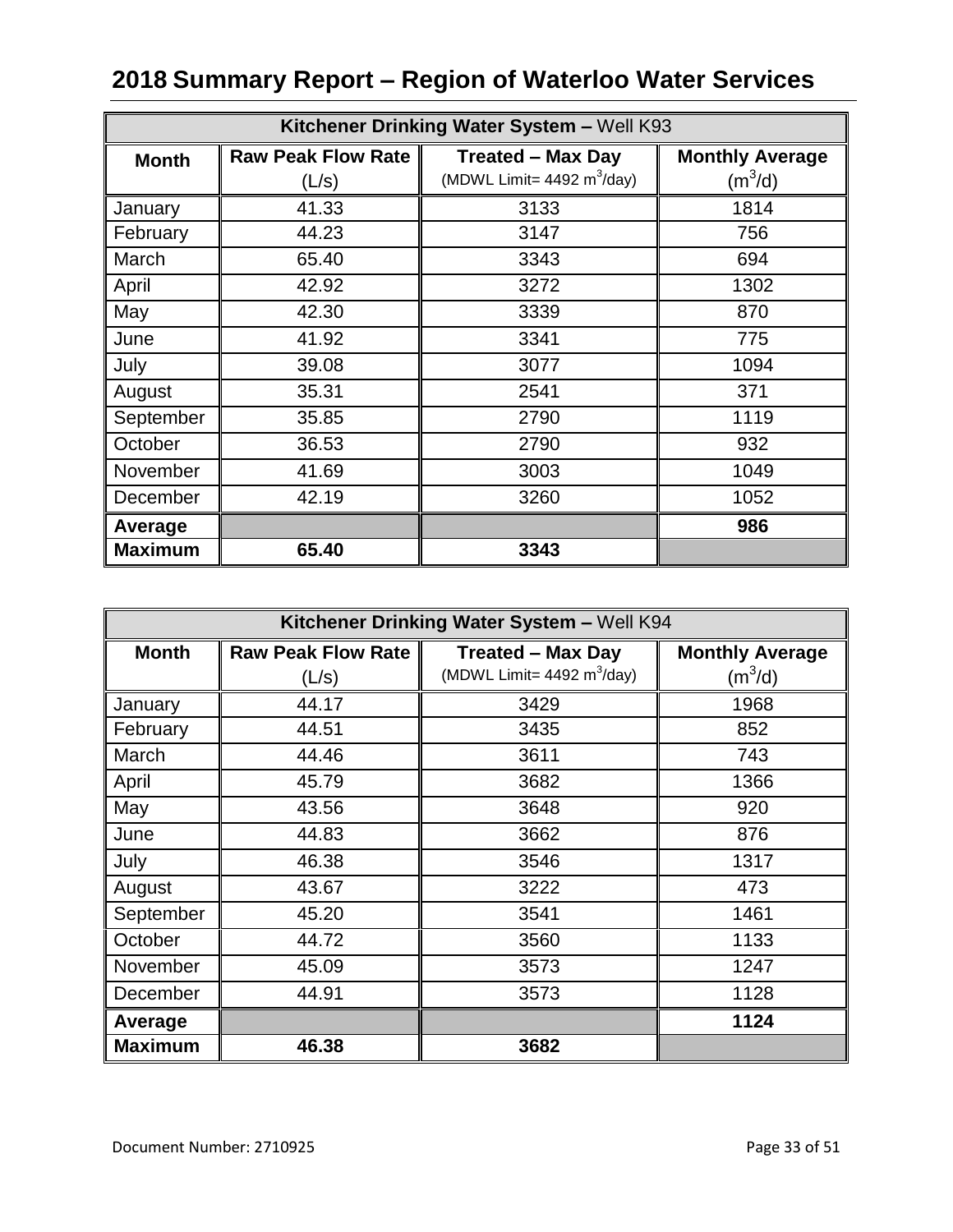# 2018 Summary Report – Region of Waterloo Water Services

| **Kitchener Drinking Water System –** Well K93 | | | |
|---|---|---|---|
| **Month** | **Raw Peak Flow Rate** (L/s) | **Treated – Max Day** (MDWL Limit= 4492 $m^3$/day) | **Monthly Average** ($m^3$/d) |
| January | 41.33 | 3133 | 1814 |
| February | 44.23 | 3147 | 756 |
| March | 65.40 | 3343 | 694 |
| April | 42.92 | 3272 | 1302 |
| May | 42.30 | 3339 | 870 |
| June | 41.92 | 3341 | 775 |
| July | 39.08 | 3077 | 1094 |
| August | 35.31 | 2541 | 371 |
| September | 35.85 | 2790 | 1119 |
| October | 36.53 | 2790 | 932 |
| November | 41.69 | 3003 | 1049 |
| December | 42.19 | 3260 | 1052 |
| **Average** | | | **986** |
| **Maximum** | **65.40** | **3343** | |

| **Kitchener Drinking Water System –** Well K94 | | | |
|---|---|---|---|
| **Month** | **Raw Peak Flow Rate** (L/s) | **Treated – Max Day** (MDWL Limit= 4492 $m^3$/day) | **Monthly Average** ($m^3$/d) |
| January | 44.17 | 3429 | 1968 |
| February | 44.51 | 3435 | 852 |
| March | 44.46 | 3611 | 743 |
| April | 45.79 | 3682 | 1366 |
| May | 43.56 | 3648 | 920 |
| June | 44.83 | 3662 | 876 |
| July | 46.38 | 3546 | 1317 |
| August | 43.67 | 3222 | 473 |
| September | 45.20 | 3541 | 1461 |
| October | 44.72 | 3560 | 1133 |
| November | 45.09 | 3573 | 1247 |
| December | 44.91 | 3573 | 1128 |
| **Average** | | | **1124** |
| **Maximum** | **46.38** | **3682** | |

Document Number: 2710925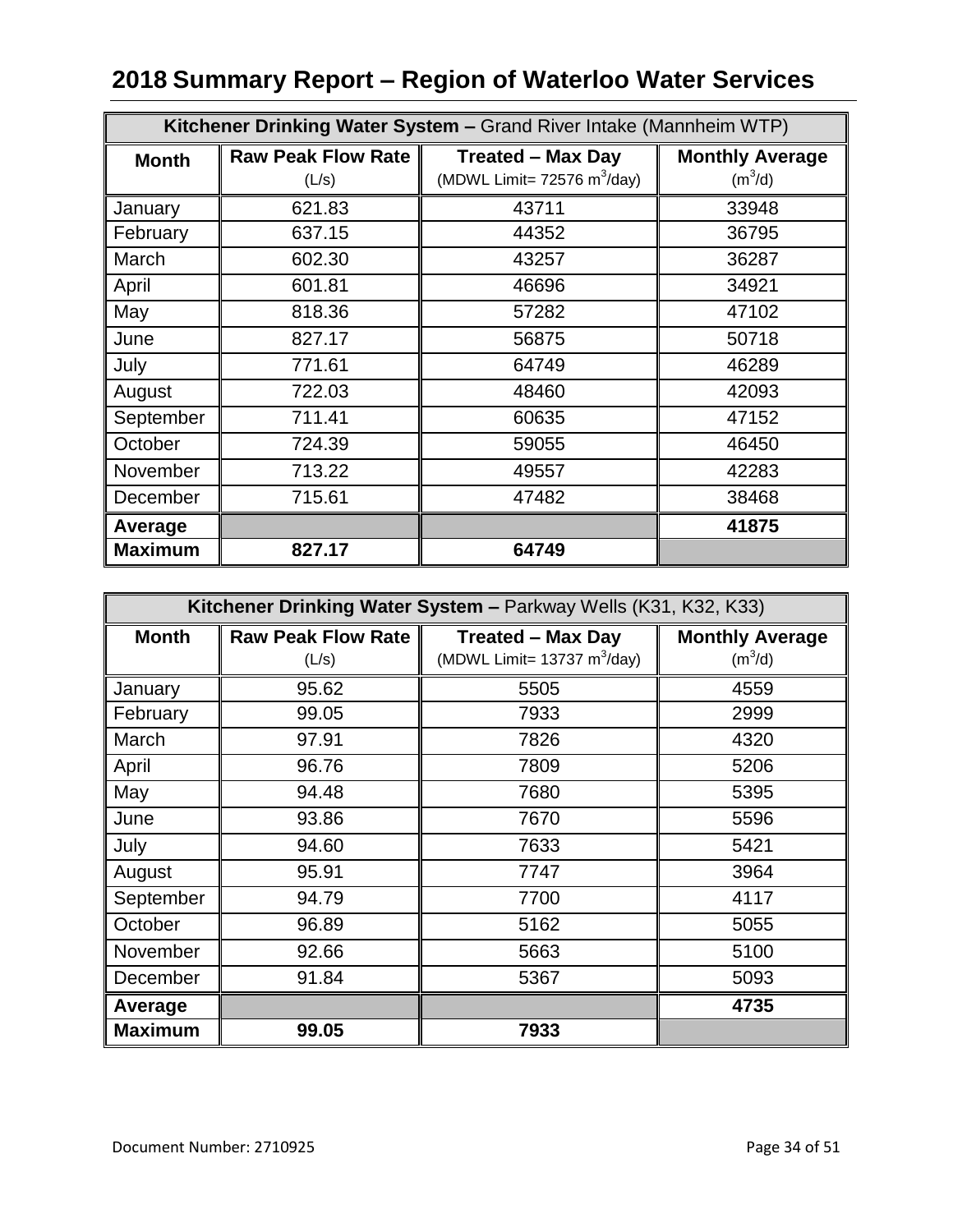# 2018 Summary Report – Region of Waterloo Water Services

| **Kitchener Drinking Water System –** Grand River Intake (Mannheim WTP) | | | |
|---|---|---|---|
| **Month** | **Raw Peak Flow Rate** (L/s) | **Treated – Max Day** (MDWL Limit= 72576 $m^3$/day) | **Monthly Average** ($m^3$/d) |
| January | 621.83 | 43711 | 33948 |
| February | 637.15 | 44352 | 36795 |
| March | 602.30 | 43257 | 36287 |
| April | 601.81 | 46696 | 34921 |
| May | 818.36 | 57282 | 47102 |
| June | 827.17 | 56875 | 50718 |
| July | 771.61 | 64749 | 46289 |
| August | 722.03 | 48460 | 42093 |
| September | 711.41 | 60635 | 47152 |
| October | 724.39 | 59055 | 46450 |
| November | 713.22 | 49557 | 42283 |
| December | 715.61 | 47482 | 38468 |
| **Average** | | | **41875** |
| **Maximum** | **827.17** | **64749** | |

| **Kitchener Drinking Water System –** Parkway Wells (K31, K32, K33) | | | |
|---|---|---|---|
| **Month** | **Raw Peak Flow Rate** (L/s) | **Treated – Max Day** (MDWL Limit= 13737 $m^3$/day) | **Monthly Average** ($m^3$/d) |
| January | 95.62 | 5505 | 4559 |
| February | 99.05 | 7933 | 2999 |
| March | 97.91 | 7826 | 4320 |
| April | 96.76 | 7809 | 5206 |
| May | 94.48 | 7680 | 5395 |
| June | 93.86 | 7670 | 5596 |
| July | 94.60 | 7633 | 5421 |
| August | 95.91 | 7747 | 3964 |
| September | 94.79 | 7700 | 4117 |
| October | 96.89 | 5162 | 5055 |
| November | 92.66 | 5663 | 5100 |
| December | 91.84 | 5367 | 5093 |
| **Average** | | | **4735** |
| **Maximum** | **99.05** | **7933** | |

Document Number: 2710925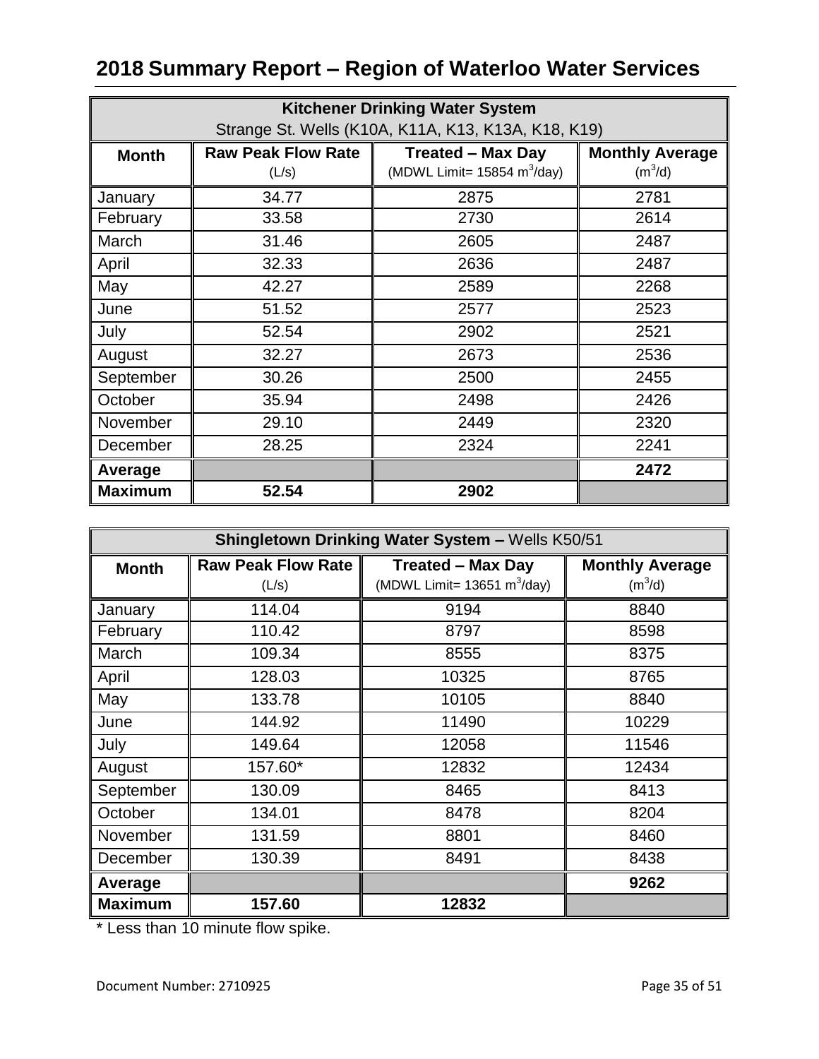# 2018 Summary Report – Region of Waterloo Water Services

| Kitchener Drinking Water System<br>Strange St. Wells (K10A, K11A, K13, K13A, K18, K19) | | | |
|---|---|---|---|
| **Month** | **Raw Peak Flow Rate** (L/s) | **Treated – Max Day** (MDWL Limit= 15854 $m^3$/day) | **Monthly Average** ($m^3$/d) |
| January | 34.77 | 2875 | 2781 |
| February | 33.58 | 2730 | 2614 |
| March | 31.46 | 2605 | 2487 |
| April | 32.33 | 2636 | 2487 |
| May | 42.27 | 2589 | 2268 |
| June | 51.52 | 2577 | 2523 |
| July | 52.54 | 2902 | 2521 |
| August | 32.27 | 2673 | 2536 |
| September | 30.26 | 2500 | 2455 |
| October | 35.94 | 2498 | 2426 |
| November | 29.10 | 2449 | 2320 |
| December | 28.25 | 2324 | 2241 |
| **Average** | | | **2472** |
| **Maximum** | **52.54** | **2902** | |

| **Shingletown Drinking Water System –** Wells K50/51 | | | |
|---|---|---|---|
| **Month** | **Raw Peak Flow Rate** (L/s) | **Treated – Max Day** (MDWL Limit= 13651 $m^3$/day) | **Monthly Average** ($m^3$/d) |
| January | 114.04 | 9194 | 8840 |
| February | 110.42 | 8797 | 8598 |
| March | 109.34 | 8555 | 8375 |
| April | 128.03 | 10325 | 8765 |
| May | 133.78 | 10105 | 8840 |
| June | 144.92 | 11490 | 10229 |
| July | 149.64 | 12058 | 11546 |
| August | 157.60* | 12832 | 12434 |
| September | 130.09 | 8465 | 8413 |
| October | 134.01 | 8478 | 8204 |
| November | 131.59 | 8801 | 8460 |
| December | 130.39 | 8491 | 8438 |
| **Average** | | | **9262** |
| **Maximum** | **157.60** | **12832** | |

* Less than 10 minute flow spike.

Document Number: 2710925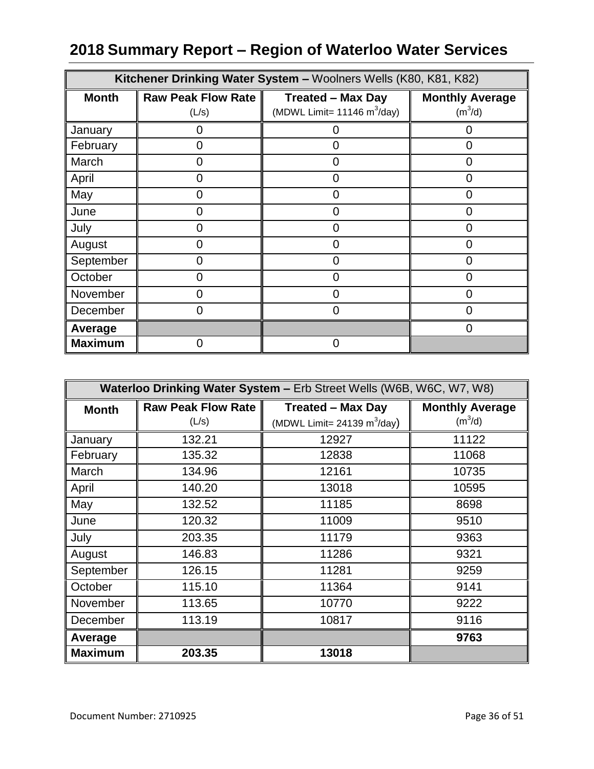# 2018 Summary Report – Region of Waterloo Water Services

| **Kitchener Drinking Water System –** Woolners Wells (K80, K81, K82) | | | |
|---|---|---|---|
| **Month** | **Raw Peak Flow Rate** (L/s) | **Treated – Max Day** (MDWL Limit= 11146 $m^3$/day) | **Monthly Average** ($m^3$/d) |
| January | 0 | 0 | 0 |
| February | 0 | 0 | 0 |
| March | 0 | 0 | 0 |
| April | 0 | 0 | 0 |
| May | 0 | 0 | 0 |
| June | 0 | 0 | 0 |
| July | 0 | 0 | 0 |
| August | 0 | 0 | 0 |
| September | 0 | 0 | 0 |
| October | 0 | 0 | 0 |
| November | 0 | 0 | 0 |
| December | 0 | 0 | 0 |
| **Average** | | | 0 |
| **Maximum** | 0 | 0 | |

| **Waterloo Drinking Water System –** Erb Street Wells (W6B, W6C, W7, W8) | | | |
|---|---|---|---|
| **Month** | **Raw Peak Flow Rate** (L/s) | **Treated – Max Day** (MDWL Limit= 24139 $m^3$/day) | **Monthly Average** ($m^3$/d) |
| January | 132.21 | 12927 | 11122 |
| February | 135.32 | 12838 | 11068 |
| March | 134.96 | 12161 | 10735 |
| April | 140.20 | 13018 | 10595 |
| May | 132.52 | 11185 | 8698 |
| June | 120.32 | 11009 | 9510 |
| July | 203.35 | 11179 | 9363 |
| August | 146.83 | 11286 | 9321 |
| September | 126.15 | 11281 | 9259 |
| October | 115.10 | 11364 | 9141 |
| November | 113.65 | 10770 | 9222 |
| December | 113.19 | 10817 | 9116 |
| **Average** | | | **9763** |
| **Maximum** | **203.35** | **13018** | |

Document Number: 2710925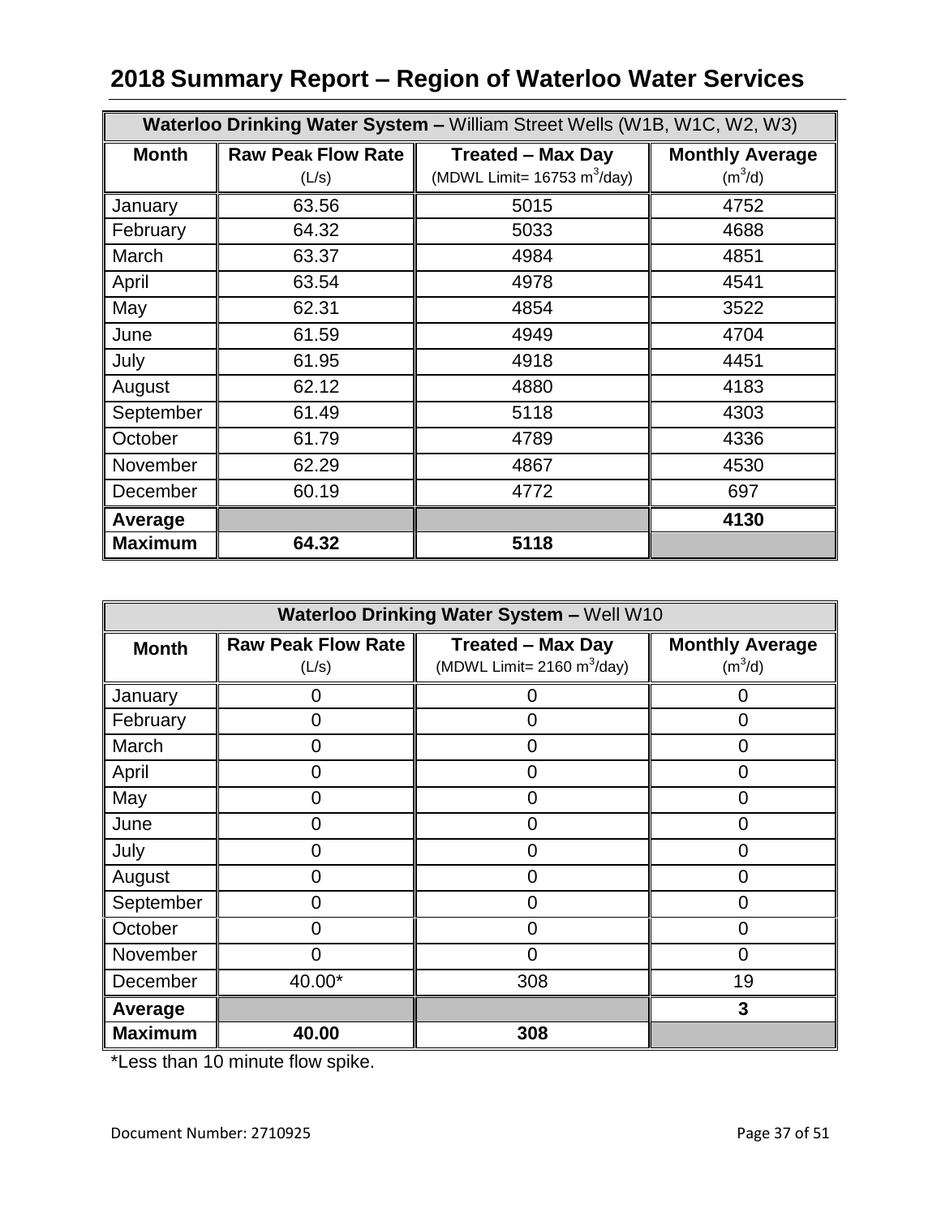# 2018 Summary Report – Region of Waterloo Water Services

| **Waterloo Drinking Water System –** William Street Wells (W1B, W1C, W2, W3) | | | |
|---|---|---|---|
| **Month** | **Raw Peak Flow Rate** (L/s) | **Treated – Max Day** (MDWL Limit= 16753 $m^3$/day) | **Monthly Average** ($m^3$/d) |
| January | 63.56 | 5015 | 4752 |
| February | 64.32 | 5033 | 4688 |
| March | 63.37 | 4984 | 4851 |
| April | 63.54 | 4978 | 4541 |
| May | 62.31 | 4854 | 3522 |
| June | 61.59 | 4949 | 4704 |
| July | 61.95 | 4918 | 4451 |
| August | 62.12 | 4880 | 4183 |
| September | 61.49 | 5118 | 4303 |
| October | 61.79 | 4789 | 4336 |
| November | 62.29 | 4867 | 4530 |
| December | 60.19 | 4772 | 697 |
| **Average** | | | **4130** |
| **Maximum** | **64.32** | **5118** | |

| **Waterloo Drinking Water System –** Well W10 | | | |
|---|---|---|---|
| **Month** | **Raw Peak Flow Rate** (L/s) | **Treated – Max Day** (MDWL Limit= 2160 $m^3$/day) | **Monthly Average** ($m^3$/d) |
| January | 0 | 0 | 0 |
| February | 0 | 0 | 0 |
| March | 0 | 0 | 0 |
| April | 0 | 0 | 0 |
| May | 0 | 0 | 0 |
| June | 0 | 0 | 0 |
| July | 0 | 0 | 0 |
| August | 0 | 0 | 0 |
| September | 0 | 0 | 0 |
| October | 0 | 0 | 0 |
| November | 0 | 0 | 0 |
| December | 40.00* | 308 | 19 |
| **Average** | | | **3** |
| **Maximum** | **40.00** | **308** | |

*Less than 10 minute flow spike.

Document Number: 2710925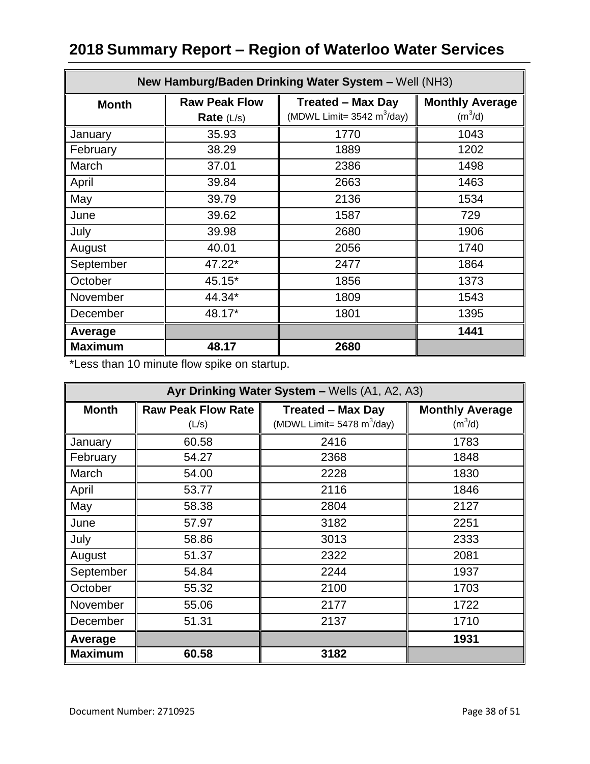# 2018 Summary Report – Region of Waterloo Water Services

| **New Hamburg/Baden Drinking Water System –** Well (NH3) | | | |
|---|---|---|---|
| **Month** | **Raw Peak Flow Rate** (L/s) | **Treated – Max Day** (MDWL Limit= 3542 $m^3$/day) | **Monthly Average** ($m^3$/d) |
| January | 35.93 | 1770 | 1043 |
| February | 38.29 | 1889 | 1202 |
| March | 37.01 | 2386 | 1498 |
| April | 39.84 | 2663 | 1463 |
| May | 39.79 | 2136 | 1534 |
| June | 39.62 | 1587 | 729 |
| July | 39.98 | 2680 | 1906 |
| August | 40.01 | 2056 | 1740 |
| September | 47.22* | 2477 | 1864 |
| October | 45.15* | 1856 | 1373 |
| November | 44.34* | 1809 | 1543 |
| December | 48.17* | 1801 | 1395 |
| **Average** | | | **1441** |
| **Maximum** | **48.17** | **2680** | |

*Less than 10 minute flow spike on startup.

| **Ayr Drinking Water System –** Wells (A1, A2, A3) | | | |
|---|---|---|---|
| **Month** | **Raw Peak Flow Rate** (L/s) | **Treated – Max Day** (MDWL Limit= 5478 $m^3$/day) | **Monthly Average** ($m^3$/d) |
| January | 60.58 | 2416 | 1783 |
| February | 54.27 | 2368 | 1848 |
| March | 54.00 | 2228 | 1830 |
| April | 53.77 | 2116 | 1846 |
| May | 58.38 | 2804 | 2127 |
| June | 57.97 | 3182 | 2251 |
| July | 58.86 | 3013 | 2333 |
| August | 51.37 | 2322 | 2081 |
| September | 54.84 | 2244 | 1937 |
| October | 55.32 | 2100 | 1703 |
| November | 55.06 | 2177 | 1722 |
| December | 51.31 | 2137 | 1710 |
| **Average** | | | **1931** |
| **Maximum** | **60.58** | **3182** | |

Document Number: 2710925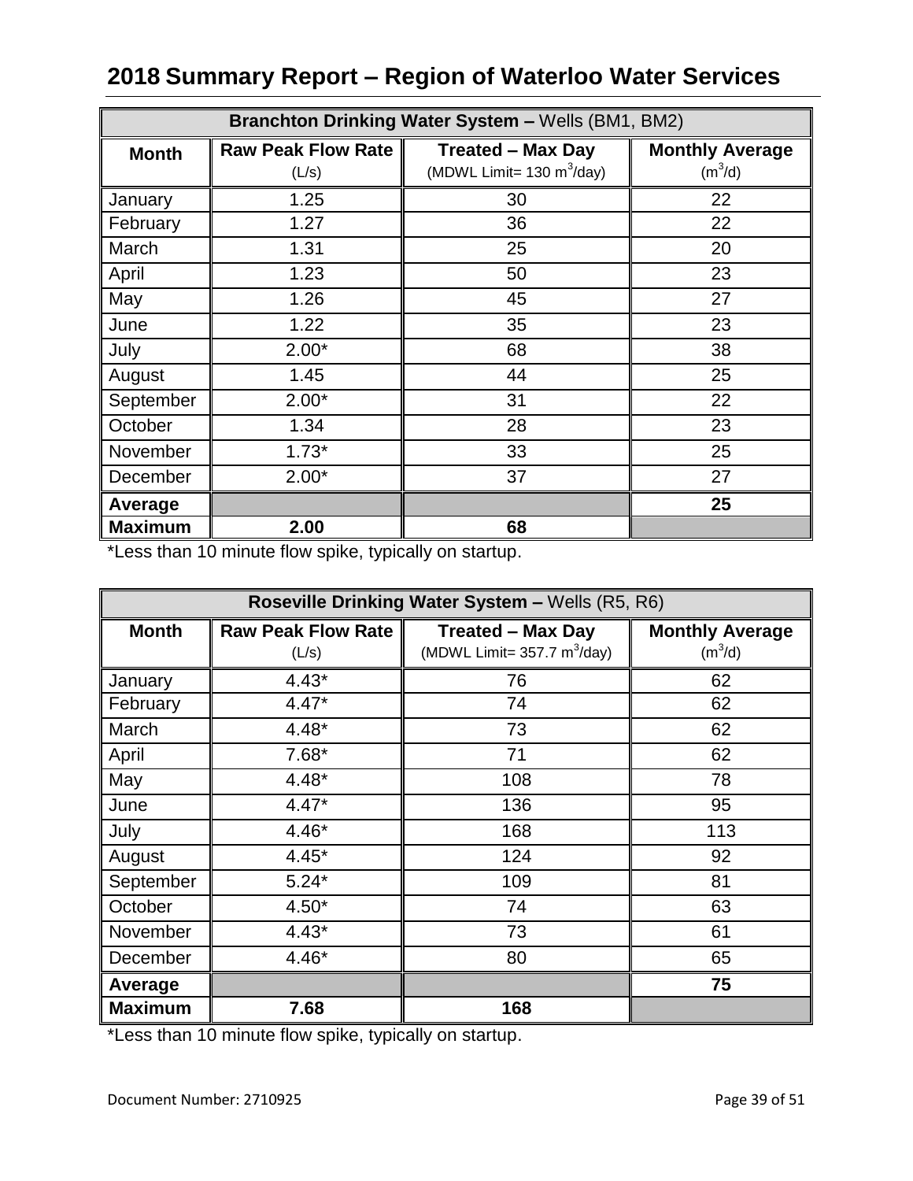# 2018 Summary Report – Region of Waterloo Water Services

| **Branchton Drinking Water System –** Wells (BM1, BM2) | | | |
|---|---|---|---|
| **Month** | **Raw Peak Flow Rate** (L/s) | **Treated – Max Day** (MDWL Limit= 130 $m^3$/day) | **Monthly Average** ($m^3$/d) |
| January | 1.25 | 30 | 22 |
| February | 1.27 | 36 | 22 |
| March | 1.31 | 25 | 20 |
| April | 1.23 | 50 | 23 |
| May | 1.26 | 45 | 27 |
| June | 1.22 | 35 | 23 |
| July | 2.00* | 68 | 38 |
| August | 1.45 | 44 | 25 |
| September | 2.00* | 31 | 22 |
| October | 1.34 | 28 | 23 |
| November | 1.73* | 33 | 25 |
| December | 2.00* | 37 | 27 |
| **Average** | | | **25** |
| **Maximum** | **2.00** | **68** | |

*Less than 10 minute flow spike, typically on startup.

| **Roseville Drinking Water System –** Wells (R5, R6) | | | |
|---|---|---|---|
| **Month** | **Raw Peak Flow Rate** (L/s) | **Treated – Max Day** (MDWL Limit= 357.7 $m^3$/day) | **Monthly Average** ($m^3$/d) |
| January | 4.43* | 76 | 62 |
| February | 4.47* | 74 | 62 |
| March | 4.48* | 73 | 62 |
| April | 7.68* | 71 | 62 |
| May | 4.48* | 108 | 78 |
| June | 4.47* | 136 | 95 |
| July | 4.46* | 168 | 113 |
| August | 4.45* | 124 | 92 |
| September | 5.24* | 109 | 81 |
| October | 4.50* | 74 | 63 |
| November | 4.43* | 73 | 61 |
| December | 4.46* | 80 | 65 |
| **Average** | | | **75** |
| **Maximum** | **7.68** | **168** | |

*Less than 10 minute flow spike, typically on startup.

Document Number: 2710925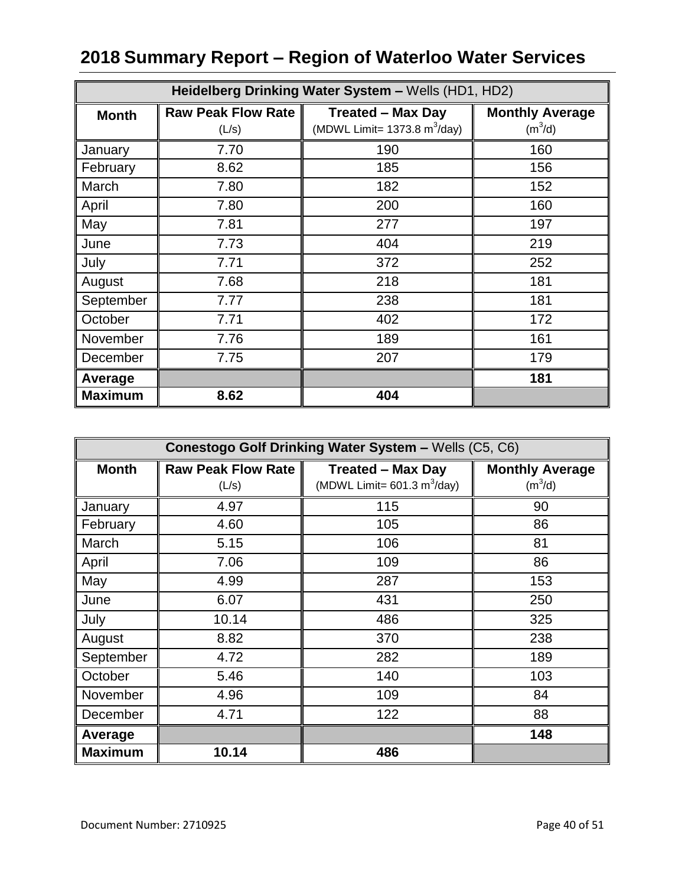# 2018 Summary Report – Region of Waterloo Water Services

| **Heidelberg Drinking Water System –** Wells (HD1, HD2) | | | |
|---|---|---|---|
| **Month** | **Raw Peak Flow Rate** (L/s) | **Treated – Max Day** (MDWL Limit= 1373.8 $m^3$/day) | **Monthly Average** ($m^3$/d) |
| January | 7.70 | 190 | 160 |
| February | 8.62 | 185 | 156 |
| March | 7.80 | 182 | 152 |
| April | 7.80 | 200 | 160 |
| May | 7.81 | 277 | 197 |
| June | 7.73 | 404 | 219 |
| July | 7.71 | 372 | 252 |
| August | 7.68 | 218 | 181 |
| September | 7.77 | 238 | 181 |
| October | 7.71 | 402 | 172 |
| November | 7.76 | 189 | 161 |
| December | 7.75 | 207 | 179 |
| **Average** | | | **181** |
| **Maximum** | **8.62** | **404** | |

| **Conestogo Golf Drinking Water System –** Wells (C5, C6) | | | |
|---|---|---|---|
| **Month** | **Raw Peak Flow Rate** (L/s) | **Treated – Max Day** (MDWL Limit= 601.3 $m^3$/day) | **Monthly Average** ($m^3$/d) |
| January | 4.97 | 115 | 90 |
| February | 4.60 | 105 | 86 |
| March | 5.15 | 106 | 81 |
| April | 7.06 | 109 | 86 |
| May | 4.99 | 287 | 153 |
| June | 6.07 | 431 | 250 |
| July | 10.14 | 486 | 325 |
| August | 8.82 | 370 | 238 |
| September | 4.72 | 282 | 189 |
| October | 5.46 | 140 | 103 |
| November | 4.96 | 109 | 84 |
| December | 4.71 | 122 | 88 |
| **Average** | | | **148** |
| **Maximum** | **10.14** | **486** | |

Document Number: 2710925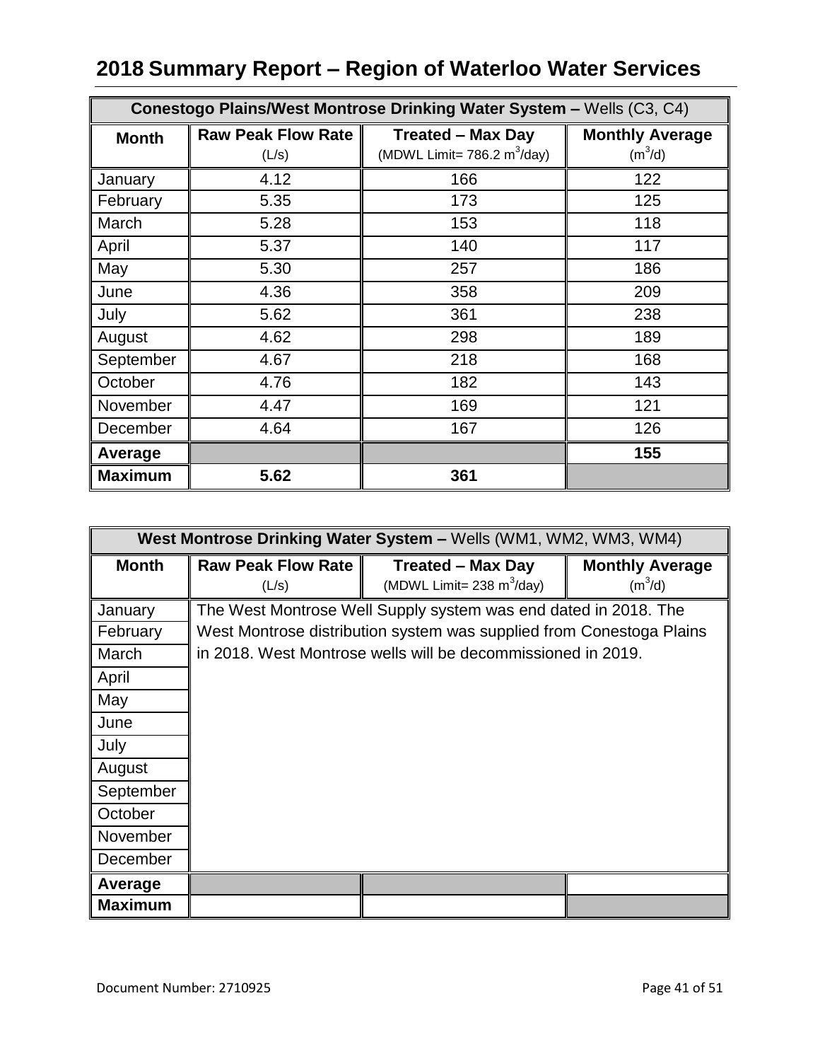# 2018 Summary Report – Region of Waterloo Water Services

| **Conestogo Plains/West Montrose Drinking Water System –** Wells (C3, C4) | | | |
|---|---|---|---|
| **Month** | **Raw Peak Flow Rate** (L/s) | **Treated – Max Day** (MDWL Limit= 786.2 $m^3$/day) | **Monthly Average** ($m^3$/d) |
| January | 4.12 | 166 | 122 |
| February | 5.35 | 173 | 125 |
| March | 5.28 | 153 | 118 |
| April | 5.37 | 140 | 117 |
| May | 5.30 | 257 | 186 |
| June | 4.36 | 358 | 209 |
| July | 5.62 | 361 | 238 |
| August | 4.62 | 298 | 189 |
| September | 4.67 | 218 | 168 |
| October | 4.76 | 182 | 143 |
| November | 4.47 | 169 | 121 |
| December | 4.64 | 167 | 126 |
| **Average** | | | **155** |
| **Maximum** | **5.62** | **361** | |

| **West Montrose Drinking Water System –** Wells (WM1, WM2, WM3, WM4) | | | |
|---|---|---|---|
| **Month** | **Raw Peak Flow Rate** (L/s) | **Treated – Max Day** (MDWL Limit= 238 $m^3$/day) | **Monthly Average** ($m^3$/d) |
| January | The West Montrose Well Supply system was end dated in 2018. The West Montrose distribution system was supplied from Conestoga Plains in 2018. West Montrose wells will be decommissioned in 2019. | | |
| February | | | |
| March | | | |
| April | | | |
| May | | | |
| June | | | |
| July | | | |
| August | | | |
| September | | | |
| October | | | |
| November | | | |
| December | | | |
| **Average** | | | |
| **Maximum** | | | |

Document Number: 2710925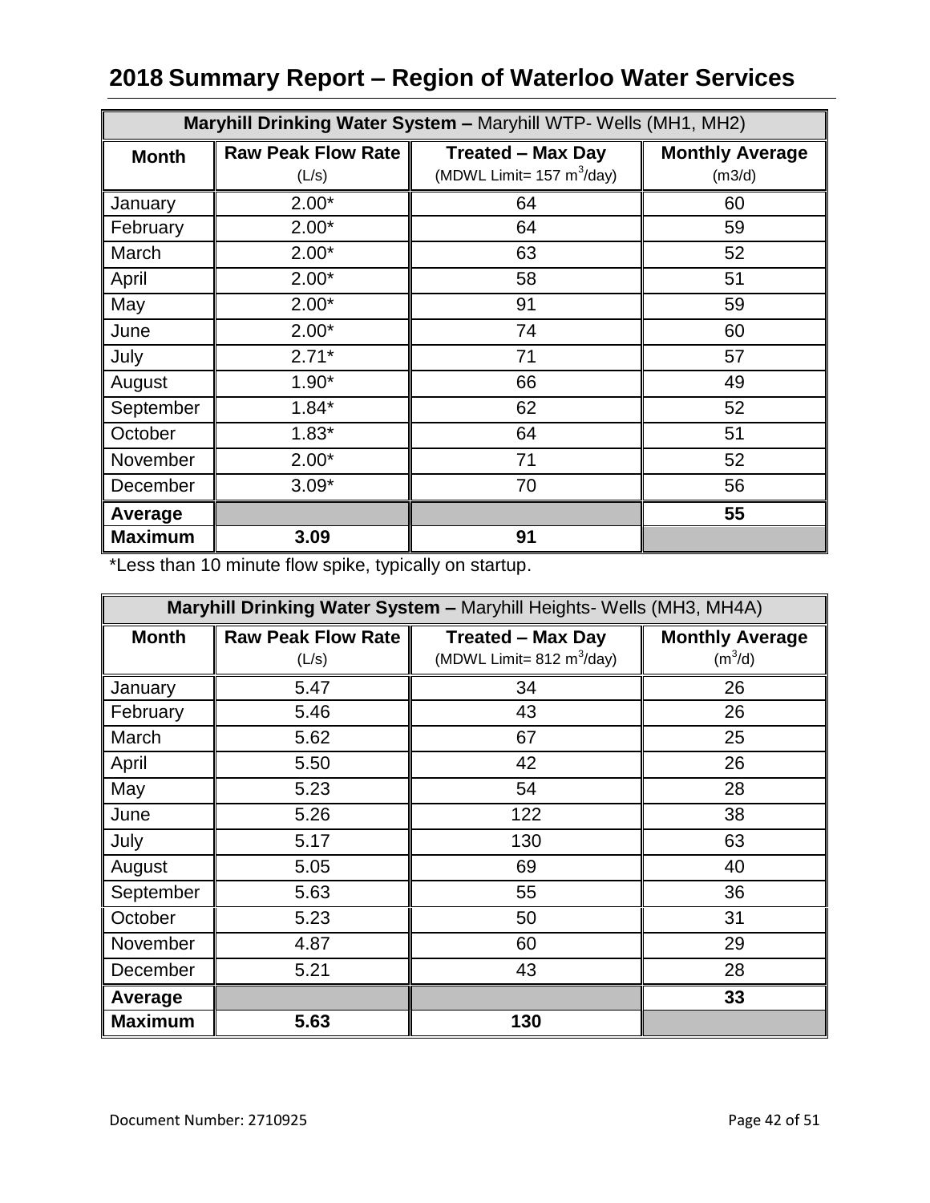# 2018 Summary Report – Region of Waterloo Water Services

| **Maryhill Drinking Water System –** Maryhill WTP- Wells (MH1, MH2) | | | |
|---|---|---|---|
| **Month** | **Raw Peak Flow Rate** (L/s) | **Treated – Max Day** (MDWL Limit= 157 $m^3$/day) | **Monthly Average** (m3/d) |
| January | 2.00* | 64 | 60 |
| February | 2.00* | 64 | 59 |
| March | 2.00* | 63 | 52 |
| April | 2.00* | 58 | 51 |
| May | 2.00* | 91 | 59 |
| June | 2.00* | 74 | 60 |
| July | 2.71* | 71 | 57 |
| August | 1.90* | 66 | 49 |
| September | 1.84* | 62 | 52 |
| October | 1.83* | 64 | 51 |
| November | 2.00* | 71 | 52 |
| December | 3.09* | 70 | 56 |
| **Average** | | | **55** |
| **Maximum** | **3.09** | **91** | |

*Less than 10 minute flow spike, typically on startup.

| **Maryhill Drinking Water System –** Maryhill Heights- Wells (MH3, MH4A) | | | |
|---|---|---|---|
| **Month** | **Raw Peak Flow Rate** (L/s) | **Treated – Max Day** (MDWL Limit= 812 $m^3$/day) | **Monthly Average** ($m^3$/d) |
| January | 5.47 | 34 | 26 |
| February | 5.46 | 43 | 26 |
| March | 5.62 | 67 | 25 |
| April | 5.50 | 42 | 26 |
| May | 5.23 | 54 | 28 |
| June | 5.26 | 122 | 38 |
| July | 5.17 | 130 | 63 |
| August | 5.05 | 69 | 40 |
| September | 5.63 | 55 | 36 |
| October | 5.23 | 50 | 31 |
| November | 4.87 | 60 | 29 |
| December | 5.21 | 43 | 28 |
| **Average** | | | **33** |
| **Maximum** | **5.63** | **130** | |

Document Number: 2710925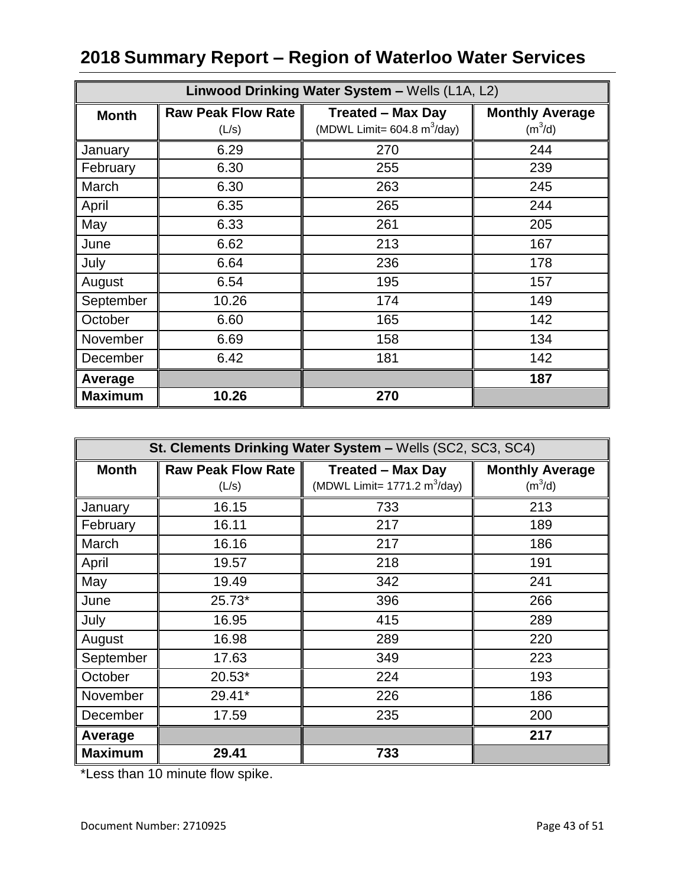# 2018 Summary Report – Region of Waterloo Water Services

| **Linwood Drinking Water System –** Wells (L1A, L2) | | | |
|---|---|---|---|
| **Month** | **Raw Peak Flow Rate** (L/s) | **Treated – Max Day** (MDWL Limit= 604.8 $m^3$/day) | **Monthly Average** ($m^3$/d) |
| January | 6.29 | 270 | 244 |
| February | 6.30 | 255 | 239 |
| March | 6.30 | 263 | 245 |
| April | 6.35 | 265 | 244 |
| May | 6.33 | 261 | 205 |
| June | 6.62 | 213 | 167 |
| July | 6.64 | 236 | 178 |
| August | 6.54 | 195 | 157 |
| September | 10.26 | 174 | 149 |
| October | 6.60 | 165 | 142 |
| November | 6.69 | 158 | 134 |
| December | 6.42 | 181 | 142 |
| **Average** | | | **187** |
| **Maximum** | **10.26** | **270** | |

| **St. Clements Drinking Water System –** Wells (SC2, SC3, SC4) | | | |
|---|---|---|---|
| **Month** | **Raw Peak Flow Rate** (L/s) | **Treated – Max Day** (MDWL Limit= 1771.2 $m^3$/day) | **Monthly Average** ($m^3$/d) |
| January | 16.15 | 733 | 213 |
| February | 16.11 | 217 | 189 |
| March | 16.16 | 217 | 186 |
| April | 19.57 | 218 | 191 |
| May | 19.49 | 342 | 241 |
| June | 25.73* | 396 | 266 |
| July | 16.95 | 415 | 289 |
| August | 16.98 | 289 | 220 |
| September | 17.63 | 349 | 223 |
| October | 20.53* | 224 | 193 |
| November | 29.41* | 226 | 186 |
| December | 17.59 | 235 | 200 |
| **Average** | | | **217** |
| **Maximum** | **29.41** | **733** | |

*Less than 10 minute flow spike.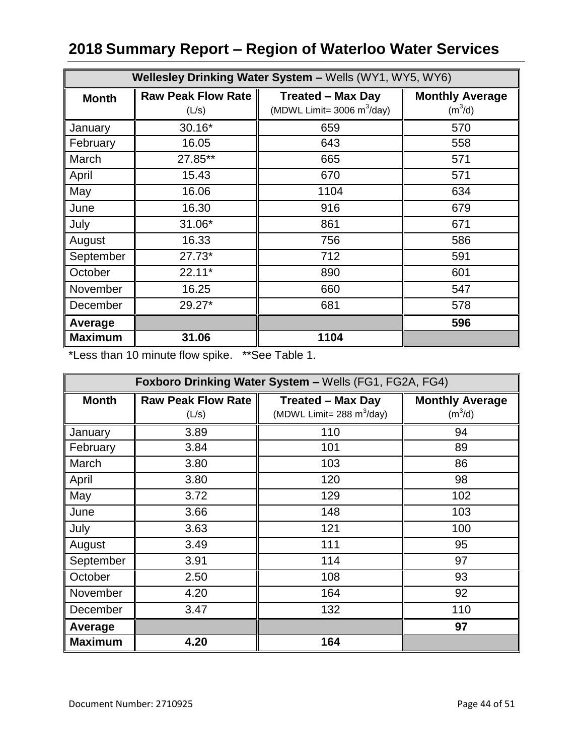# 2018 Summary Report – Region of Waterloo Water Services

| **Wellesley Drinking Water System –** Wells (WY1, WY5, WY6) | | | |
|---|---|---|---|
| **Month** | **Raw Peak Flow Rate** (L/s) | **Treated – Max Day** (MDWL Limit= 3006 $m^3$/day) | **Monthly Average** ($m^3$/d) |
| January | 30.16* | 659 | 570 |
| February | 16.05 | 643 | 558 |
| March | 27.85** | 665 | 571 |
| April | 15.43 | 670 | 571 |
| May | 16.06 | 1104 | 634 |
| June | 16.30 | 916 | 679 |
| July | 31.06* | 861 | 671 |
| August | 16.33 | 756 | 586 |
| September | 27.73* | 712 | 591 |
| October | 22.11* | 890 | 601 |
| November | 16.25 | 660 | 547 |
| December | 29.27* | 681 | 578 |
| **Average** | | | **596** |
| **Maximum** | **31.06** | **1104** | |

*Less than 10 minute flow spike. **See Table 1.

| **Foxboro Drinking Water System –** Wells (FG1, FG2A, FG4) | | | |
|---|---|---|---|
| **Month** | **Raw Peak Flow Rate** (L/s) | **Treated – Max Day** (MDWL Limit= 288 $m^3$/day) | **Monthly Average** ($m^3$/d) |
| January | 3.89 | 110 | 94 |
| February | 3.84 | 101 | 89 |
| March | 3.80 | 103 | 86 |
| April | 3.80 | 120 | 98 |
| May | 3.72 | 129 | 102 |
| June | 3.66 | 148 | 103 |
| July | 3.63 | 121 | 100 |
| August | 3.49 | 111 | 95 |
| September | 3.91 | 114 | 97 |
| October | 2.50 | 108 | 93 |
| November | 4.20 | 164 | 92 |
| December | 3.47 | 132 | 110 |
| **Average** | | | **97** |
| **Maximum** | **4.20** | **164** | |

Document Number: 2710925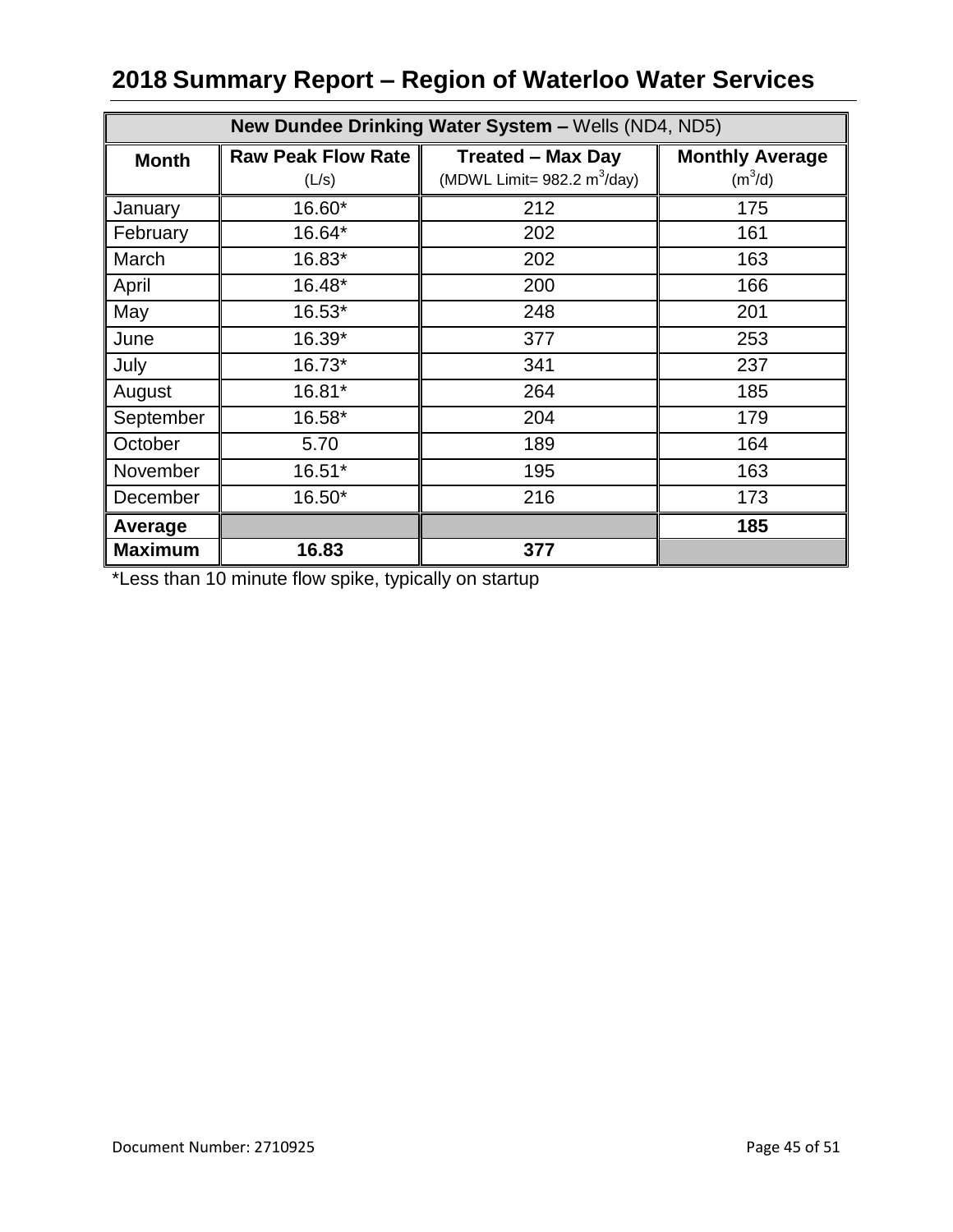# 2018 Summary Report – Region of Waterloo Water Services

| **New Dundee Drinking Water System –** Wells (ND4, ND5) | | | |
|---|---|---|---|
| **Month** | **Raw Peak Flow Rate** (L/s) | **Treated – Max Day** (MDWL Limit= 982.2 $m^3$/day) | **Monthly Average** ($m^3$/d) |
| January | 16.60* | 212 | 175 |
| February | 16.64* | 202 | 161 |
| March | 16.83* | 202 | 163 |
| April | 16.48* | 200 | 166 |
| May | 16.53* | 248 | 201 |
| June | 16.39* | 377 | 253 |
| July | 16.73* | 341 | 237 |
| August | 16.81* | 264 | 185 |
| September | 16.58* | 204 | 179 |
| October | 5.70 | 189 | 164 |
| November | 16.51* | 195 | 163 |
| December | 16.50* | 216 | 173 |
| **Average** | | | **185** |
| **Maximum** | **16.83** | **377** | |

*Less than 10 minute flow spike, typically on startup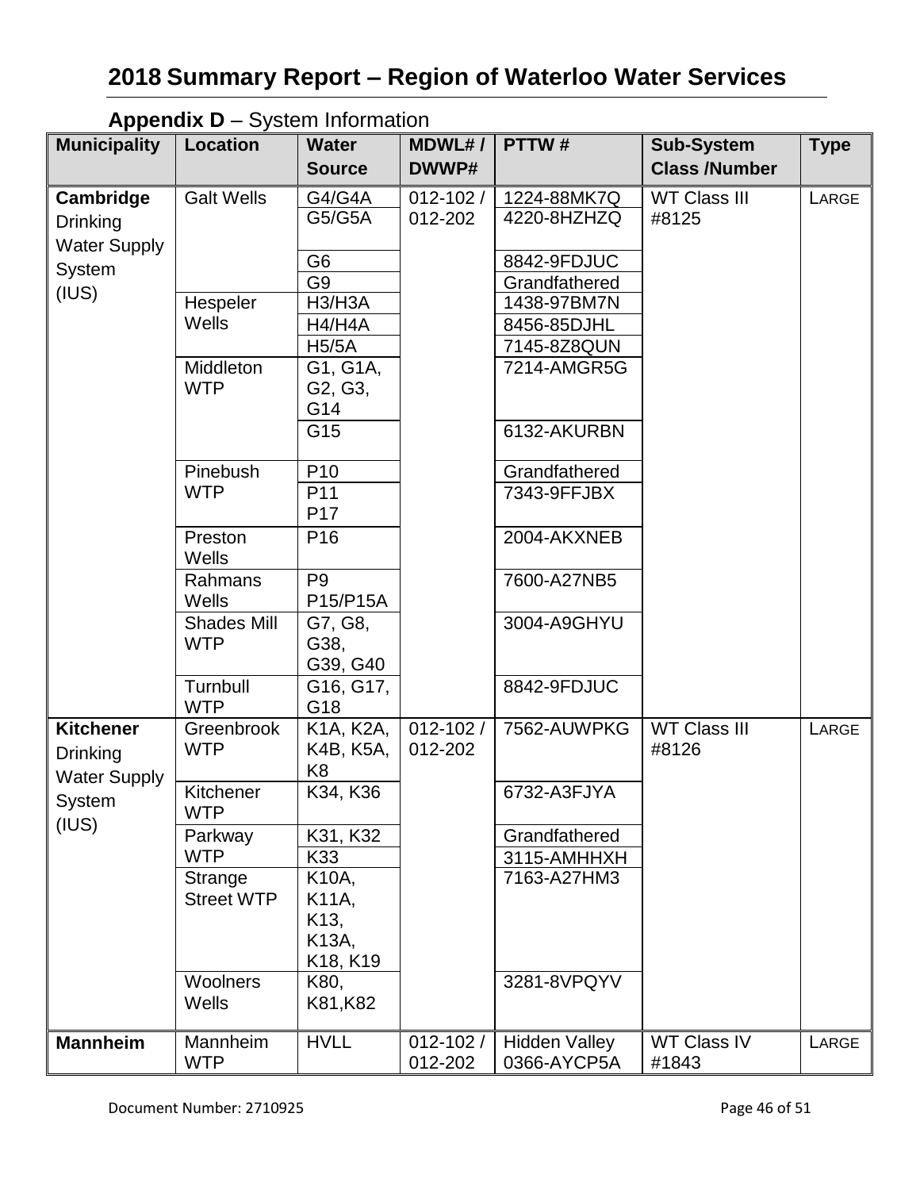## 2018 Summary Report – Region of Waterloo Water Services

### Appendix D – System Information

| Municipality | Location | Water Source | MDWL# / DWWP# | PTTW # | Sub-System Class /Number | Type |
|---|---|---|---|---|---|---|
| **Cambridge** Drinking Water Supply System (IUS) | Galt Wells | G4/G4A | 012-102 / 012-202 | 1224-88MK7Q | WT Class III #8125 | LARGE |
| | | G5/G5A | | 4220-8HZHZQ | | |
| | | G6 | | 8842-9FDJUC | | |
| | | G9 | | Grandfathered | | |
| | Hespeler Wells | H3/H3A | | 1438-97BM7N | | |
| | | H4/H4A | | 8456-85DJHL | | |
| | | H5/5A | | 7145-8Z8QUN | | |
| | Middleton WTP | G1, G1A, G2, G3, G14 | | 7214-AMGR5G | | |
| | | G15 | | 6132-AKURBN | | |
| | Pinebush WTP | P10 | | Grandfathered | | |
| | | P11 P17 | | 7343-9FFJBX | | |
| | Preston Wells | P16 | | 2004-AKXNEB | | |
| | Rahmans Wells | P9 P15/P15A | | 7600-A27NB5 | | |
| | Shades Mill WTP | G7, G8, G38, G39, G40 | | 3004-A9GHYU | | |
| | Turnbull WTP | G16, G17, G18 | | 8842-9FDJUC | | |
| **Kitchener** Drinking Water Supply System (IUS) | Greenbrook WTP | K1A, K2A, K4B, K5A, K8 | 012-102 / 012-202 | 7562-AUWPKG | WT Class III #8126 | LARGE |
| | Kitchener WTP | K34, K36 | | 6732-A3FJYA | | |
| | Parkway WTP | K31, K32 | | Grandfathered | | |
| | | K33 | | 3115-AMHHXH | | |
| | Strange Street WTP | K10A, K11A, K13, K13A, K18, K19 | | 7163-A27HM3 | | |
| | Woolners Wells | K80, K81,K82 | | 3281-8VPQYV | | |
| **Mannheim** | Mannheim WTP | HVLL | 012-102 / 012-202 | Hidden Valley 0366-AYCP5A | WT Class IV #1843 | LARGE |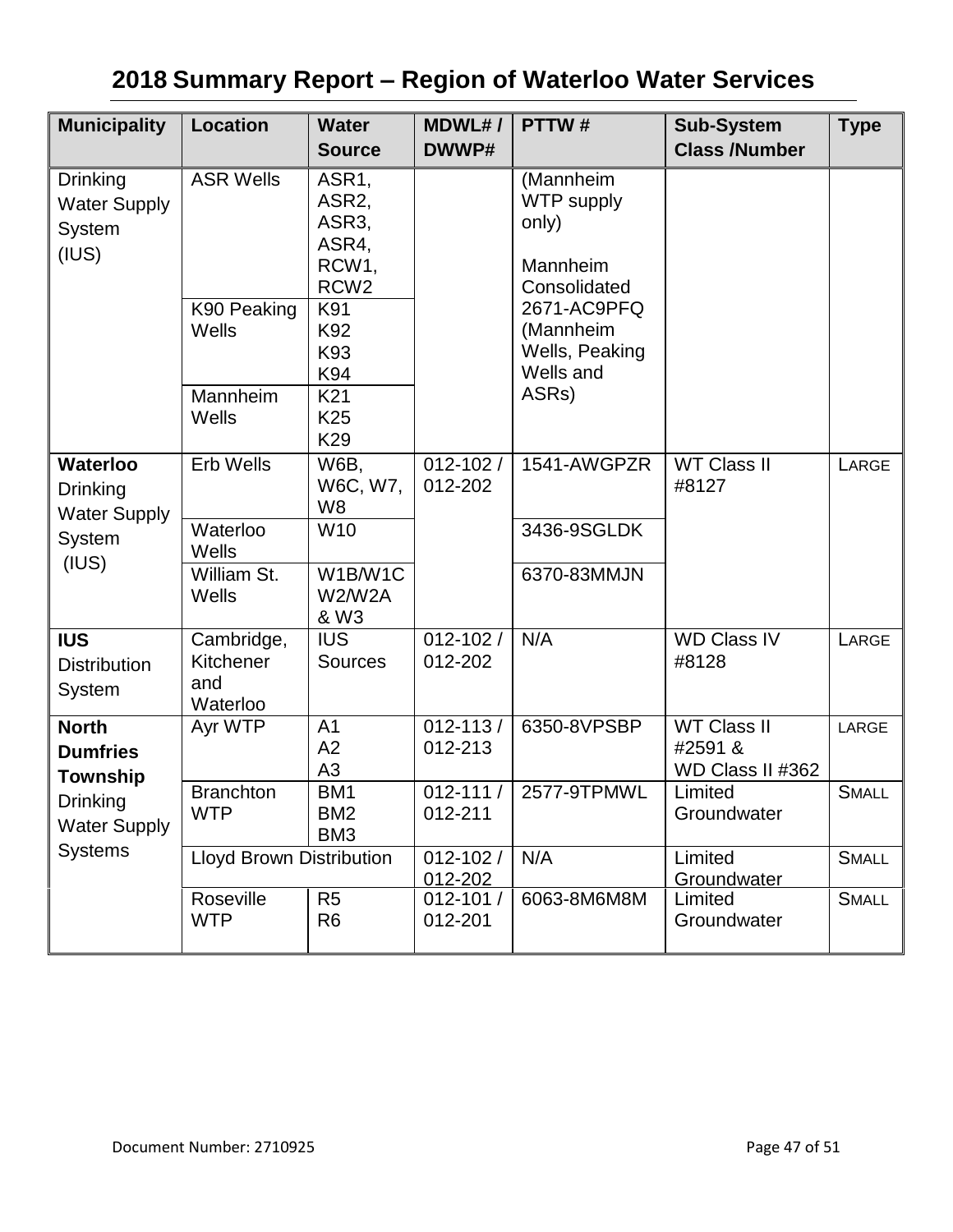# 2018 Summary Report – Region of Waterloo Water Services

| Municipality | Location | Water Source | MDWL# / DWWP# | PTTW # | Sub-System Class /Number | Type |
|---|---|---|---|---|---|---|
| Drinking Water Supply System (IUS) | ASR Wells | ASR1, ASR2, ASR3, ASR4, RCW1, RCW2 | | (Mannheim WTP supply only) Mannheim Consolidated 2671-AC9PFQ (Mannheim Wells, Peaking Wells and ASRs) | | |
| | K90 Peaking Wells | K91 K92 K93 K94 | | | | |
| | Mannheim Wells | K21 K25 K29 | | | | |
| **Waterloo** Drinking Water Supply System (IUS) | Erb Wells | W6B, W6C, W7, W8 | 012-102 / 012-202 | 1541-AWGPZR | WT Class II #8127 | LARGE |
| | Waterloo Wells | W10 | | 3436-9SGLDK | | |
| | William St. Wells | W1B/W1C W2/W2A & W3 | | 6370-83MMJN | | |
| **IUS** Distribution System | Cambridge, Kitchener and Waterloo | IUS Sources | 012-102 / 012-202 | N/A | WD Class IV #8128 | LARGE |
| **North Dumfries Township** Drinking Water Supply Systems | Ayr WTP | A1 A2 A3 | 012-113 / 012-213 | 6350-8VPSBP | WT Class II #2591 & WD Class II #362 | LARGE |
| | Branchton WTP | BM1 BM2 BM3 | 012-111 / 012-211 | 2577-9TPMWL | Limited Groundwater | SMALL |
| | Lloyd Brown Distribution | | 012-102 / 012-202 | N/A | Limited Groundwater | SMALL |
| | Roseville WTP | R5 R6 | 012-101 / 012-201 | 6063-8M6M8M | Limited Groundwater | SMALL |

Document Number: 2710925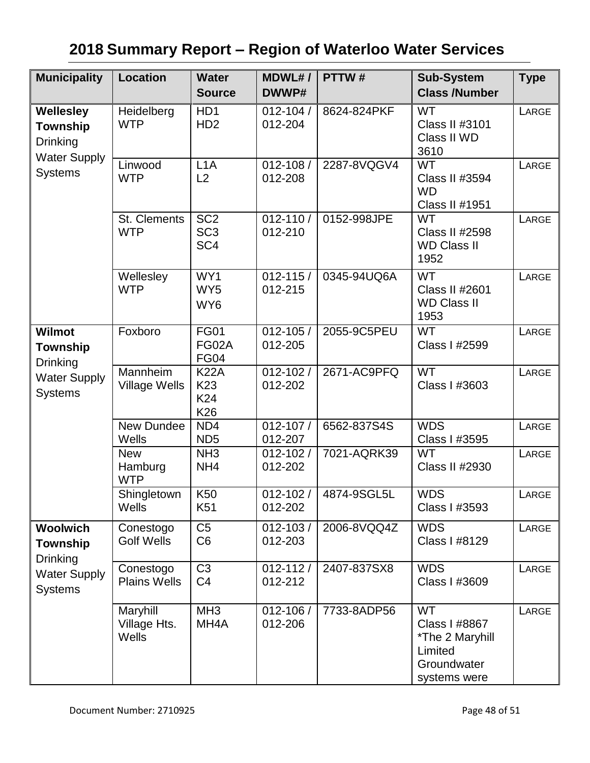# 2018 Summary Report – Region of Waterloo Water Services

| Municipality | Location | Water Source | MDWL# / DWWP# | PTTW # | Sub-System Class /Number | Type |
|---|---|---|---|---|---|---|
| **Wellesley Township** Drinking Water Supply Systems | Heidelberg WTP | HD1 HD2 | 012-104 / 012-204 | 8624-824PKF | WT Class II #3101 Class II WD 3610 | LARGE |
| | Linwood WTP | L1A L2 | 012-108 / 012-208 | 2287-8VQGV4 | WT Class II #3594 WD Class II #1951 | LARGE |
| | St. Clements WTP | SC2 SC3 SC4 | 012-110 / 012-210 | 0152-998JPE | WT Class II #2598 WD Class II 1952 | LARGE |
| | Wellesley WTP | WY1 WY5 WY6 | 012-115 / 012-215 | 0345-94UQ6A | WT Class II #2601 WD Class II 1953 | LARGE |
| **Wilmot Township** Drinking Water Supply Systems | Foxboro | FG01 FG02A FG04 | 012-105 / 012-205 | 2055-9C5PEU | WT Class I #2599 | LARGE |
| | Mannheim Village Wells | K22A K23 K24 K26 | 012-102 / 012-202 | 2671-AC9PFQ | WT Class I #3603 | LARGE |
| | New Dundee Wells | ND4 ND5 | 012-107 / 012-207 | 6562-837S4S | WDS Class I #3595 | LARGE |
| | New Hamburg WTP | NH3 NH4 | 012-102 / 012-202 | 7021-AQRK39 | WT Class II #2930 | LARGE |
| | Shingletown Wells | K50 K51 | 012-102 / 012-202 | 4874-9SGL5L | WDS Class I #3593 | LARGE |
| **Woolwich Township** Drinking Water Supply Systems | Conestogo Golf Wells | C5 C6 | 012-103 / 012-203 | 2006-8VQQ4Z | WDS Class I #8129 | LARGE |
| | Conestogo Plains Wells | C3 C4 | 012-112 / 012-212 | 2407-837SX8 | WDS Class I #3609 | LARGE |
| | Maryhill Village Hts. Wells | MH3 MH4A | 012-106 / 012-206 | 7733-8ADP56 | WT Class I #8867 *The 2 Maryhill Limited Groundwater systems were | LARGE |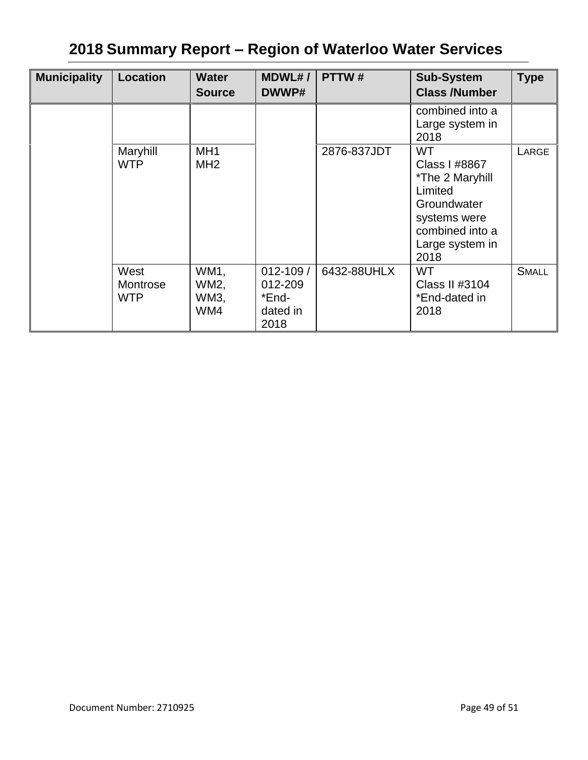# 2018 Summary Report – Region of Waterloo Water Services

| Municipality | Location | Water Source | MDWL# / DWWP# | PTTW # | Sub-System Class /Number | Type |
|---|---|---|---|---|---|---|
| | | | | | combined into a Large system in 2018 | |
| | Maryhill WTP | MH1 MH2 | | 2876-837JDT | WT Class I #8867 *The 2 Maryhill Limited Groundwater systems were combined into a Large system in 2018 | LARGE |
| | West Montrose WTP | WM1, WM2, WM3, WM4 | 012-109 / 012-209 *End-dated in 2018 | 6432-88UHLX | WT Class II #3104 *End-dated in 2018 | SMALL |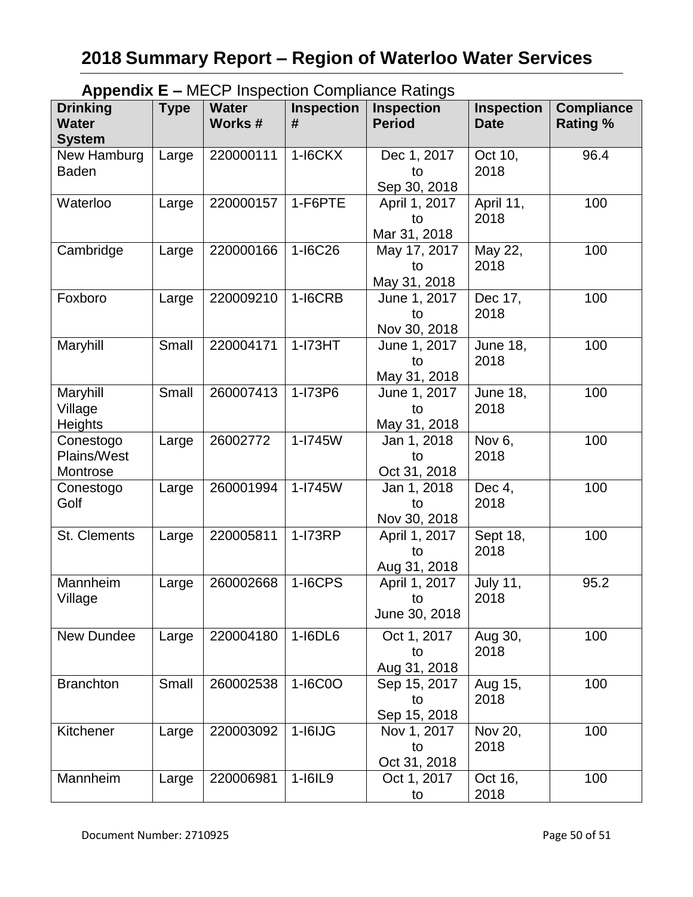# 2018 Summary Report – Region of Waterloo Water Services

**Appendix E –** MECP Inspection Compliance Ratings

| Drinking Water System | Type | Water Works # | Inspection # | Inspection Period | Inspection Date | Compliance Rating % |
|---|---|---|---|---|---|---|
| New Hamburg Baden | Large | 220000111 | 1-I6CKX | Dec 1, 2017 to Sep 30, 2018 | Oct 10, 2018 | 96.4 |
| Waterloo | Large | 220000157 | 1-F6PTE | April 1, 2017 to Mar 31, 2018 | April 11, 2018 | 100 |
| Cambridge | Large | 220000166 | 1-I6C26 | May 17, 2017 to May 31, 2018 | May 22, 2018 | 100 |
| Foxboro | Large | 220009210 | 1-I6CRB | June 1, 2017 to Nov 30, 2018 | Dec 17, 2018 | 100 |
| Maryhill | Small | 220004171 | 1-I73HT | June 1, 2017 to May 31, 2018 | June 18, 2018 | 100 |
| Maryhill Village Heights | Small | 260007413 | 1-I73P6 | June 1, 2017 to May 31, 2018 | June 18, 2018 | 100 |
| Conestogo Plains/West Montrose | Large | 26002772 | 1-I745W | Jan 1, 2018 to Oct 31, 2018 | Nov 6, 2018 | 100 |
| Conestogo Golf | Large | 260001994 | 1-I745W | Jan 1, 2018 to Nov 30, 2018 | Dec 4, 2018 | 100 |
| St. Clements | Large | 220005811 | 1-I73RP | April 1, 2017 to Aug 31, 2018 | Sept 18, 2018 | 100 |
| Mannheim Village | Large | 260002668 | 1-I6CPS | April 1, 2017 to June 30, 2018 | July 11, 2018 | 95.2 |
| New Dundee | Large | 220004180 | 1-I6DL6 | Oct 1, 2017 to Aug 31, 2018 | Aug 30, 2018 | 100 |
| Branchton | Small | 260002538 | 1-I6C0O | Sep 15, 2017 to Sep 15, 2018 | Aug 15, 2018 | 100 |
| Kitchener | Large | 220003092 | 1-I6IJG | Nov 1, 2017 to Oct 31, 2018 | Nov 20, 2018 | 100 |
| Mannheim | Large | 220006981 | 1-I6IL9 | Oct 1, 2017 to | Oct 16, 2018 | 100 |

Document Number: 2710925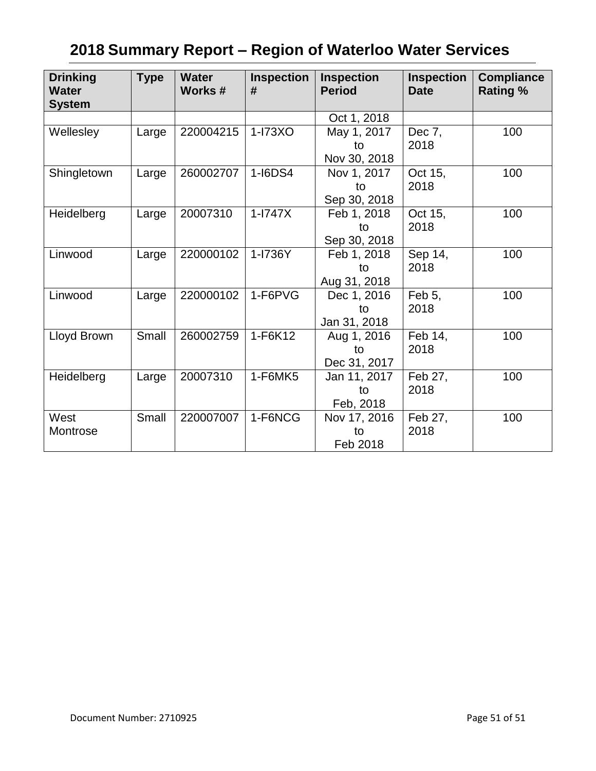# 2018 Summary Report – Region of Waterloo Water Services

| Drinking Water System | Type | Water Works # | Inspection # | Inspection Period | Inspection Date | Compliance Rating % |
|---|---|---|---|---|---|---|
| | | | | Oct 1, 2018 | | |
| Wellesley | Large | 220004215 | 1-I73XO | May 1, 2017 to Nov 30, 2018 | Dec 7, 2018 | 100 |
| Shingletown | Large | 260002707 | 1-I6DS4 | Nov 1, 2017 to Sep 30, 2018 | Oct 15, 2018 | 100 |
| Heidelberg | Large | 20007310 | 1-I747X | Feb 1, 2018 to Sep 30, 2018 | Oct 15, 2018 | 100 |
| Linwood | Large | 220000102 | 1-I736Y | Feb 1, 2018 to Aug 31, 2018 | Sep 14, 2018 | 100 |
| Linwood | Large | 220000102 | 1-F6PVG | Dec 1, 2016 to Jan 31, 2018 | Feb 5, 2018 | 100 |
| Lloyd Brown | Small | 260002759 | 1-F6K12 | Aug 1, 2016 to Dec 31, 2017 | Feb 14, 2018 | 100 |
| Heidelberg | Large | 20007310 | 1-F6MK5 | Jan 11, 2017 to Feb, 2018 | Feb 27, 2018 | 100 |
| West Montrose | Small | 220007007 | 1-F6NCG | Nov 17, 2016 to Feb 2018 | Feb 27, 2018 | 100 |

Document Number: 2710925